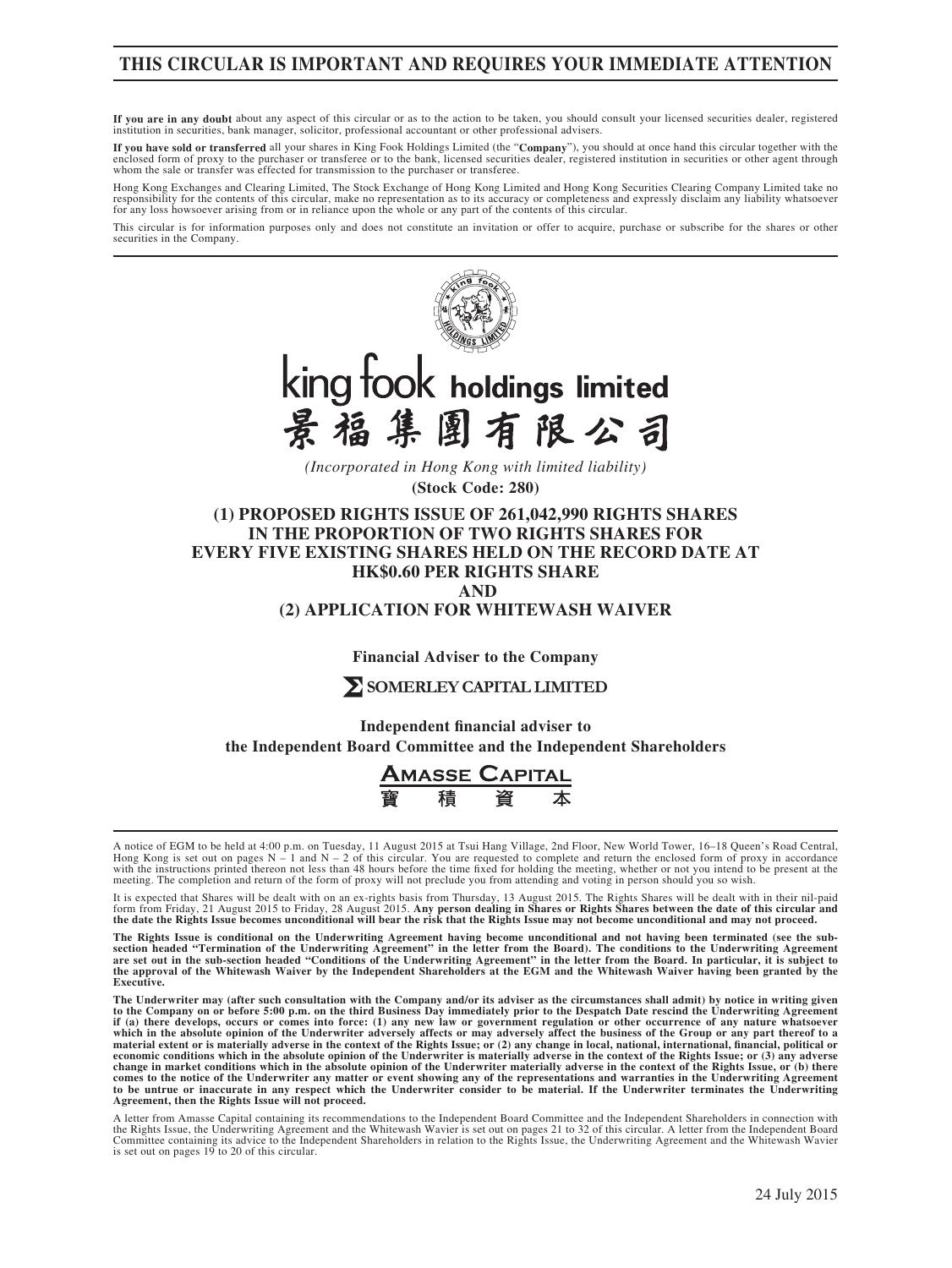# THIS CIRCULAR IS IMPORTANT AND REQUIRES YOUR IMMEDIATE ATTENTION

**If you are in any doubt** about any aspect of this circular or as to the action to be taken, you should consult your licensed securities dealer, registered institution in securities, bank manager, solicitor, professional accountant or other professional advisers.

**If you have sold or transferred** all your shares in King Fook Holdings Limited (the "**Company**"), you should at once hand this circular together with the enclosed form of proxy to the purchaser or transferee or to the bank, licensed securities dealer, registered institution in securities or other agent through whom the sale or transfer was effected for transmission to the purchaser or transferee.

Hong Kong Exchanges and Clearing Limited, The Stock Exchange of Hong Kong Limited and Hong Kong Securities Clearing Company Limited take no responsibility for the contents of this circular, make no representation as to its accuracy or completeness and expressly disclaim any liability whatsoever for any loss howsoever arising from or in reliance upon the whole or any part of the contents of this circular.

This circular is for information purposes only and does not constitute an invitation or offer to acquire, purchase or subscribe for the shares or other securities in the Company.

king fook holdings limited
景福集團有限公司

*(Incorporated in Hong Kong with limited liability)*

**(Stock Code: 280)**

## (1) PROPOSED RIGHTS ISSUE OF 261,042,990 RIGHTS SHARES IN THE PROPORTION OF TWO RIGHTS SHARES FOR EVERY FIVE EXISTING SHARES HELD ON THE RECORD DATE AT HK$0.60 PER RIGHTS SHARE AND (2) APPLICATION FOR WHITEWASH WAIVER

**Financial Adviser to the Company**

**SOMERLEY CAPITAL LIMITED**

**Independent financial adviser to the Independent Board Committee and the Independent Shareholders**

**AMASSE CAPITAL**
**寶積資本**

A notice of EGM to be held at 4:00 p.m. on Tuesday, 11 August 2015 at Tsui Hang Village, 2nd Floor, New World Tower, 16–18 Queen's Road Central, Hong Kong is set out on pages N – 1 and N – 2 of this circular. You are requested to complete and return the enclosed form of proxy in accordance with the instructions printed thereon not less than 48 hours before the time fixed for holding the meeting, whether or not you intend to be present at the meeting. The completion and return of the form of proxy will not preclude you from attending and voting in person should you so wish.

It is expected that Shares will be dealt with on an ex-rights basis from Thursday, 13 August 2015. The Rights Shares will be dealt with in their nil-paid form from Friday, 21 August 2015 to Friday, 28 August 2015. **Any person dealing in Shares or Rights Shares between the date of this circular and the date the Rights Issue becomes unconditional will bear the risk that the Rights Issue may not become unconditional and may not proceed.**

**The Rights Issue is conditional on the Underwriting Agreement having become unconditional and not having been terminated (see the sub-section headed "Termination of the Underwriting Agreement" in the letter from the Board). The conditions to the Underwriting Agreement are set out in the sub-section headed "Conditions of the Underwriting Agreement" in the letter from the Board. In particular, it is subject to the approval of the Whitewash Waiver by the Independent Shareholders at the EGM and the Whitewash Waiver having been granted by the Executive.**

**The Underwriter may (after such consultation with the Company and/or its adviser as the circumstances shall admit) by notice in writing given to the Company on or before 5:00 p.m. on the third Business Day immediately prior to the Despatch Date rescind the Underwriting Agreement if (a) there develops, occurs or comes into force: (1) any new law or government regulation or other occurrence of any nature whatsoever which in the absolute opinion of the Underwriter adversely affects or may adversely affect the business of the Group or any part thereof to a material extent or is materially adverse in the context of the Rights Issue; or (2) any change in local, national, international, financial, political or economic conditions which in the absolute opinion of the Underwriter is materially adverse in the context of the Rights Issue; or (3) any adverse change in market conditions which in the absolute opinion of the Underwriter materially adverse in the context of the Rights Issue, or (b) there comes to the notice of the Underwriter any matter or event showing any of the representations and warranties in the Underwriting Agreement to be untrue or inaccurate in any respect which the Underwriter consider to be material. If the Underwriter terminates the Underwriting Agreement, then the Rights Issue will not proceed.**

A letter from Amasse Capital containing its recommendations to the Independent Board Committee and the Independent Shareholders in connection with the Rights Issue, the Underwriting Agreement and the Whitewash Wavier is set out on pages 21 to 32 of this circular. A letter from the Independent Board Committee containing its advice to the Independent Shareholders in relation to the Rights Issue, the Underwriting Agreement and the Whitewash Wavier is set out on pages 19 to 20 of this circular.

24 July 2015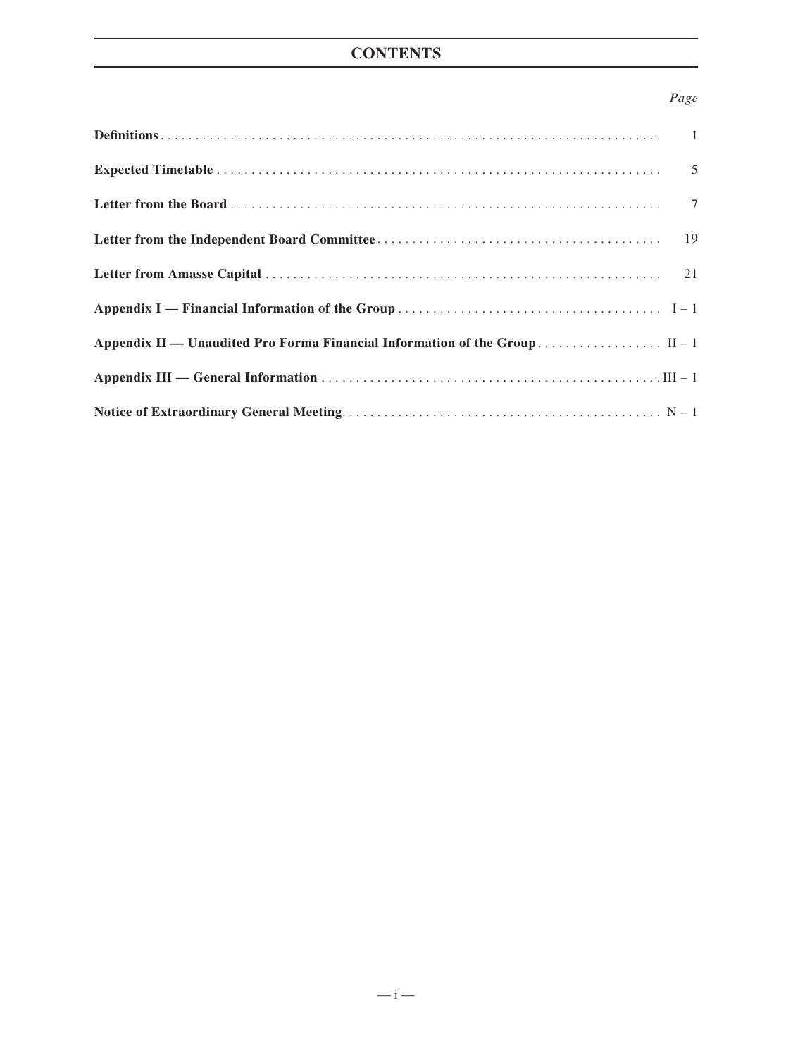# CONTENTS

| | *Page* |
|---|---|
| **Definitions** | 1 |
| **Expected Timetable** | 5 |
| **Letter from the Board** | 7 |
| **Letter from the Independent Board Committee** | 19 |
| **Letter from Amasse Capital** | 21 |
| **Appendix I — Financial Information of the Group** | I – 1 |
| **Appendix II — Unaudited Pro Forma Financial Information of the Group** | II – 1 |
| **Appendix III — General Information** | III – 1 |
| **Notice of Extraordinary General Meeting** | N – 1 |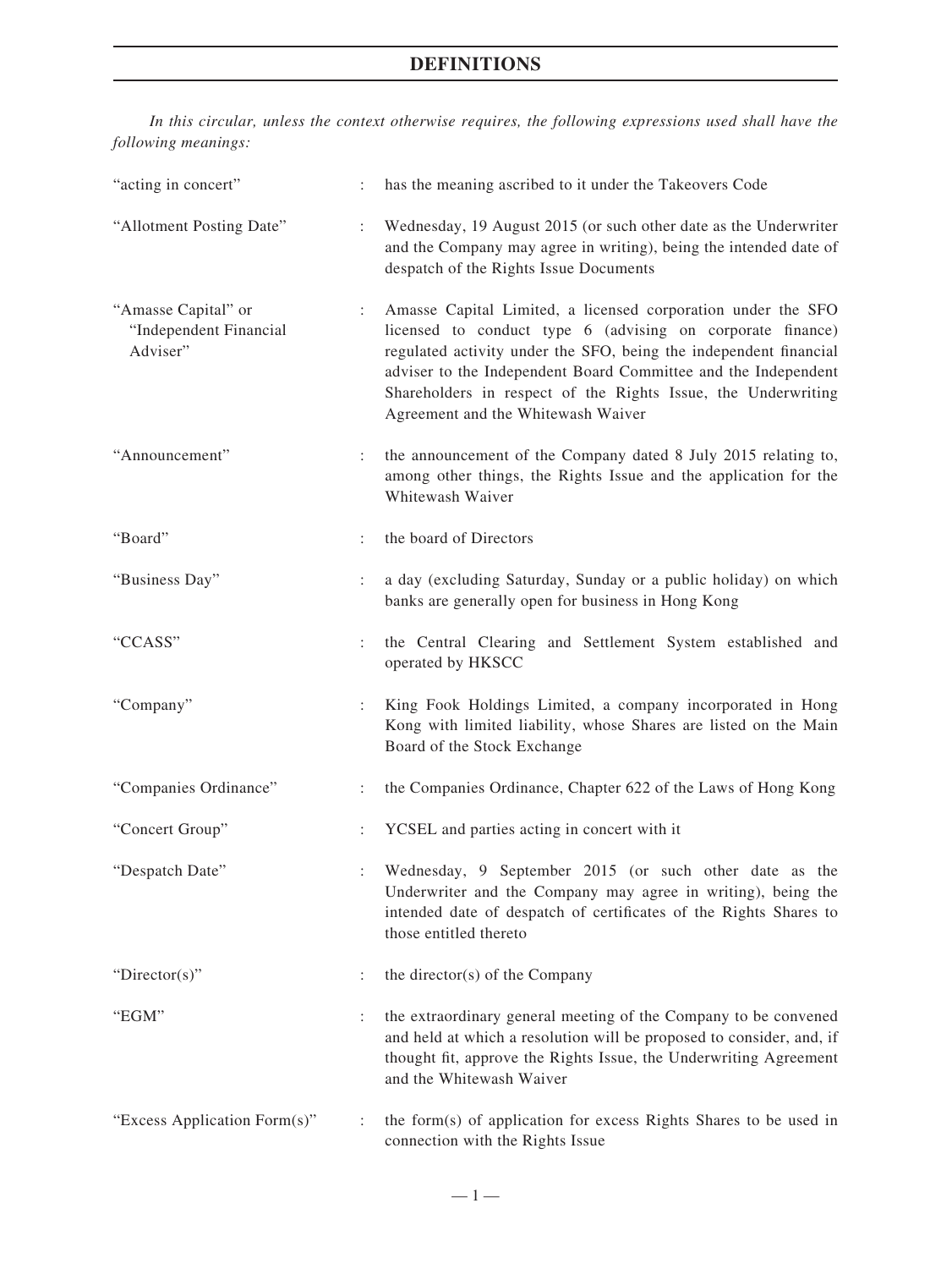# DEFINITIONS

*In this circular, unless the context otherwise requires, the following expressions used shall have the following meanings:*

| | | |
|---|---|---|
| "acting in concert" | : | has the meaning ascribed to it under the Takeovers Code |
| "Allotment Posting Date" | : | Wednesday, 19 August 2015 (or such other date as the Underwriter and the Company may agree in writing), being the intended date of despatch of the Rights Issue Documents |
| "Amasse Capital" or "Independent Financial Adviser" | : | Amasse Capital Limited, a licensed corporation under the SFO licensed to conduct type 6 (advising on corporate finance) regulated activity under the SFO, being the independent financial adviser to the Independent Board Committee and the Independent Shareholders in respect of the Rights Issue, the Underwriting Agreement and the Whitewash Waiver |
| "Announcement" | : | the announcement of the Company dated 8 July 2015 relating to, among other things, the Rights Issue and the application for the Whitewash Waiver |
| "Board" | : | the board of Directors |
| "Business Day" | : | a day (excluding Saturday, Sunday or a public holiday) on which banks are generally open for business in Hong Kong |
| "CCASS" | : | the Central Clearing and Settlement System established and operated by HKSCC |
| "Company" | : | King Fook Holdings Limited, a company incorporated in Hong Kong with limited liability, whose Shares are listed on the Main Board of the Stock Exchange |
| "Companies Ordinance" | : | the Companies Ordinance, Chapter 622 of the Laws of Hong Kong |
| "Concert Group" | : | YCSEL and parties acting in concert with it |
| "Despatch Date" | : | Wednesday, 9 September 2015 (or such other date as the Underwriter and the Company may agree in writing), being the intended date of despatch of certificates of the Rights Shares to those entitled thereto |
| "Director(s)" | : | the director(s) of the Company |
| "EGM" | : | the extraordinary general meeting of the Company to be convened and held at which a resolution will be proposed to consider, and, if thought fit, approve the Rights Issue, the Underwriting Agreement and the Whitewash Waiver |
| "Excess Application Form(s)" | : | the form(s) of application for excess Rights Shares to be used in connection with the Rights Issue |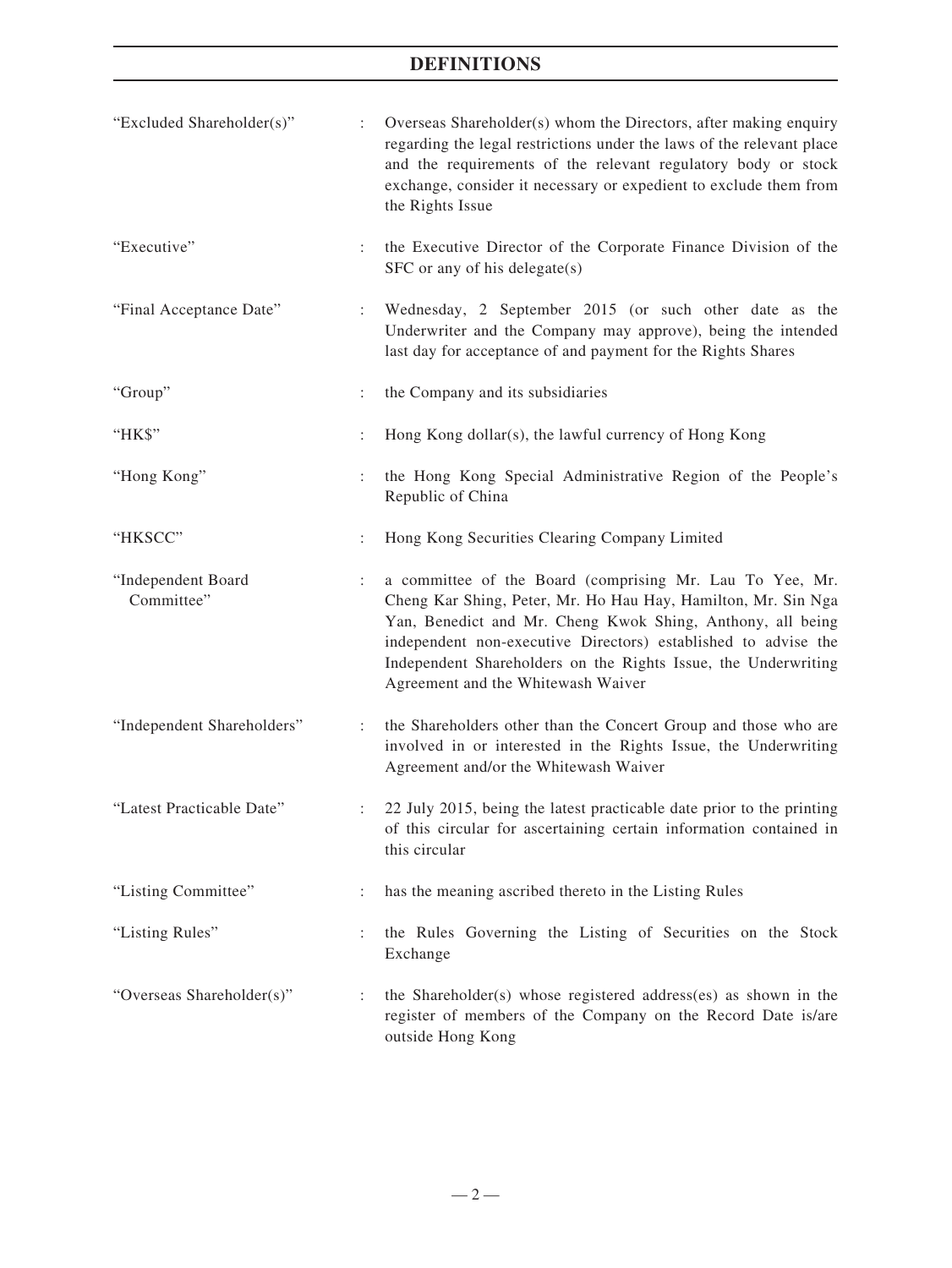# DEFINITIONS

| | | |
|---|---|---|
| "Excluded Shareholder(s)" | : | Overseas Shareholder(s) whom the Directors, after making enquiry regarding the legal restrictions under the laws of the relevant place and the requirements of the relevant regulatory body or stock exchange, consider it necessary or expedient to exclude them from the Rights Issue |
| "Executive" | : | the Executive Director of the Corporate Finance Division of the SFC or any of his delegate(s) |
| "Final Acceptance Date" | : | Wednesday, 2 September 2015 (or such other date as the Underwriter and the Company may approve), being the intended last day for acceptance of and payment for the Rights Shares |
| "Group" | : | the Company and its subsidiaries |
| "HK$" | : | Hong Kong dollar(s), the lawful currency of Hong Kong |
| "Hong Kong" | : | the Hong Kong Special Administrative Region of the People's Republic of China |
| "HKSCC" | : | Hong Kong Securities Clearing Company Limited |
| "Independent Board Committee" | : | a committee of the Board (comprising Mr. Lau To Yee, Mr. Cheng Kar Shing, Peter, Mr. Ho Hau Hay, Hamilton, Mr. Sin Nga Yan, Benedict and Mr. Cheng Kwok Shing, Anthony, all being independent non-executive Directors) established to advise the Independent Shareholders on the Rights Issue, the Underwriting Agreement and the Whitewash Waiver |
| "Independent Shareholders" | : | the Shareholders other than the Concert Group and those who are involved in or interested in the Rights Issue, the Underwriting Agreement and/or the Whitewash Waiver |
| "Latest Practicable Date" | : | 22 July 2015, being the latest practicable date prior to the printing of this circular for ascertaining certain information contained in this circular |
| "Listing Committee" | : | has the meaning ascribed thereto in the Listing Rules |
| "Listing Rules" | : | the Rules Governing the Listing of Securities on the Stock Exchange |
| "Overseas Shareholder(s)" | : | the Shareholder(s) whose registered address(es) as shown in the register of members of the Company on the Record Date is/are outside Hong Kong |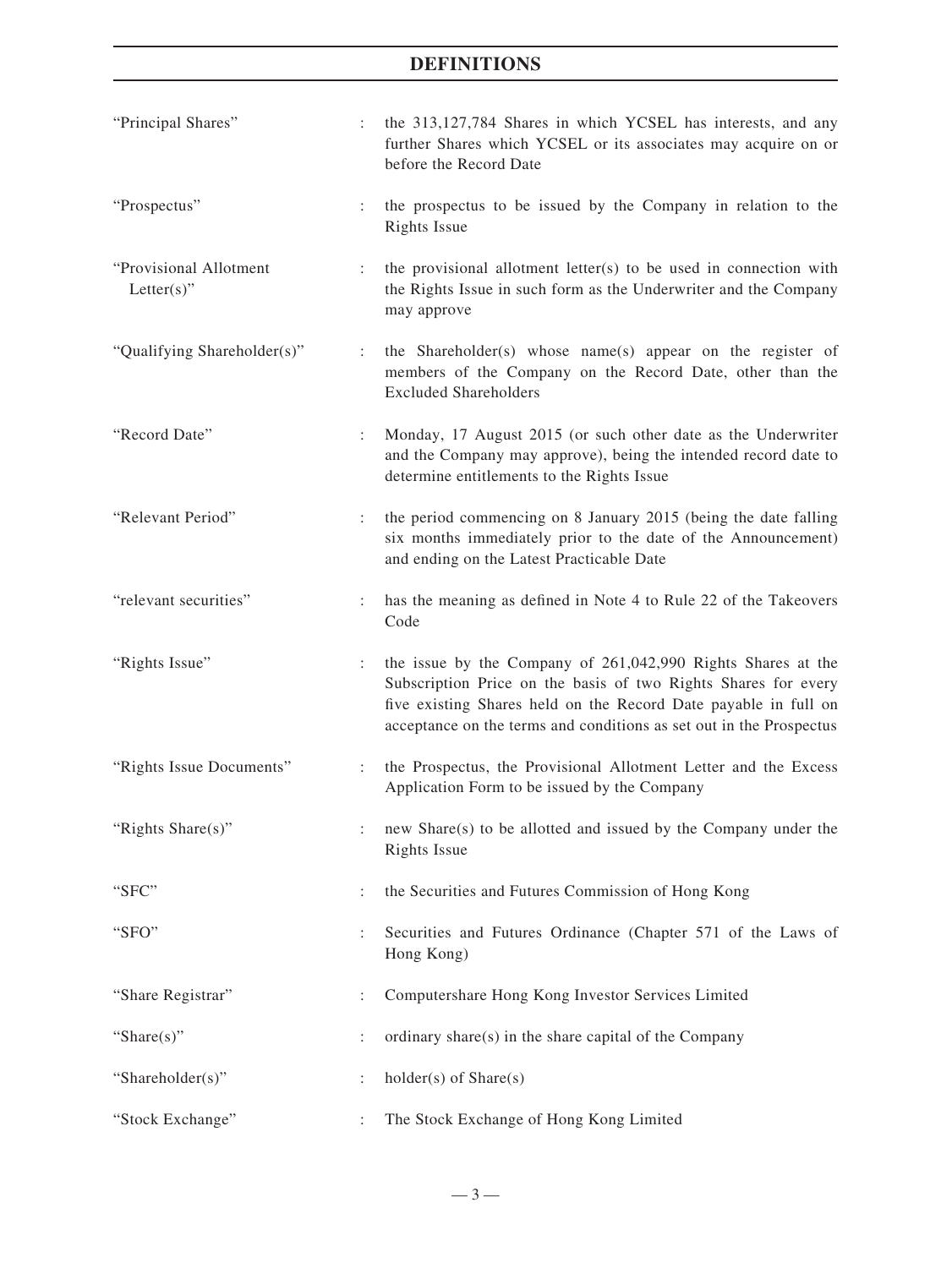# DEFINITIONS

| | | |
|---|---|---|
| "Principal Shares" | : | the 313,127,784 Shares in which YCSEL has interests, and any further Shares which YCSEL or its associates may acquire on or before the Record Date |
| "Prospectus" | : | the prospectus to be issued by the Company in relation to the Rights Issue |
| "Provisional Allotment Letter(s)" | : | the provisional allotment letter(s) to be used in connection with the Rights Issue in such form as the Underwriter and the Company may approve |
| "Qualifying Shareholder(s)" | : | the Shareholder(s) whose name(s) appear on the register of members of the Company on the Record Date, other than the Excluded Shareholders |
| "Record Date" | : | Monday, 17 August 2015 (or such other date as the Underwriter and the Company may approve), being the intended record date to determine entitlements to the Rights Issue |
| "Relevant Period" | : | the period commencing on 8 January 2015 (being the date falling six months immediately prior to the date of the Announcement) and ending on the Latest Practicable Date |
| "relevant securities" | : | has the meaning as defined in Note 4 to Rule 22 of the Takeovers Code |
| "Rights Issue" | : | the issue by the Company of 261,042,990 Rights Shares at the Subscription Price on the basis of two Rights Shares for every five existing Shares held on the Record Date payable in full on acceptance on the terms and conditions as set out in the Prospectus |
| "Rights Issue Documents" | : | the Prospectus, the Provisional Allotment Letter and the Excess Application Form to be issued by the Company |
| "Rights Share(s)" | : | new Share(s) to be allotted and issued by the Company under the Rights Issue |
| "SFC" | : | the Securities and Futures Commission of Hong Kong |
| "SFO" | : | Securities and Futures Ordinance (Chapter 571 of the Laws of Hong Kong) |
| "Share Registrar" | : | Computershare Hong Kong Investor Services Limited |
| "Share(s)" | : | ordinary share(s) in the share capital of the Company |
| "Shareholder(s)" | : | holder(s) of Share(s) |
| "Stock Exchange" | : | The Stock Exchange of Hong Kong Limited |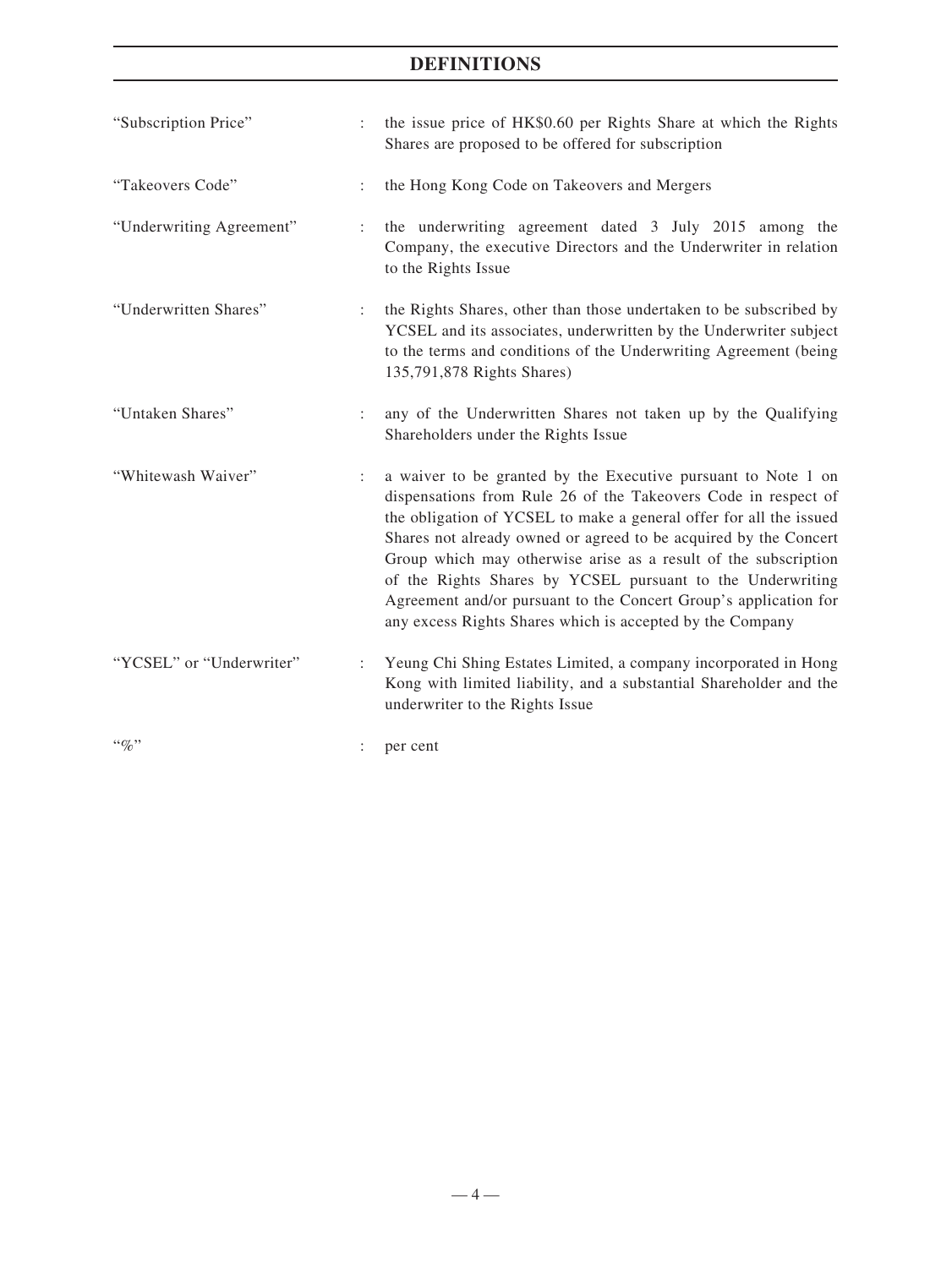# DEFINITIONS

| | | |
|---|---|---|
| "Subscription Price" | : | the issue price of HK$0.60 per Rights Share at which the Rights Shares are proposed to be offered for subscription |
| "Takeovers Code" | : | the Hong Kong Code on Takeovers and Mergers |
| "Underwriting Agreement" | : | the underwriting agreement dated 3 July 2015 among the Company, the executive Directors and the Underwriter in relation to the Rights Issue |
| "Underwritten Shares" | : | the Rights Shares, other than those undertaken to be subscribed by YCSEL and its associates, underwritten by the Underwriter subject to the terms and conditions of the Underwriting Agreement (being 135,791,878 Rights Shares) |
| "Untaken Shares" | : | any of the Underwritten Shares not taken up by the Qualifying Shareholders under the Rights Issue |
| "Whitewash Waiver" | : | a waiver to be granted by the Executive pursuant to Note 1 on dispensations from Rule 26 of the Takeovers Code in respect of the obligation of YCSEL to make a general offer for all the issued Shares not already owned or agreed to be acquired by the Concert Group which may otherwise arise as a result of the subscription of the Rights Shares by YCSEL pursuant to the Underwriting Agreement and/or pursuant to the Concert Group's application for any excess Rights Shares which is accepted by the Company |
| "YCSEL" or "Underwriter" | : | Yeung Chi Shing Estates Limited, a company incorporated in Hong Kong with limited liability, and a substantial Shareholder and the underwriter to the Rights Issue |
| "%" | : | per cent |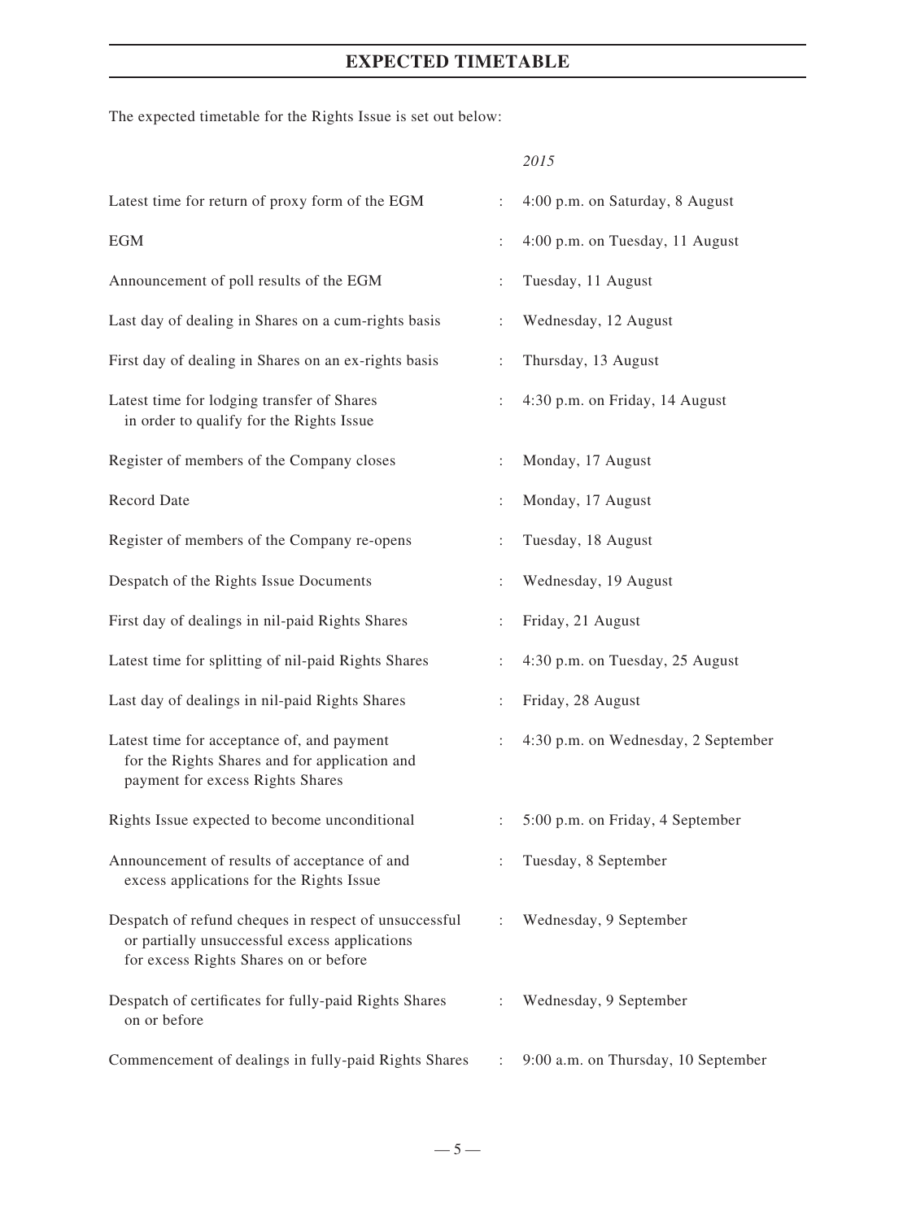# EXPECTED TIMETABLE

The expected timetable for the Rights Issue is set out below:

| | | *2015* |
|---|---|---|
| Latest time for return of proxy form of the EGM | : | 4:00 p.m. on Saturday, 8 August |
| EGM | : | 4:00 p.m. on Tuesday, 11 August |
| Announcement of poll results of the EGM | : | Tuesday, 11 August |
| Last day of dealing in Shares on a cum-rights basis | : | Wednesday, 12 August |
| First day of dealing in Shares on an ex-rights basis | : | Thursday, 13 August |
| Latest time for lodging transfer of Shares in order to qualify for the Rights Issue | : | 4:30 p.m. on Friday, 14 August |
| Register of members of the Company closes | : | Monday, 17 August |
| Record Date | : | Monday, 17 August |
| Register of members of the Company re-opens | : | Tuesday, 18 August |
| Despatch of the Rights Issue Documents | : | Wednesday, 19 August |
| First day of dealings in nil-paid Rights Shares | : | Friday, 21 August |
| Latest time for splitting of nil-paid Rights Shares | : | 4:30 p.m. on Tuesday, 25 August |
| Last day of dealings in nil-paid Rights Shares | : | Friday, 28 August |
| Latest time for acceptance of, and payment for the Rights Shares and for application and payment for excess Rights Shares | : | 4:30 p.m. on Wednesday, 2 September |
| Rights Issue expected to become unconditional | : | 5:00 p.m. on Friday, 4 September |
| Announcement of results of acceptance of and excess applications for the Rights Issue | : | Tuesday, 8 September |
| Despatch of refund cheques in respect of unsuccessful or partially unsuccessful excess applications for excess Rights Shares on or before | : | Wednesday, 9 September |
| Despatch of certificates for fully-paid Rights Shares on or before | : | Wednesday, 9 September |
| Commencement of dealings in fully-paid Rights Shares | : | 9:00 a.m. on Thursday, 10 September |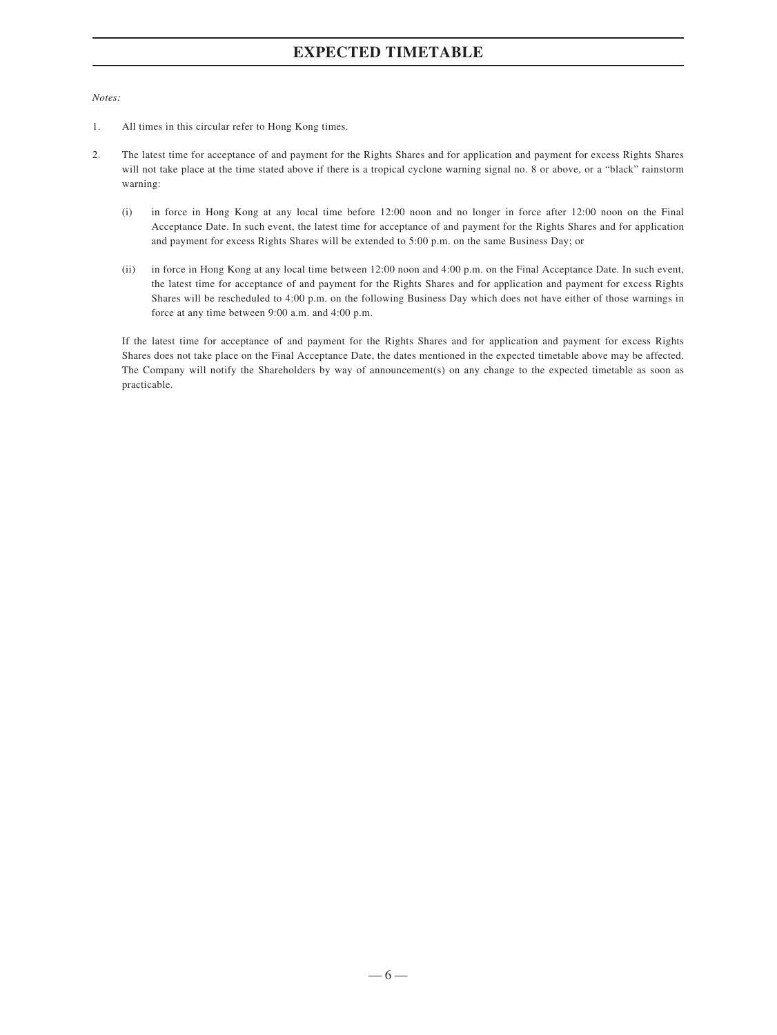# EXPECTED TIMETABLE

*Notes:*

1. All times in this circular refer to Hong Kong times.

2. The latest time for acceptance of and payment for the Rights Shares and for application and payment for excess Rights Shares will not take place at the time stated above if there is a tropical cyclone warning signal no. 8 or above, or a "black" rainstorm warning:

   (i) in force in Hong Kong at any local time before 12:00 noon and no longer in force after 12:00 noon on the Final Acceptance Date. In such event, the latest time for acceptance of and payment for the Rights Shares and for application and payment for excess Rights Shares will be extended to 5:00 p.m. on the same Business Day; or

   (ii) in force in Hong Kong at any local time between 12:00 noon and 4:00 p.m. on the Final Acceptance Date. In such event, the latest time for acceptance of and payment for the Rights Shares and for application and payment for excess Rights Shares will be rescheduled to 4:00 p.m. on the following Business Day which does not have either of those warnings in force at any time between 9:00 a.m. and 4:00 p.m.

   If the latest time for acceptance of and payment for the Rights Shares and for application and payment for excess Rights Shares does not take place on the Final Acceptance Date, the dates mentioned in the expected timetable above may be affected. The Company will notify the Shareholders by way of announcement(s) on any change to the expected timetable as soon as practicable.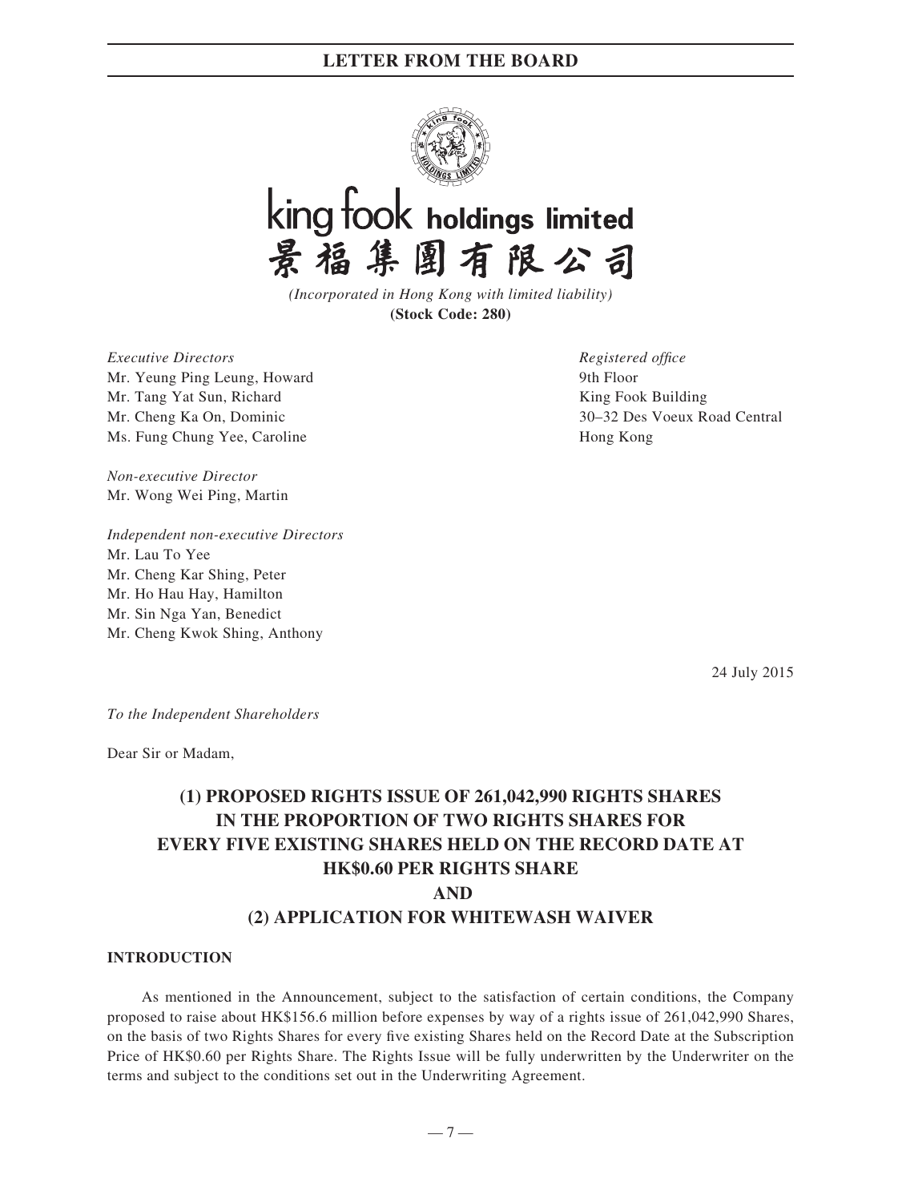**king fook holdings limited**
**景福集團有限公司**

*(Incorporated in Hong Kong with limited liability)*
**(Stock Code: 280)**

*Executive Directors*
Mr. Yeung Ping Leung, Howard
Mr. Tang Yat Sun, Richard
Mr. Cheng Ka On, Dominic
Ms. Fung Chung Yee, Caroline

*Non-executive Director*
Mr. Wong Wei Ping, Martin

*Independent non-executive Directors*
Mr. Lau To Yee
Mr. Cheng Kar Shing, Peter
Mr. Ho Hau Hay, Hamilton
Mr. Sin Nga Yan, Benedict
Mr. Cheng Kwok Shing, Anthony

*Registered office*
9th Floor
King Fook Building
30–32 Des Voeux Road Central
Hong Kong

24 July 2015

*To the Independent Shareholders*

Dear Sir or Madam,

# (1) PROPOSED RIGHTS ISSUE OF 261,042,990 RIGHTS SHARES IN THE PROPORTION OF TWO RIGHTS SHARES FOR EVERY FIVE EXISTING SHARES HELD ON THE RECORD DATE AT HK$0.60 PER RIGHTS SHARE AND (2) APPLICATION FOR WHITEWASH WAIVER

## INTRODUCTION

As mentioned in the Announcement, subject to the satisfaction of certain conditions, the Company proposed to raise about HK$156.6 million before expenses by way of a rights issue of 261,042,990 Shares, on the basis of two Rights Shares for every five existing Shares held on the Record Date at the Subscription Price of HK$0.60 per Rights Share. The Rights Issue will be fully underwritten by the Underwriter on the terms and subject to the conditions set out in the Underwriting Agreement.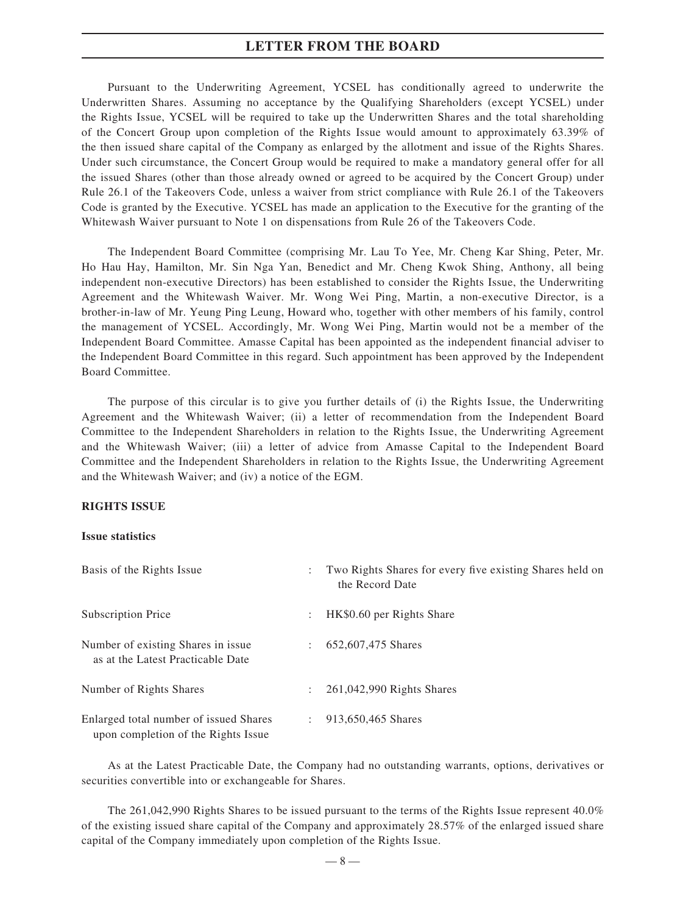Pursuant to the Underwriting Agreement, YCSEL has conditionally agreed to underwrite the Underwritten Shares. Assuming no acceptance by the Qualifying Shareholders (except YCSEL) under the Rights Issue, YCSEL will be required to take up the Underwritten Shares and the total shareholding of the Concert Group upon completion of the Rights Issue would amount to approximately 63.39% of the then issued share capital of the Company as enlarged by the allotment and issue of the Rights Shares. Under such circumstance, the Concert Group would be required to make a mandatory general offer for all the issued Shares (other than those already owned or agreed to be acquired by the Concert Group) under Rule 26.1 of the Takeovers Code, unless a waiver from strict compliance with Rule 26.1 of the Takeovers Code is granted by the Executive. YCSEL has made an application to the Executive for the granting of the Whitewash Waiver pursuant to Note 1 on dispensations from Rule 26 of the Takeovers Code.

The Independent Board Committee (comprising Mr. Lau To Yee, Mr. Cheng Kar Shing, Peter, Mr. Ho Hau Hay, Hamilton, Mr. Sin Nga Yan, Benedict and Mr. Cheng Kwok Shing, Anthony, all being independent non-executive Directors) has been established to consider the Rights Issue, the Underwriting Agreement and the Whitewash Waiver. Mr. Wong Wei Ping, Martin, a non-executive Director, is a brother-in-law of Mr. Yeung Ping Leung, Howard who, together with other members of his family, control the management of YCSEL. Accordingly, Mr. Wong Wei Ping, Martin would not be a member of the Independent Board Committee. Amasse Capital has been appointed as the independent financial adviser to the Independent Board Committee in this regard. Such appointment has been approved by the Independent Board Committee.

The purpose of this circular is to give you further details of (i) the Rights Issue, the Underwriting Agreement and the Whitewash Waiver; (ii) a letter of recommendation from the Independent Board Committee to the Independent Shareholders in relation to the Rights Issue, the Underwriting Agreement and the Whitewash Waiver; (iii) a letter of advice from Amasse Capital to the Independent Board Committee and the Independent Shareholders in relation to the Rights Issue, the Underwriting Agreement and the Whitewash Waiver; and (iv) a notice of the EGM.

## RIGHTS ISSUE

### Issue statistics

| | | |
|---|---|---|
| Basis of the Rights Issue | : | Two Rights Shares for every five existing Shares held on the Record Date |
| Subscription Price | : | HK$0.60 per Rights Share |
| Number of existing Shares in issue as at the Latest Practicable Date | : | 652,607,475 Shares |
| Number of Rights Shares | : | 261,042,990 Rights Shares |
| Enlarged total number of issued Shares upon completion of the Rights Issue | : | 913,650,465 Shares |

As at the Latest Practicable Date, the Company had no outstanding warrants, options, derivatives or securities convertible into or exchangeable for Shares.

The 261,042,990 Rights Shares to be issued pursuant to the terms of the Rights Issue represent 40.0% of the existing issued share capital of the Company and approximately 28.57% of the enlarged issued share capital of the Company immediately upon completion of the Rights Issue.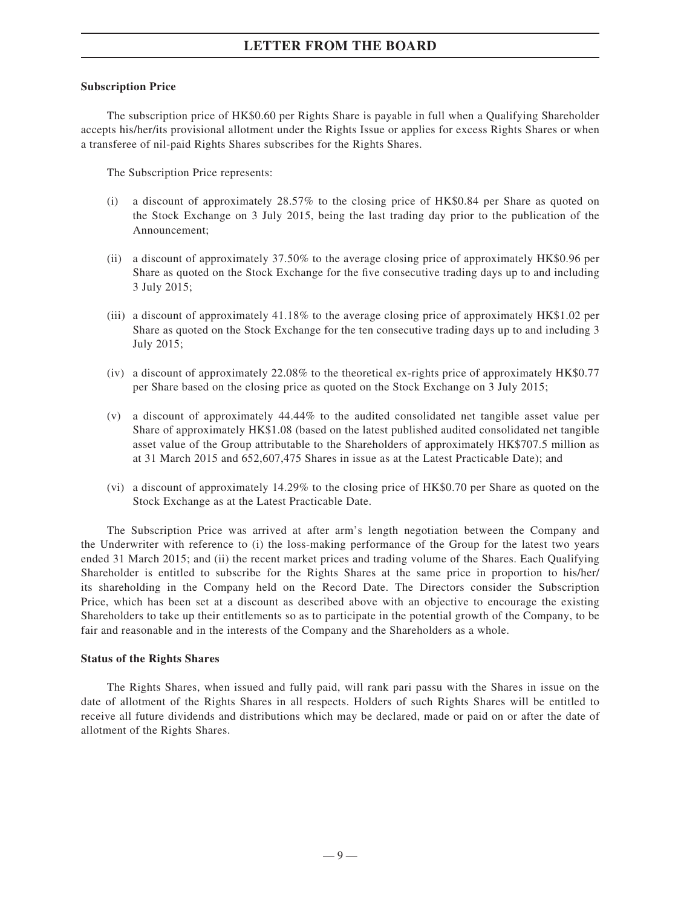**Subscription Price**

The subscription price of HK$0.60 per Rights Share is payable in full when a Qualifying Shareholder accepts his/her/its provisional allotment under the Rights Issue or applies for excess Rights Shares or when a transferee of nil-paid Rights Shares subscribes for the Rights Shares.

The Subscription Price represents:

(i) a discount of approximately 28.57% to the closing price of HK$0.84 per Share as quoted on the Stock Exchange on 3 July 2015, being the last trading day prior to the publication of the Announcement;

(ii) a discount of approximately 37.50% to the average closing price of approximately HK$0.96 per Share as quoted on the Stock Exchange for the five consecutive trading days up to and including 3 July 2015;

(iii) a discount of approximately 41.18% to the average closing price of approximately HK$1.02 per Share as quoted on the Stock Exchange for the ten consecutive trading days up to and including 3 July 2015;

(iv) a discount of approximately 22.08% to the theoretical ex-rights price of approximately HK$0.77 per Share based on the closing price as quoted on the Stock Exchange on 3 July 2015;

(v) a discount of approximately 44.44% to the audited consolidated net tangible asset value per Share of approximately HK$1.08 (based on the latest published audited consolidated net tangible asset value of the Group attributable to the Shareholders of approximately HK$707.5 million as at 31 March 2015 and 652,607,475 Shares in issue as at the Latest Practicable Date); and

(vi) a discount of approximately 14.29% to the closing price of HK$0.70 per Share as quoted on the Stock Exchange as at the Latest Practicable Date.

The Subscription Price was arrived at after arm's length negotiation between the Company and the Underwriter with reference to (i) the loss-making performance of the Group for the latest two years ended 31 March 2015; and (ii) the recent market prices and trading volume of the Shares. Each Qualifying Shareholder is entitled to subscribe for the Rights Shares at the same price in proportion to his/her/its shareholding in the Company held on the Record Date. The Directors consider the Subscription Price, which has been set at a discount as described above with an objective to encourage the existing Shareholders to take up their entitlements so as to participate in the potential growth of the Company, to be fair and reasonable and in the interests of the Company and the Shareholders as a whole.

**Status of the Rights Shares**

The Rights Shares, when issued and fully paid, will rank pari passu with the Shares in issue on the date of allotment of the Rights Shares in all respects. Holders of such Rights Shares will be entitled to receive all future dividends and distributions which may be declared, made or paid on or after the date of allotment of the Rights Shares.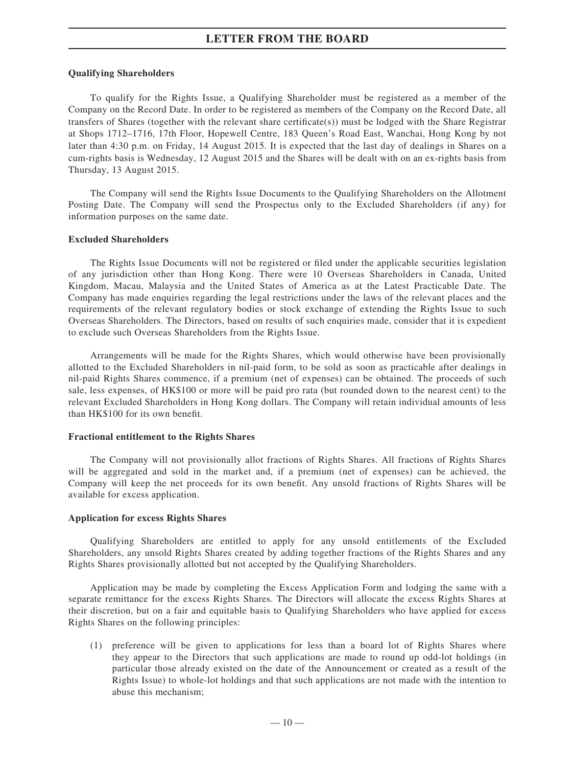**Qualifying Shareholders**

To qualify for the Rights Issue, a Qualifying Shareholder must be registered as a member of the Company on the Record Date. In order to be registered as members of the Company on the Record Date, all transfers of Shares (together with the relevant share certificate(s)) must be lodged with the Share Registrar at Shops 1712–1716, 17th Floor, Hopewell Centre, 183 Queen's Road East, Wanchai, Hong Kong by not later than 4:30 p.m. on Friday, 14 August 2015. It is expected that the last day of dealings in Shares on a cum-rights basis is Wednesday, 12 August 2015 and the Shares will be dealt with on an ex-rights basis from Thursday, 13 August 2015.

The Company will send the Rights Issue Documents to the Qualifying Shareholders on the Allotment Posting Date. The Company will send the Prospectus only to the Excluded Shareholders (if any) for information purposes on the same date.

**Excluded Shareholders**

The Rights Issue Documents will not be registered or filed under the applicable securities legislation of any jurisdiction other than Hong Kong. There were 10 Overseas Shareholders in Canada, United Kingdom, Macau, Malaysia and the United States of America as at the Latest Practicable Date. The Company has made enquiries regarding the legal restrictions under the laws of the relevant places and the requirements of the relevant regulatory bodies or stock exchange of extending the Rights Issue to such Overseas Shareholders. The Directors, based on results of such enquiries made, consider that it is expedient to exclude such Overseas Shareholders from the Rights Issue.

Arrangements will be made for the Rights Shares, which would otherwise have been provisionally allotted to the Excluded Shareholders in nil-paid form, to be sold as soon as practicable after dealings in nil-paid Rights Shares commence, if a premium (net of expenses) can be obtained. The proceeds of such sale, less expenses, of HK$100 or more will be paid pro rata (but rounded down to the nearest cent) to the relevant Excluded Shareholders in Hong Kong dollars. The Company will retain individual amounts of less than HK$100 for its own benefit.

**Fractional entitlement to the Rights Shares**

The Company will not provisionally allot fractions of Rights Shares. All fractions of Rights Shares will be aggregated and sold in the market and, if a premium (net of expenses) can be achieved, the Company will keep the net proceeds for its own benefit. Any unsold fractions of Rights Shares will be available for excess application.

**Application for excess Rights Shares**

Qualifying Shareholders are entitled to apply for any unsold entitlements of the Excluded Shareholders, any unsold Rights Shares created by adding together fractions of the Rights Shares and any Rights Shares provisionally allotted but not accepted by the Qualifying Shareholders.

Application may be made by completing the Excess Application Form and lodging the same with a separate remittance for the excess Rights Shares. The Directors will allocate the excess Rights Shares at their discretion, but on a fair and equitable basis to Qualifying Shareholders who have applied for excess Rights Shares on the following principles:

(1) preference will be given to applications for less than a board lot of Rights Shares where they appear to the Directors that such applications are made to round up odd-lot holdings (in particular those already existed on the date of the Announcement or created as a result of the Rights Issue) to whole-lot holdings and that such applications are not made with the intention to abuse this mechanism;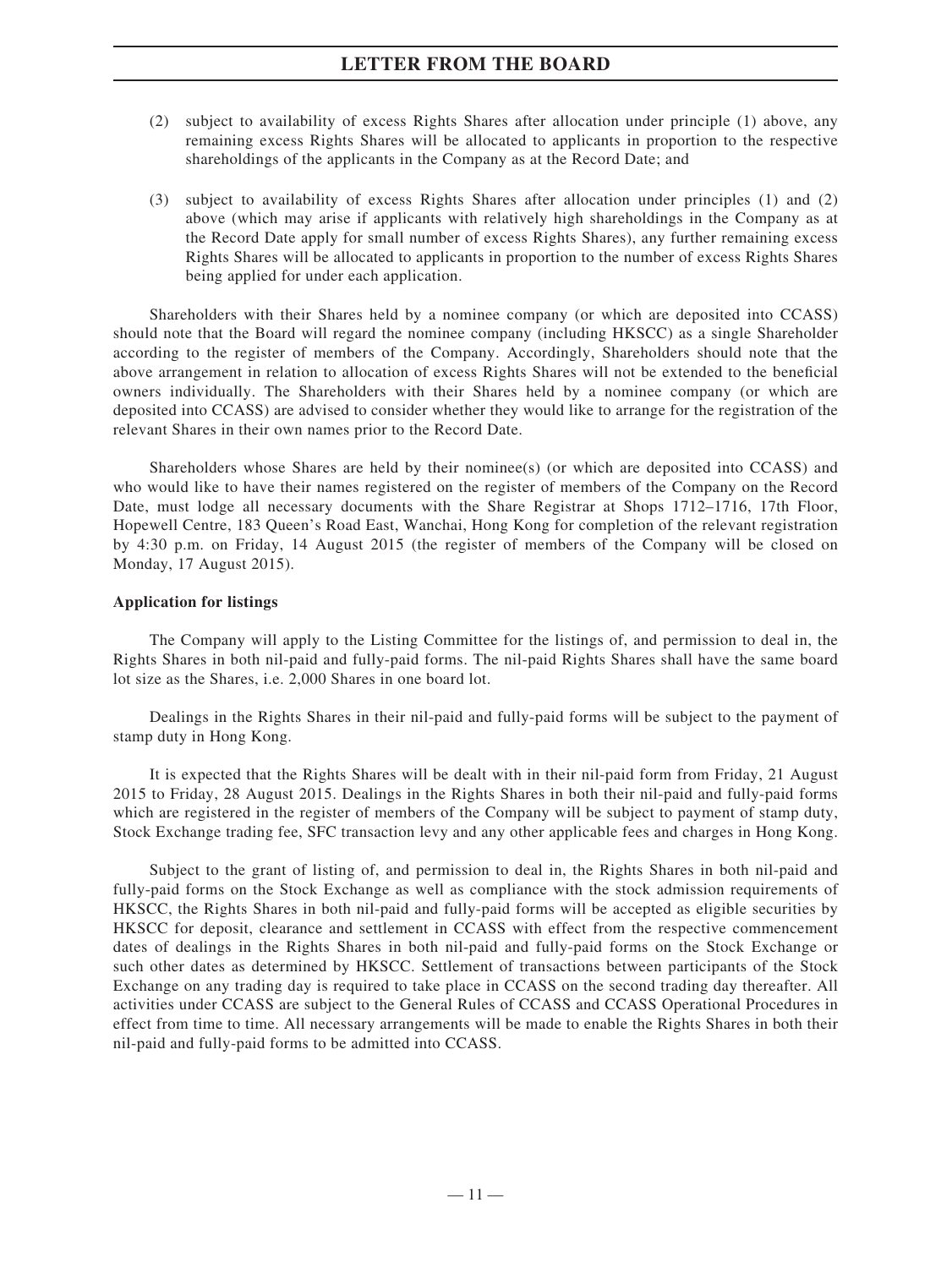(2) subject to availability of excess Rights Shares after allocation under principle (1) above, any remaining excess Rights Shares will be allocated to applicants in proportion to the respective shareholdings of the applicants in the Company as at the Record Date; and

(3) subject to availability of excess Rights Shares after allocation under principles (1) and (2) above (which may arise if applicants with relatively high shareholdings in the Company as at the Record Date apply for small number of excess Rights Shares), any further remaining excess Rights Shares will be allocated to applicants in proportion to the number of excess Rights Shares being applied for under each application.

Shareholders with their Shares held by a nominee company (or which are deposited into CCASS) should note that the Board will regard the nominee company (including HKSCC) as a single Shareholder according to the register of members of the Company. Accordingly, Shareholders should note that the above arrangement in relation to allocation of excess Rights Shares will not be extended to the beneficial owners individually. The Shareholders with their Shares held by a nominee company (or which are deposited into CCASS) are advised to consider whether they would like to arrange for the registration of the relevant Shares in their own names prior to the Record Date.

Shareholders whose Shares are held by their nominee(s) (or which are deposited into CCASS) and who would like to have their names registered on the register of members of the Company on the Record Date, must lodge all necessary documents with the Share Registrar at Shops 1712–1716, 17th Floor, Hopewell Centre, 183 Queen's Road East, Wanchai, Hong Kong for completion of the relevant registration by 4:30 p.m. on Friday, 14 August 2015 (the register of members of the Company will be closed on Monday, 17 August 2015).

**Application for listings**

The Company will apply to the Listing Committee for the listings of, and permission to deal in, the Rights Shares in both nil-paid and fully-paid forms. The nil-paid Rights Shares shall have the same board lot size as the Shares, i.e. 2,000 Shares in one board lot.

Dealings in the Rights Shares in their nil-paid and fully-paid forms will be subject to the payment of stamp duty in Hong Kong.

It is expected that the Rights Shares will be dealt with in their nil-paid form from Friday, 21 August 2015 to Friday, 28 August 2015. Dealings in the Rights Shares in both their nil-paid and fully-paid forms which are registered in the register of members of the Company will be subject to payment of stamp duty, Stock Exchange trading fee, SFC transaction levy and any other applicable fees and charges in Hong Kong.

Subject to the grant of listing of, and permission to deal in, the Rights Shares in both nil-paid and fully-paid forms on the Stock Exchange as well as compliance with the stock admission requirements of HKSCC, the Rights Shares in both nil-paid and fully-paid forms will be accepted as eligible securities by HKSCC for deposit, clearance and settlement in CCASS with effect from the respective commencement dates of dealings in the Rights Shares in both nil-paid and fully-paid forms on the Stock Exchange or such other dates as determined by HKSCC. Settlement of transactions between participants of the Stock Exchange on any trading day is required to take place in CCASS on the second trading day thereafter. All activities under CCASS are subject to the General Rules of CCASS and CCASS Operational Procedures in effect from time to time. All necessary arrangements will be made to enable the Rights Shares in both their nil-paid and fully-paid forms to be admitted into CCASS.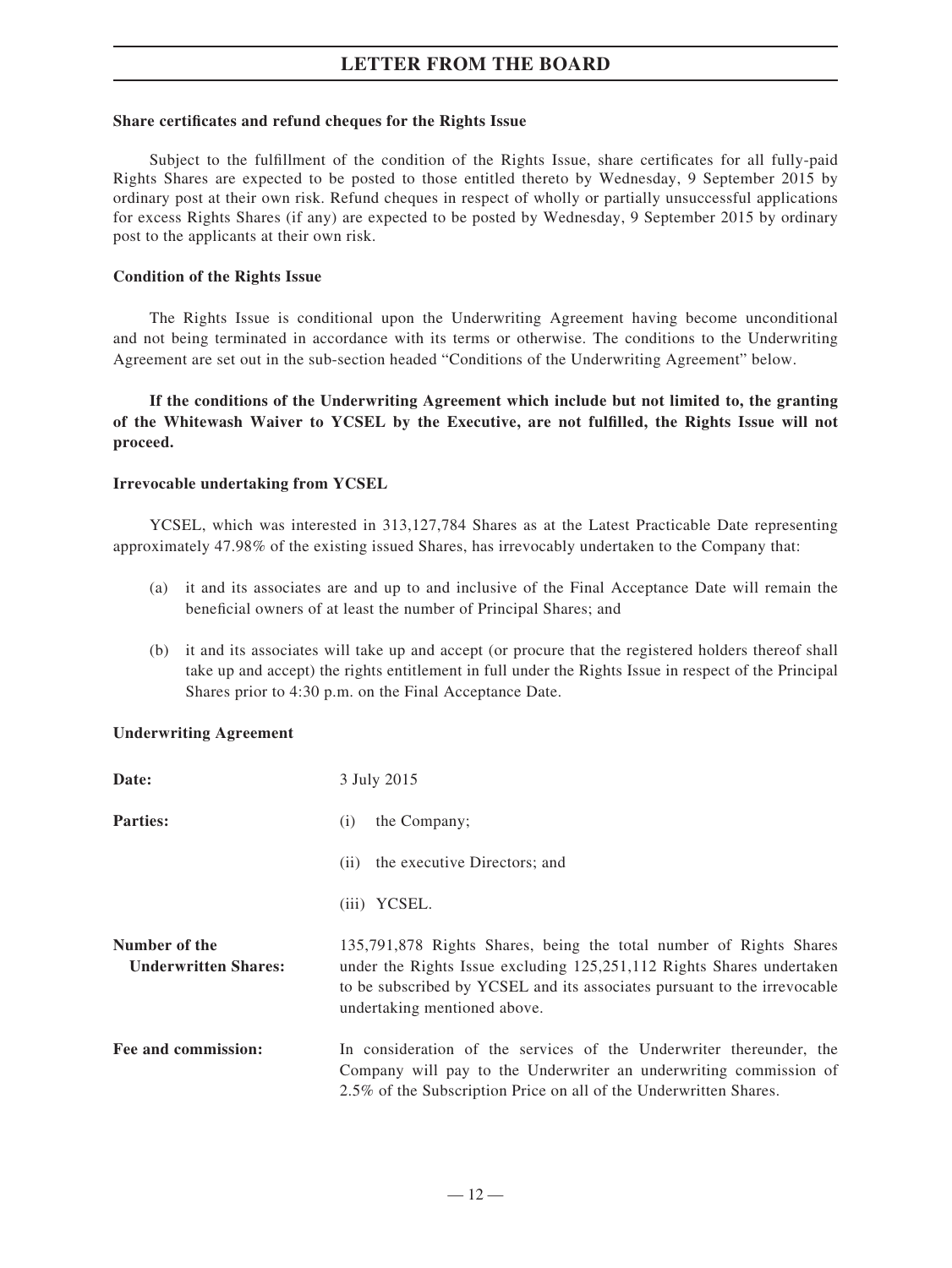**Share certificates and refund cheques for the Rights Issue**

Subject to the fulfillment of the condition of the Rights Issue, share certificates for all fully-paid Rights Shares are expected to be posted to those entitled thereto by Wednesday, 9 September 2015 by ordinary post at their own risk. Refund cheques in respect of wholly or partially unsuccessful applications for excess Rights Shares (if any) are expected to be posted by Wednesday, 9 September 2015 by ordinary post to the applicants at their own risk.

**Condition of the Rights Issue**

The Rights Issue is conditional upon the Underwriting Agreement having become unconditional and not being terminated in accordance with its terms or otherwise. The conditions to the Underwriting Agreement are set out in the sub-section headed "Conditions of the Underwriting Agreement" below.

**If the conditions of the Underwriting Agreement which include but not limited to, the granting of the Whitewash Waiver to YCSEL by the Executive, are not fulfilled, the Rights Issue will not proceed.**

**Irrevocable undertaking from YCSEL**

YCSEL, which was interested in 313,127,784 Shares as at the Latest Practicable Date representing approximately 47.98% of the existing issued Shares, has irrevocably undertaken to the Company that:

(a) it and its associates are and up to and inclusive of the Final Acceptance Date will remain the beneficial owners of at least the number of Principal Shares; and

(b) it and its associates will take up and accept (or procure that the registered holders thereof shall take up and accept) the rights entitlement in full under the Rights Issue in respect of the Principal Shares prior to 4:30 p.m. on the Final Acceptance Date.

**Underwriting Agreement**

**Date:** 3 July 2015

**Parties:**

(i) the Company;

(ii) the executive Directors; and

(iii) YCSEL.

**Number of the Underwritten Shares:** 135,791,878 Rights Shares, being the total number of Rights Shares under the Rights Issue excluding 125,251,112 Rights Shares undertaken to be subscribed by YCSEL and its associates pursuant to the irrevocable undertaking mentioned above.

**Fee and commission:** In consideration of the services of the Underwriter thereunder, the Company will pay to the Underwriter an underwriting commission of 2.5% of the Subscription Price on all of the Underwritten Shares.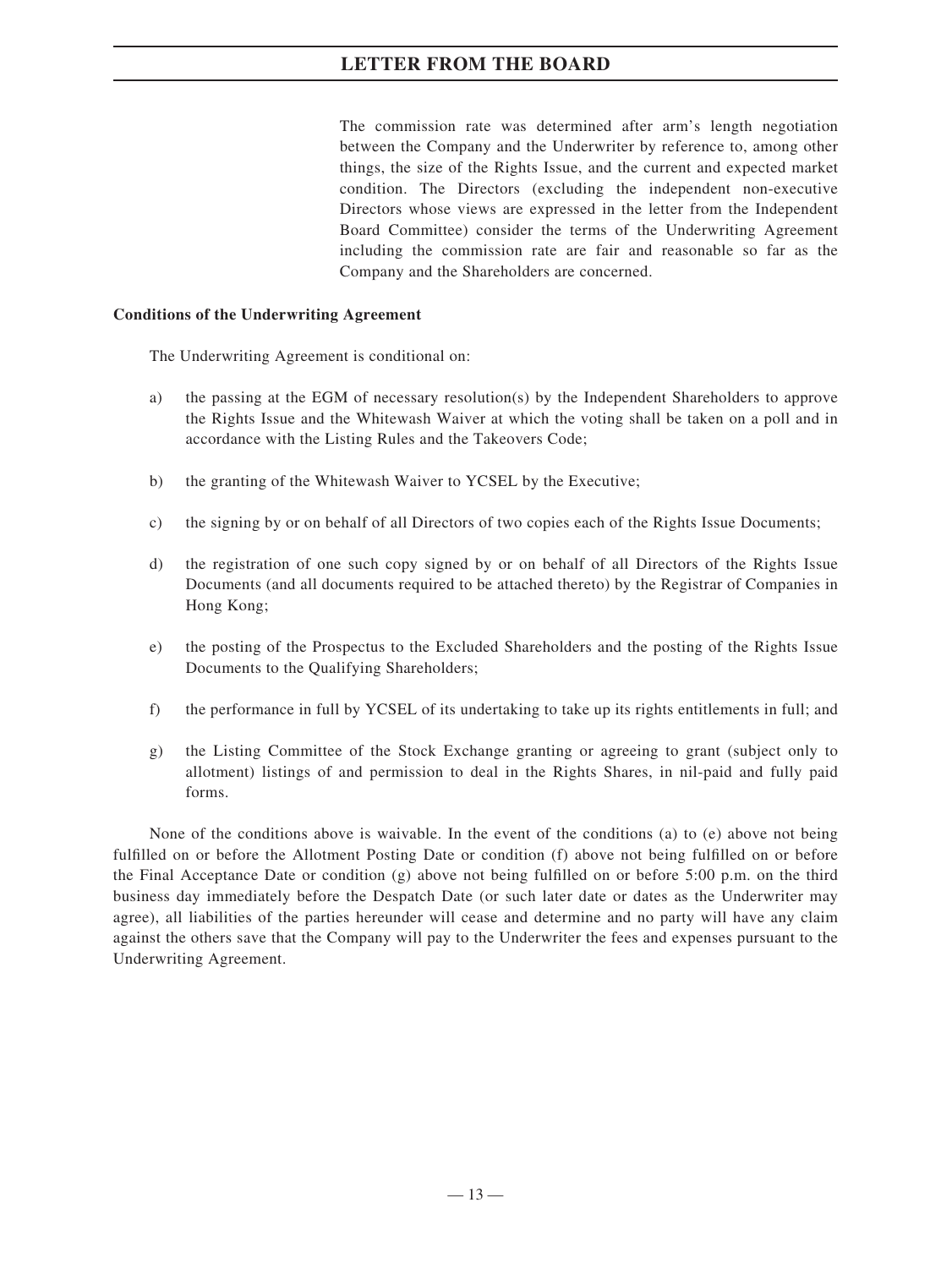The commission rate was determined after arm's length negotiation between the Company and the Underwriter by reference to, among other things, the size of the Rights Issue, and the current and expected market condition. The Directors (excluding the independent non-executive Directors whose views are expressed in the letter from the Independent Board Committee) consider the terms of the Underwriting Agreement including the commission rate are fair and reasonable so far as the Company and the Shareholders are concerned.

**Conditions of the Underwriting Agreement**

The Underwriting Agreement is conditional on:

a) the passing at the EGM of necessary resolution(s) by the Independent Shareholders to approve the Rights Issue and the Whitewash Waiver at which the voting shall be taken on a poll and in accordance with the Listing Rules and the Takeovers Code;

b) the granting of the Whitewash Waiver to YCSEL by the Executive;

c) the signing by or on behalf of all Directors of two copies each of the Rights Issue Documents;

d) the registration of one such copy signed by or on behalf of all Directors of the Rights Issue Documents (and all documents required to be attached thereto) by the Registrar of Companies in Hong Kong;

e) the posting of the Prospectus to the Excluded Shareholders and the posting of the Rights Issue Documents to the Qualifying Shareholders;

f) the performance in full by YCSEL of its undertaking to take up its rights entitlements in full; and

g) the Listing Committee of the Stock Exchange granting or agreeing to grant (subject only to allotment) listings of and permission to deal in the Rights Shares, in nil-paid and fully paid forms.

None of the conditions above is waivable. In the event of the conditions (a) to (e) above not being fulfilled on or before the Allotment Posting Date or condition (f) above not being fulfilled on or before the Final Acceptance Date or condition (g) above not being fulfilled on or before 5:00 p.m. on the third business day immediately before the Despatch Date (or such later date or dates as the Underwriter may agree), all liabilities of the parties hereunder will cease and determine and no party will have any claim against the others save that the Company will pay to the Underwriter the fees and expenses pursuant to the Underwriting Agreement.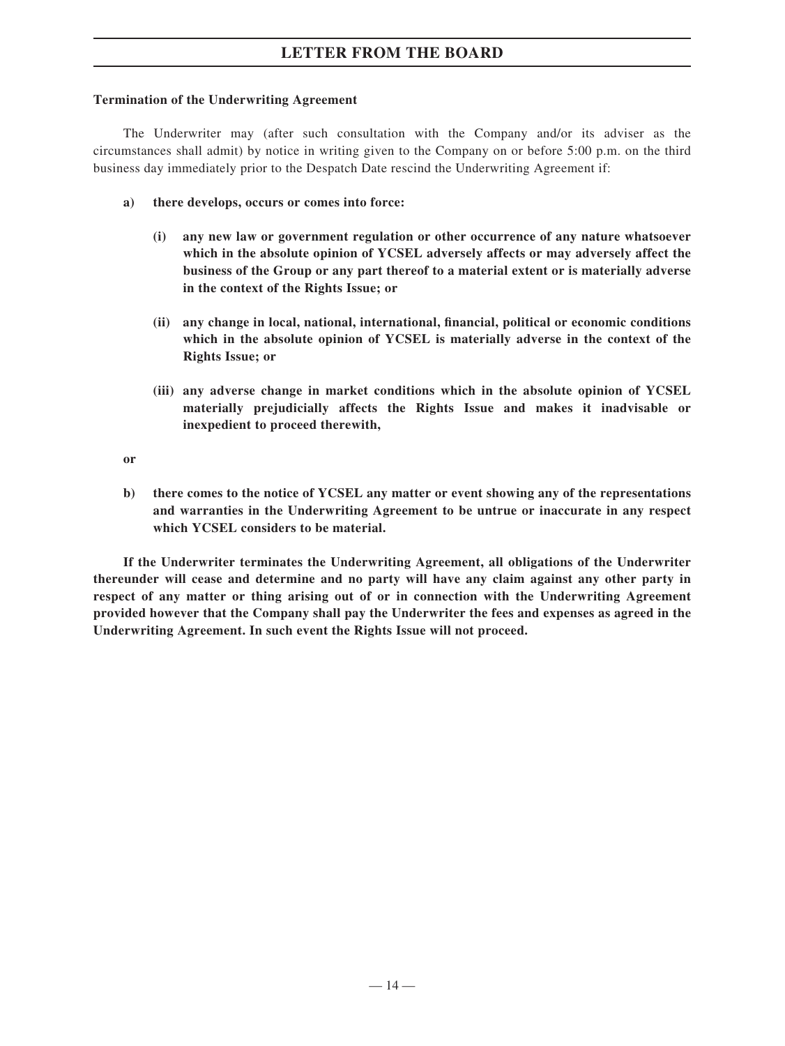**Termination of the Underwriting Agreement**

The Underwriter may (after such consultation with the Company and/or its adviser as the circumstances shall admit) by notice in writing given to the Company on or before 5:00 p.m. on the third business day immediately prior to the Despatch Date rescind the Underwriting Agreement if:

**a) there develops, occurs or comes into force:**

**(i) any new law or government regulation or other occurrence of any nature whatsoever which in the absolute opinion of YCSEL adversely affects or may adversely affect the business of the Group or any part thereof to a material extent or is materially adverse in the context of the Rights Issue; or**

**(ii) any change in local, national, international, financial, political or economic conditions which in the absolute opinion of YCSEL is materially adverse in the context of the Rights Issue; or**

**(iii) any adverse change in market conditions which in the absolute opinion of YCSEL materially prejudicially affects the Rights Issue and makes it inadvisable or inexpedient to proceed therewith,**

**or**

**b) there comes to the notice of YCSEL any matter or event showing any of the representations and warranties in the Underwriting Agreement to be untrue or inaccurate in any respect which YCSEL considers to be material.**

**If the Underwriter terminates the Underwriting Agreement, all obligations of the Underwriter thereunder will cease and determine and no party will have any claim against any other party in respect of any matter or thing arising out of or in connection with the Underwriting Agreement provided however that the Company shall pay the Underwriter the fees and expenses as agreed in the Underwriting Agreement. In such event the Rights Issue will not proceed.**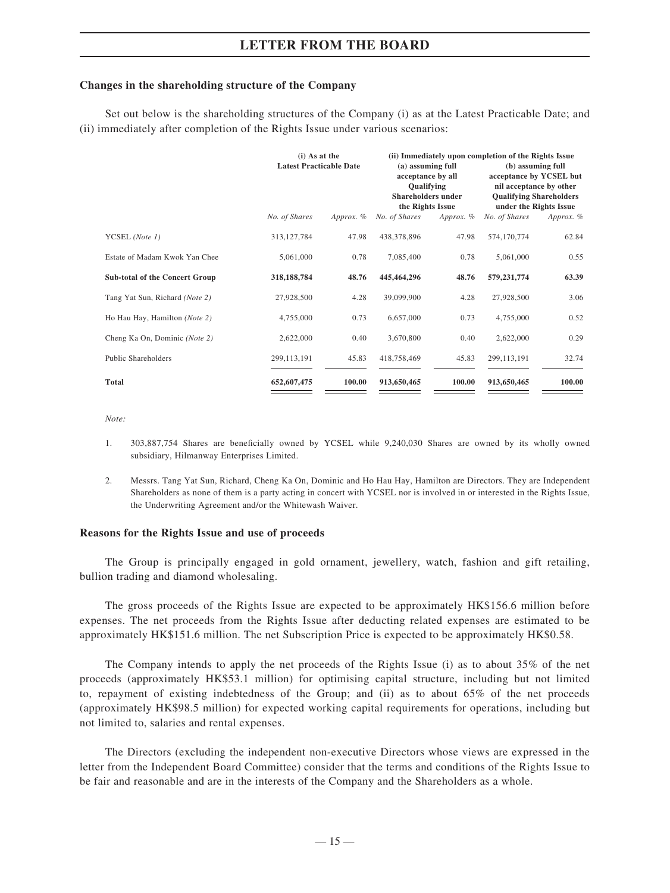### Changes in the shareholding structure of the Company

Set out below is the shareholding structures of the Company (i) as at the Latest Practicable Date; and (ii) immediately after completion of the Rights Issue under various scenarios:

| | (i) As at the Latest Practicable Date | | (ii) Immediately upon completion of the Rights Issue | | | |
|---|---|---|---|---|---|---|
| | | | (a) assuming full acceptance by all Qualifying Shareholders under the Rights Issue | | (b) assuming full acceptance by YCSEL but nil acceptance by other Qualifying Shareholders under the Rights Issue | |
| | *No. of Shares* | *Approx. %* | *No. of Shares* | *Approx. %* | *No. of Shares* | *Approx. %* |
| YCSEL *(Note 1)* | 313,127,784 | 47.98 | 438,378,896 | 47.98 | 574,170,774 | 62.84 |
| Estate of Madam Kwok Yan Chee | 5,061,000 | 0.78 | 7,085,400 | 0.78 | 5,061,000 | 0.55 |
| **Sub-total of the Concert Group** | **318,188,784** | **48.76** | **445,464,296** | **48.76** | **579,231,774** | **63.39** |
| Tang Yat Sun, Richard *(Note 2)* | 27,928,500 | 4.28 | 39,099,900 | 4.28 | 27,928,500 | 3.06 |
| Ho Hau Hay, Hamilton *(Note 2)* | 4,755,000 | 0.73 | 6,657,000 | 0.73 | 4,755,000 | 0.52 |
| Cheng Ka On, Dominic *(Note 2)* | 2,622,000 | 0.40 | 3,670,800 | 0.40 | 2,622,000 | 0.29 |
| Public Shareholders | 299,113,191 | 45.83 | 418,758,469 | 45.83 | 299,113,191 | 32.74 |
| **Total** | **652,607,475** | **100.00** | **913,650,465** | **100.00** | **913,650,465** | **100.00** |

*Note:*

1. 303,887,754 Shares are beneficially owned by YCSEL while 9,240,030 Shares are owned by its wholly owned subsidiary, Hilmanway Enterprises Limited.

2. Messrs. Tang Yat Sun, Richard, Cheng Ka On, Dominic and Ho Hau Hay, Hamilton are Directors. They are Independent Shareholders as none of them is a party acting in concert with YCSEL nor is involved in or interested in the Rights Issue, the Underwriting Agreement and/or the Whitewash Waiver.

### Reasons for the Rights Issue and use of proceeds

The Group is principally engaged in gold ornament, jewellery, watch, fashion and gift retailing, bullion trading and diamond wholesaling.

The gross proceeds of the Rights Issue are expected to be approximately HK$156.6 million before expenses. The net proceeds from the Rights Issue after deducting related expenses are estimated to be approximately HK$151.6 million. The net Subscription Price is expected to be approximately HK$0.58.

The Company intends to apply the net proceeds of the Rights Issue (i) as to about 35% of the net proceeds (approximately HK$53.1 million) for optimising capital structure, including but not limited to, repayment of existing indebtedness of the Group; and (ii) as to about 65% of the net proceeds (approximately HK$98.5 million) for expected working capital requirements for operations, including but not limited to, salaries and rental expenses.

The Directors (excluding the independent non-executive Directors whose views are expressed in the letter from the Independent Board Committee) consider that the terms and conditions of the Rights Issue to be fair and reasonable and are in the interests of the Company and the Shareholders as a whole.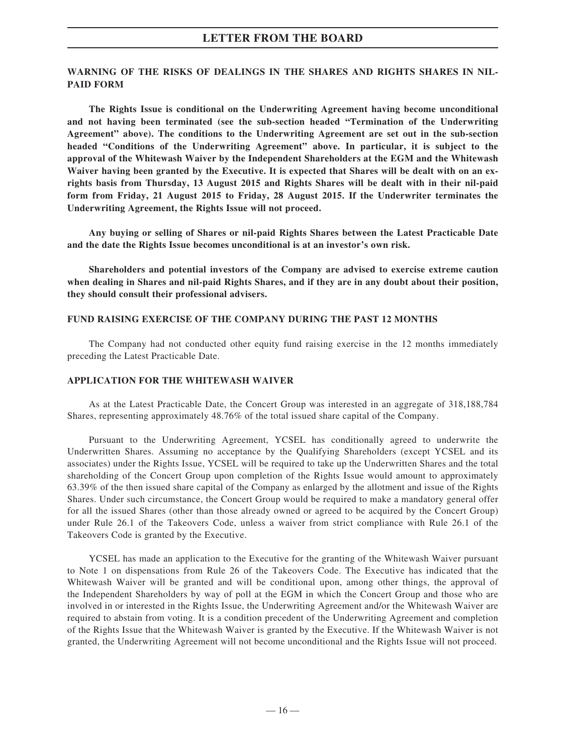**WARNING OF THE RISKS OF DEALINGS IN THE SHARES AND RIGHTS SHARES IN NIL-PAID FORM**

**The Rights Issue is conditional on the Underwriting Agreement having become unconditional and not having been terminated (see the sub-section headed "Termination of the Underwriting Agreement" above). The conditions to the Underwriting Agreement are set out in the sub-section headed "Conditions of the Underwriting Agreement" above. In particular, it is subject to the approval of the Whitewash Waiver by the Independent Shareholders at the EGM and the Whitewash Waiver having been granted by the Executive. It is expected that Shares will be dealt with on an ex-rights basis from Thursday, 13 August 2015 and Rights Shares will be dealt with in their nil-paid form from Friday, 21 August 2015 to Friday, 28 August 2015. If the Underwriter terminates the Underwriting Agreement, the Rights Issue will not proceed.**

**Any buying or selling of Shares or nil-paid Rights Shares between the Latest Practicable Date and the date the Rights Issue becomes unconditional is at an investor's own risk.**

**Shareholders and potential investors of the Company are advised to exercise extreme caution when dealing in Shares and nil-paid Rights Shares, and if they are in any doubt about their position, they should consult their professional advisers.**

**FUND RAISING EXERCISE OF THE COMPANY DURING THE PAST 12 MONTHS**

The Company had not conducted other equity fund raising exercise in the 12 months immediately preceding the Latest Practicable Date.

**APPLICATION FOR THE WHITEWASH WAIVER**

As at the Latest Practicable Date, the Concert Group was interested in an aggregate of 318,188,784 Shares, representing approximately 48.76% of the total issued share capital of the Company.

Pursuant to the Underwriting Agreement, YCSEL has conditionally agreed to underwrite the Underwritten Shares. Assuming no acceptance by the Qualifying Shareholders (except YCSEL and its associates) under the Rights Issue, YCSEL will be required to take up the Underwritten Shares and the total shareholding of the Concert Group upon completion of the Rights Issue would amount to approximately 63.39% of the then issued share capital of the Company as enlarged by the allotment and issue of the Rights Shares. Under such circumstance, the Concert Group would be required to make a mandatory general offer for all the issued Shares (other than those already owned or agreed to be acquired by the Concert Group) under Rule 26.1 of the Takeovers Code, unless a waiver from strict compliance with Rule 26.1 of the Takeovers Code is granted by the Executive.

YCSEL has made an application to the Executive for the granting of the Whitewash Waiver pursuant to Note 1 on dispensations from Rule 26 of the Takeovers Code. The Executive has indicated that the Whitewash Waiver will be granted and will be conditional upon, among other things, the approval of the Independent Shareholders by way of poll at the EGM in which the Concert Group and those who are involved in or interested in the Rights Issue, the Underwriting Agreement and/or the Whitewash Waiver are required to abstain from voting. It is a condition precedent of the Underwriting Agreement and completion of the Rights Issue that the Whitewash Waiver is granted by the Executive. If the Whitewash Waiver is not granted, the Underwriting Agreement will not become unconditional and the Rights Issue will not proceed.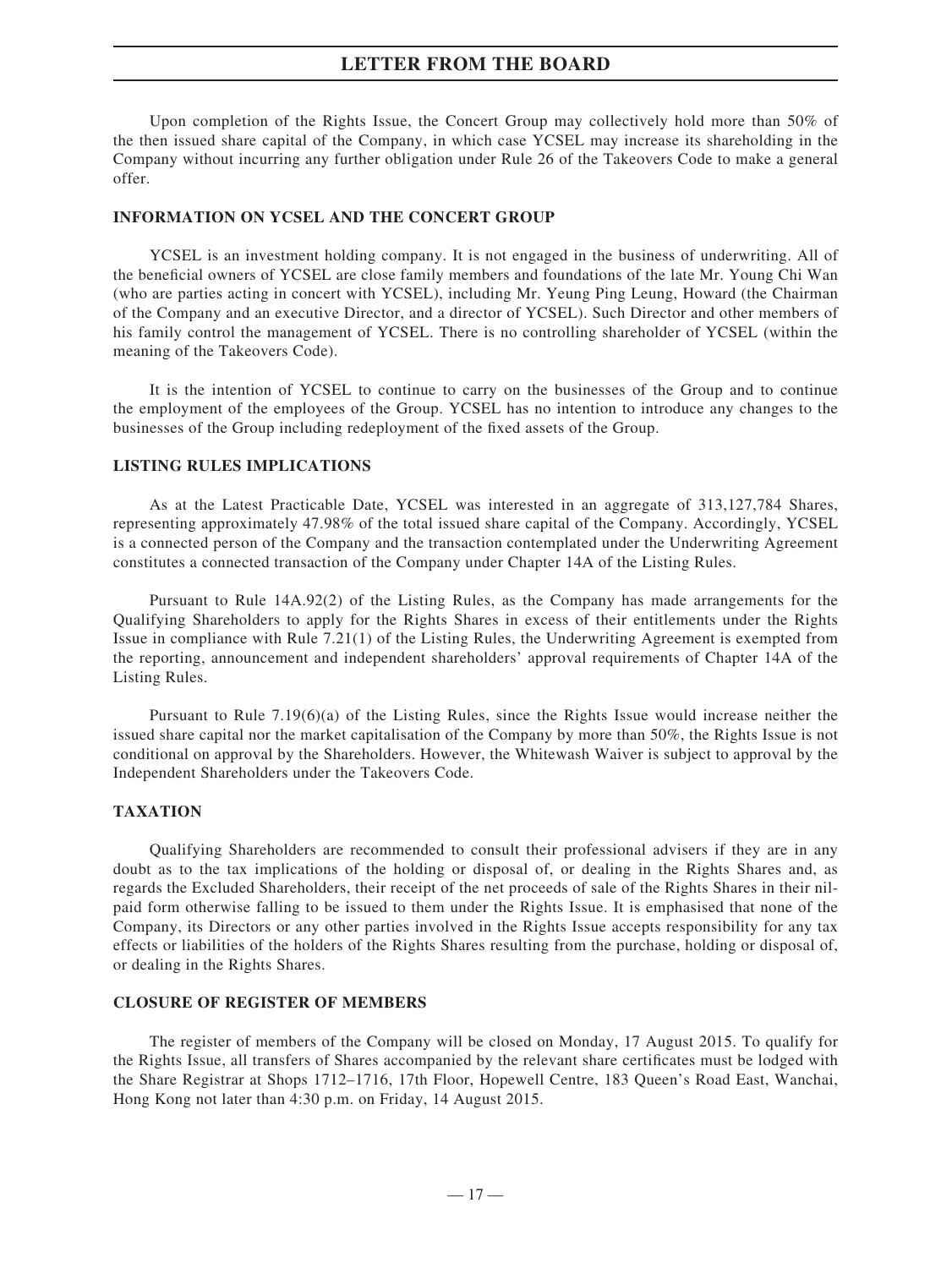Upon completion of the Rights Issue, the Concert Group may collectively hold more than 50% of the then issued share capital of the Company, in which case YCSEL may increase its shareholding in the Company without incurring any further obligation under Rule 26 of the Takeovers Code to make a general offer.

## INFORMATION ON YCSEL AND THE CONCERT GROUP

YCSEL is an investment holding company. It is not engaged in the business of underwriting. All of the beneficial owners of YCSEL are close family members and foundations of the late Mr. Young Chi Wan (who are parties acting in concert with YCSEL), including Mr. Yeung Ping Leung, Howard (the Chairman of the Company and an executive Director, and a director of YCSEL). Such Director and other members of his family control the management of YCSEL. There is no controlling shareholder of YCSEL (within the meaning of the Takeovers Code).

It is the intention of YCSEL to continue to carry on the businesses of the Group and to continue the employment of the employees of the Group. YCSEL has no intention to introduce any changes to the businesses of the Group including redeployment of the fixed assets of the Group.

## LISTING RULES IMPLICATIONS

As at the Latest Practicable Date, YCSEL was interested in an aggregate of 313,127,784 Shares, representing approximately 47.98% of the total issued share capital of the Company. Accordingly, YCSEL is a connected person of the Company and the transaction contemplated under the Underwriting Agreement constitutes a connected transaction of the Company under Chapter 14A of the Listing Rules.

Pursuant to Rule 14A.92(2) of the Listing Rules, as the Company has made arrangements for the Qualifying Shareholders to apply for the Rights Shares in excess of their entitlements under the Rights Issue in compliance with Rule 7.21(1) of the Listing Rules, the Underwriting Agreement is exempted from the reporting, announcement and independent shareholders' approval requirements of Chapter 14A of the Listing Rules.

Pursuant to Rule 7.19(6)(a) of the Listing Rules, since the Rights Issue would increase neither the issued share capital nor the market capitalisation of the Company by more than 50%, the Rights Issue is not conditional on approval by the Shareholders. However, the Whitewash Waiver is subject to approval by the Independent Shareholders under the Takeovers Code.

## TAXATION

Qualifying Shareholders are recommended to consult their professional advisers if they are in any doubt as to the tax implications of the holding or disposal of, or dealing in the Rights Shares and, as regards the Excluded Shareholders, their receipt of the net proceeds of sale of the Rights Shares in their nil-paid form otherwise falling to be issued to them under the Rights Issue. It is emphasised that none of the Company, its Directors or any other parties involved in the Rights Issue accepts responsibility for any tax effects or liabilities of the holders of the Rights Shares resulting from the purchase, holding or disposal of, or dealing in the Rights Shares.

## CLOSURE OF REGISTER OF MEMBERS

The register of members of the Company will be closed on Monday, 17 August 2015. To qualify for the Rights Issue, all transfers of Shares accompanied by the relevant share certificates must be lodged with the Share Registrar at Shops 1712–1716, 17th Floor, Hopewell Centre, 183 Queen's Road East, Wanchai, Hong Kong not later than 4:30 p.m. on Friday, 14 August 2015.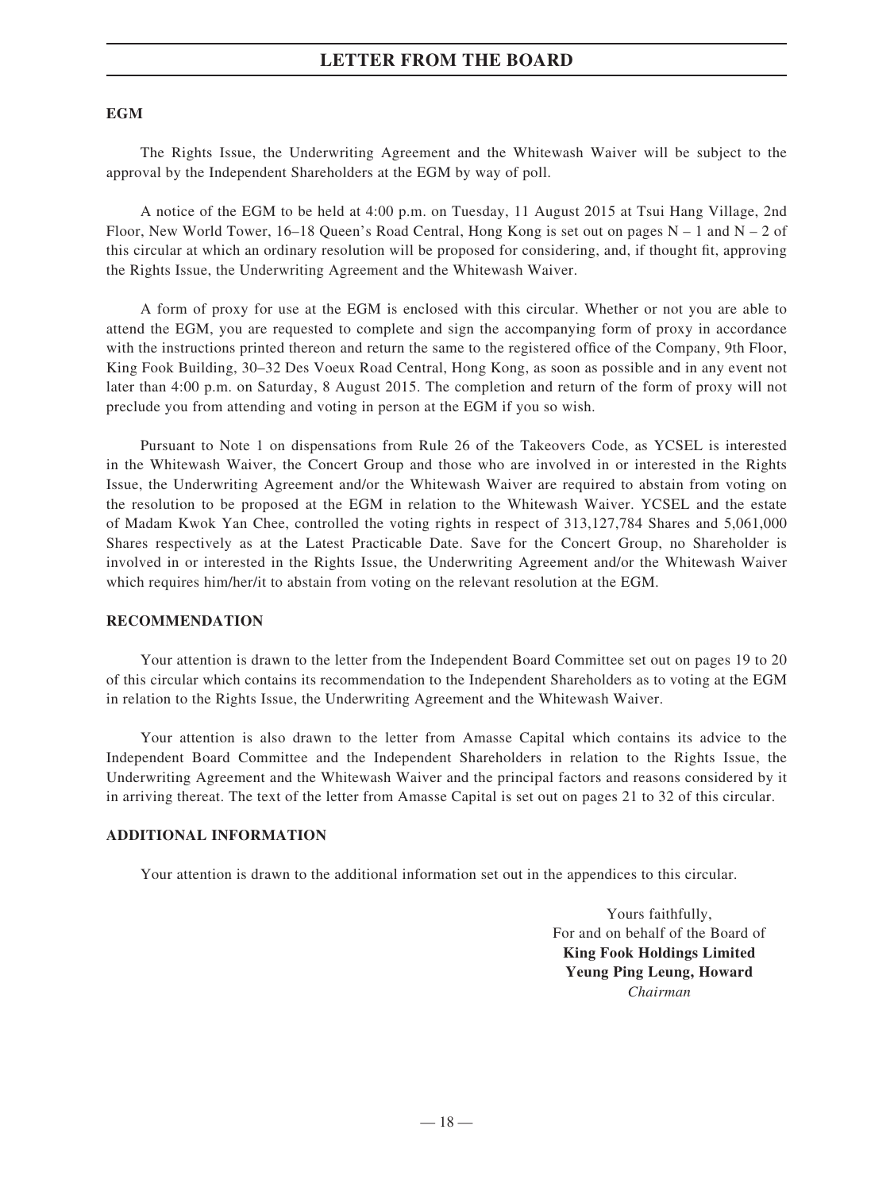**EGM**

The Rights Issue, the Underwriting Agreement and the Whitewash Waiver will be subject to the approval by the Independent Shareholders at the EGM by way of poll.

A notice of the EGM to be held at 4:00 p.m. on Tuesday, 11 August 2015 at Tsui Hang Village, 2nd Floor, New World Tower, 16–18 Queen's Road Central, Hong Kong is set out on pages N – 1 and N – 2 of this circular at which an ordinary resolution will be proposed for considering, and, if thought fit, approving the Rights Issue, the Underwriting Agreement and the Whitewash Waiver.

A form of proxy for use at the EGM is enclosed with this circular. Whether or not you are able to attend the EGM, you are requested to complete and sign the accompanying form of proxy in accordance with the instructions printed thereon and return the same to the registered office of the Company, 9th Floor, King Fook Building, 30–32 Des Voeux Road Central, Hong Kong, as soon as possible and in any event not later than 4:00 p.m. on Saturday, 8 August 2015. The completion and return of the form of proxy will not preclude you from attending and voting in person at the EGM if you so wish.

Pursuant to Note 1 on dispensations from Rule 26 of the Takeovers Code, as YCSEL is interested in the Whitewash Waiver, the Concert Group and those who are involved in or interested in the Rights Issue, the Underwriting Agreement and/or the Whitewash Waiver are required to abstain from voting on the resolution to be proposed at the EGM in relation to the Whitewash Waiver. YCSEL and the estate of Madam Kwok Yan Chee, controlled the voting rights in respect of 313,127,784 Shares and 5,061,000 Shares respectively as at the Latest Practicable Date. Save for the Concert Group, no Shareholder is involved in or interested in the Rights Issue, the Underwriting Agreement and/or the Whitewash Waiver which requires him/her/it to abstain from voting on the relevant resolution at the EGM.

**RECOMMENDATION**

Your attention is drawn to the letter from the Independent Board Committee set out on pages 19 to 20 of this circular which contains its recommendation to the Independent Shareholders as to voting at the EGM in relation to the Rights Issue, the Underwriting Agreement and the Whitewash Waiver.

Your attention is also drawn to the letter from Amasse Capital which contains its advice to the Independent Board Committee and the Independent Shareholders in relation to the Rights Issue, the Underwriting Agreement and the Whitewash Waiver and the principal factors and reasons considered by it in arriving thereat. The text of the letter from Amasse Capital is set out on pages 21 to 32 of this circular.

**ADDITIONAL INFORMATION**

Your attention is drawn to the additional information set out in the appendices to this circular.

Yours faithfully,
For and on behalf of the Board of
**King Fook Holdings Limited**
**Yeung Ping Leung, Howard**
*Chairman*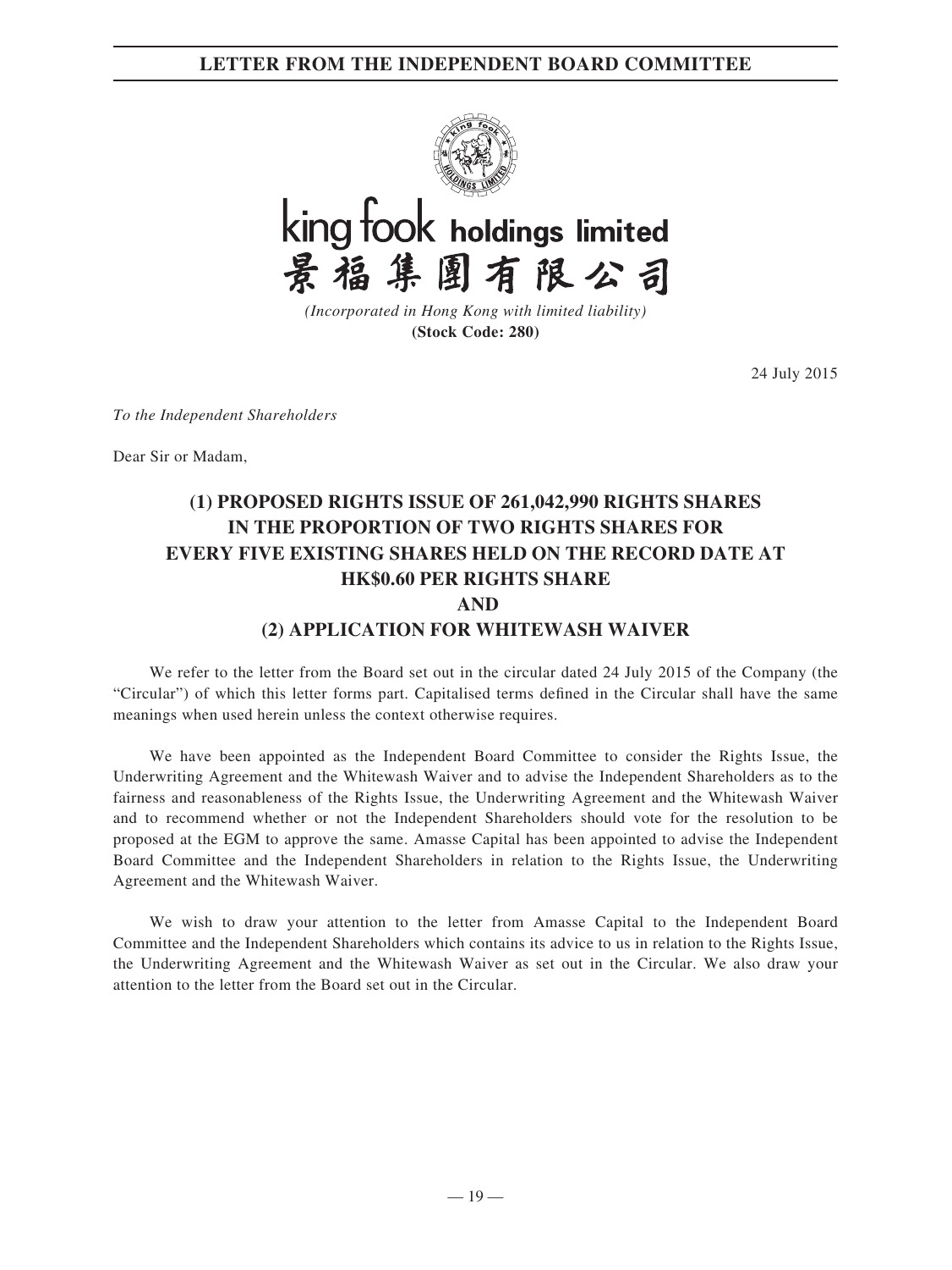**king fook holdings limited**
**景福集團有限公司**

*(Incorporated in Hong Kong with limited liability)*
**(Stock Code: 280)**

24 July 2015

*To the Independent Shareholders*

Dear Sir or Madam,

# (1) PROPOSED RIGHTS ISSUE OF 261,042,990 RIGHTS SHARES IN THE PROPORTION OF TWO RIGHTS SHARES FOR EVERY FIVE EXISTING SHARES HELD ON THE RECORD DATE AT HK$0.60 PER RIGHTS SHARE AND (2) APPLICATION FOR WHITEWASH WAIVER

We refer to the letter from the Board set out in the circular dated 24 July 2015 of the Company (the "Circular") of which this letter forms part. Capitalised terms defined in the Circular shall have the same meanings when used herein unless the context otherwise requires.

We have been appointed as the Independent Board Committee to consider the Rights Issue, the Underwriting Agreement and the Whitewash Waiver and to advise the Independent Shareholders as to the fairness and reasonableness of the Rights Issue, the Underwriting Agreement and the Whitewash Waiver and to recommend whether or not the Independent Shareholders should vote for the resolution to be proposed at the EGM to approve the same. Amasse Capital has been appointed to advise the Independent Board Committee and the Independent Shareholders in relation to the Rights Issue, the Underwriting Agreement and the Whitewash Waiver.

We wish to draw your attention to the letter from Amasse Capital to the Independent Board Committee and the Independent Shareholders which contains its advice to us in relation to the Rights Issue, the Underwriting Agreement and the Whitewash Waiver as set out in the Circular. We also draw your attention to the letter from the Board set out in the Circular.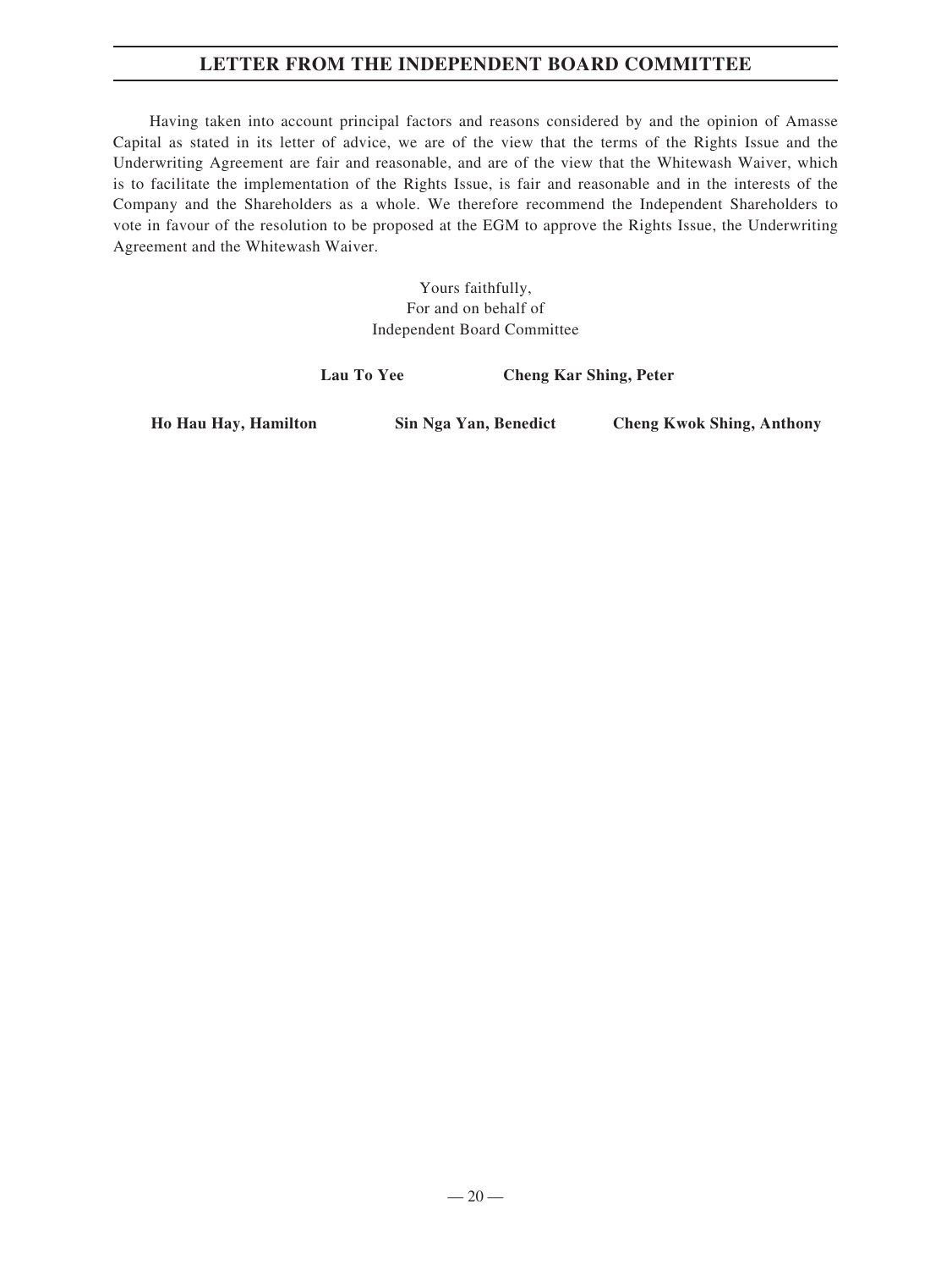Having taken into account principal factors and reasons considered by and the opinion of Amasse Capital as stated in its letter of advice, we are of the view that the terms of the Rights Issue and the Underwriting Agreement are fair and reasonable, and are of the view that the Whitewash Waiver, which is to facilitate the implementation of the Rights Issue, is fair and reasonable and in the interests of the Company and the Shareholders as a whole. We therefore recommend the Independent Shareholders to vote in favour of the resolution to be proposed at the EGM to approve the Rights Issue, the Underwriting Agreement and the Whitewash Waiver.

Yours faithfully,
For and on behalf of
Independent Board Committee

**Lau To Yee** **Cheng Kar Shing, Peter**

**Ho Hau Hay, Hamilton** **Sin Nga Yan, Benedict** **Cheng Kwok Shing, Anthony**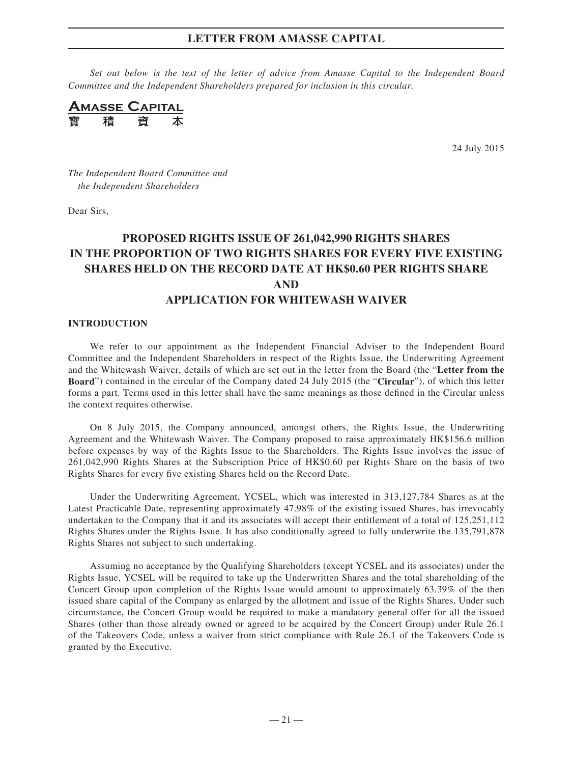*Set out below is the text of the letter of advice from Amasse Capital to the Independent Board Committee and the Independent Shareholders prepared for inclusion in this circular.*

**AMASSE CAPITAL**
**寶 積 資 本**

24 July 2015

*The Independent Board Committee and*
*the Independent Shareholders*

Dear Sirs,

# PROPOSED RIGHTS ISSUE OF 261,042,990 RIGHTS SHARES IN THE PROPORTION OF TWO RIGHTS SHARES FOR EVERY FIVE EXISTING SHARES HELD ON THE RECORD DATE AT HK$0.60 PER RIGHTS SHARE AND APPLICATION FOR WHITEWASH WAIVER

## INTRODUCTION

We refer to our appointment as the Independent Financial Adviser to the Independent Board Committee and the Independent Shareholders in respect of the Rights Issue, the Underwriting Agreement and the Whitewash Waiver, details of which are set out in the letter from the Board (the "**Letter from the Board**") contained in the circular of the Company dated 24 July 2015 (the "**Circular**"), of which this letter forms a part. Terms used in this letter shall have the same meanings as those defined in the Circular unless the context requires otherwise.

On 8 July 2015, the Company announced, amongst others, the Rights Issue, the Underwriting Agreement and the Whitewash Waiver. The Company proposed to raise approximately HK$156.6 million before expenses by way of the Rights Issue to the Shareholders. The Rights Issue involves the issue of 261,042,990 Rights Shares at the Subscription Price of HK$0.60 per Rights Share on the basis of two Rights Shares for every five existing Shares held on the Record Date.

Under the Underwriting Agreement, YCSEL, which was interested in 313,127,784 Shares as at the Latest Practicable Date, representing approximately 47.98% of the existing issued Shares, has irrevocably undertaken to the Company that it and its associates will accept their entitlement of a total of 125,251,112 Rights Shares under the Rights Issue. It has also conditionally agreed to fully underwrite the 135,791,878 Rights Shares not subject to such undertaking.

Assuming no acceptance by the Qualifying Shareholders (except YCSEL and its associates) under the Rights Issue, YCSEL will be required to take up the Underwritten Shares and the total shareholding of the Concert Group upon completion of the Rights Issue would amount to approximately 63.39% of the then issued share capital of the Company as enlarged by the allotment and issue of the Rights Shares. Under such circumstance, the Concert Group would be required to make a mandatory general offer for all the issued Shares (other than those already owned or agreed to be acquired by the Concert Group) under Rule 26.1 of the Takeovers Code, unless a waiver from strict compliance with Rule 26.1 of the Takeovers Code is granted by the Executive.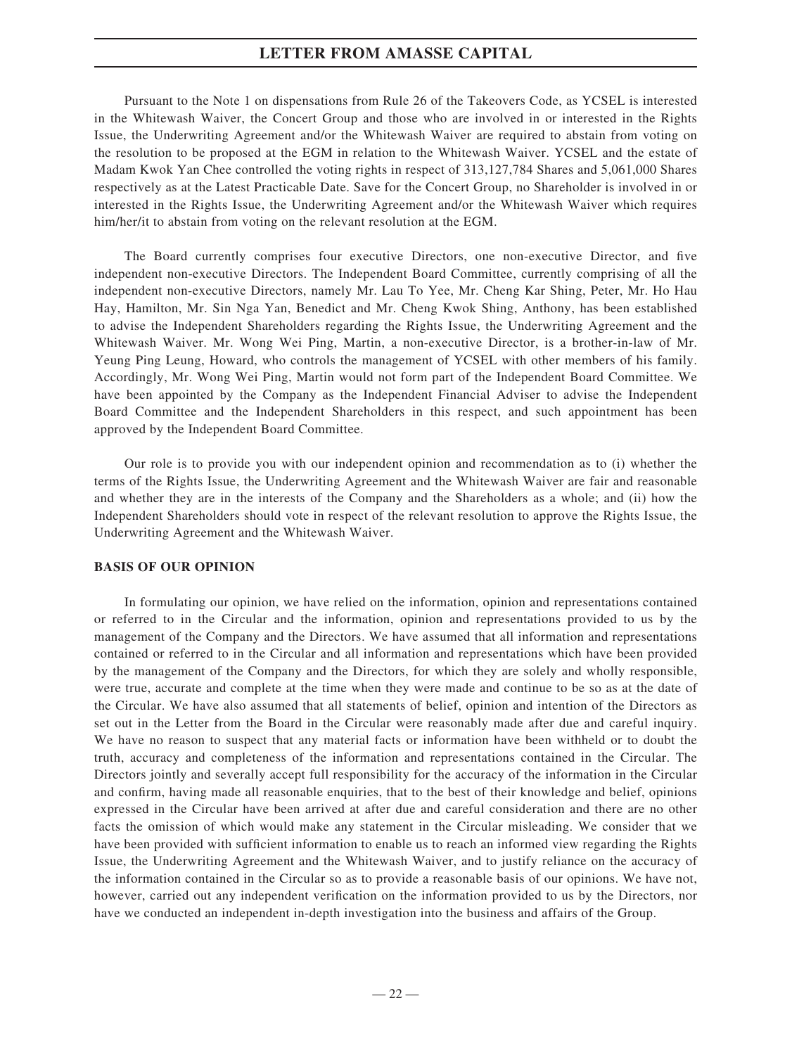Pursuant to the Note 1 on dispensations from Rule 26 of the Takeovers Code, as YCSEL is interested in the Whitewash Waiver, the Concert Group and those who are involved in or interested in the Rights Issue, the Underwriting Agreement and/or the Whitewash Waiver are required to abstain from voting on the resolution to be proposed at the EGM in relation to the Whitewash Waiver. YCSEL and the estate of Madam Kwok Yan Chee controlled the voting rights in respect of 313,127,784 Shares and 5,061,000 Shares respectively as at the Latest Practicable Date. Save for the Concert Group, no Shareholder is involved in or interested in the Rights Issue, the Underwriting Agreement and/or the Whitewash Waiver which requires him/her/it to abstain from voting on the relevant resolution at the EGM.

The Board currently comprises four executive Directors, one non-executive Director, and five independent non-executive Directors. The Independent Board Committee, currently comprising of all the independent non-executive Directors, namely Mr. Lau To Yee, Mr. Cheng Kar Shing, Peter, Mr. Ho Hau Hay, Hamilton, Mr. Sin Nga Yan, Benedict and Mr. Cheng Kwok Shing, Anthony, has been established to advise the Independent Shareholders regarding the Rights Issue, the Underwriting Agreement and the Whitewash Waiver. Mr. Wong Wei Ping, Martin, a non-executive Director, is a brother-in-law of Mr. Yeung Ping Leung, Howard, who controls the management of YCSEL with other members of his family. Accordingly, Mr. Wong Wei Ping, Martin would not form part of the Independent Board Committee. We have been appointed by the Company as the Independent Financial Adviser to advise the Independent Board Committee and the Independent Shareholders in this respect, and such appointment has been approved by the Independent Board Committee.

Our role is to provide you with our independent opinion and recommendation as to (i) whether the terms of the Rights Issue, the Underwriting Agreement and the Whitewash Waiver are fair and reasonable and whether they are in the interests of the Company and the Shareholders as a whole; and (ii) how the Independent Shareholders should vote in respect of the relevant resolution to approve the Rights Issue, the Underwriting Agreement and the Whitewash Waiver.

## BASIS OF OUR OPINION

In formulating our opinion, we have relied on the information, opinion and representations contained or referred to in the Circular and the information, opinion and representations provided to us by the management of the Company and the Directors. We have assumed that all information and representations contained or referred to in the Circular and all information and representations which have been provided by the management of the Company and the Directors, for which they are solely and wholly responsible, were true, accurate and complete at the time when they were made and continue to be so as at the date of the Circular. We have also assumed that all statements of belief, opinion and intention of the Directors as set out in the Letter from the Board in the Circular were reasonably made after due and careful inquiry. We have no reason to suspect that any material facts or information have been withheld or to doubt the truth, accuracy and completeness of the information and representations contained in the Circular. The Directors jointly and severally accept full responsibility for the accuracy of the information in the Circular and confirm, having made all reasonable enquiries, that to the best of their knowledge and belief, opinions expressed in the Circular have been arrived at after due and careful consideration and there are no other facts the omission of which would make any statement in the Circular misleading. We consider that we have been provided with sufficient information to enable us to reach an informed view regarding the Rights Issue, the Underwriting Agreement and the Whitewash Waiver, and to justify reliance on the accuracy of the information contained in the Circular so as to provide a reasonable basis of our opinions. We have not, however, carried out any independent verification on the information provided to us by the Directors, nor have we conducted an independent in-depth investigation into the business and affairs of the Group.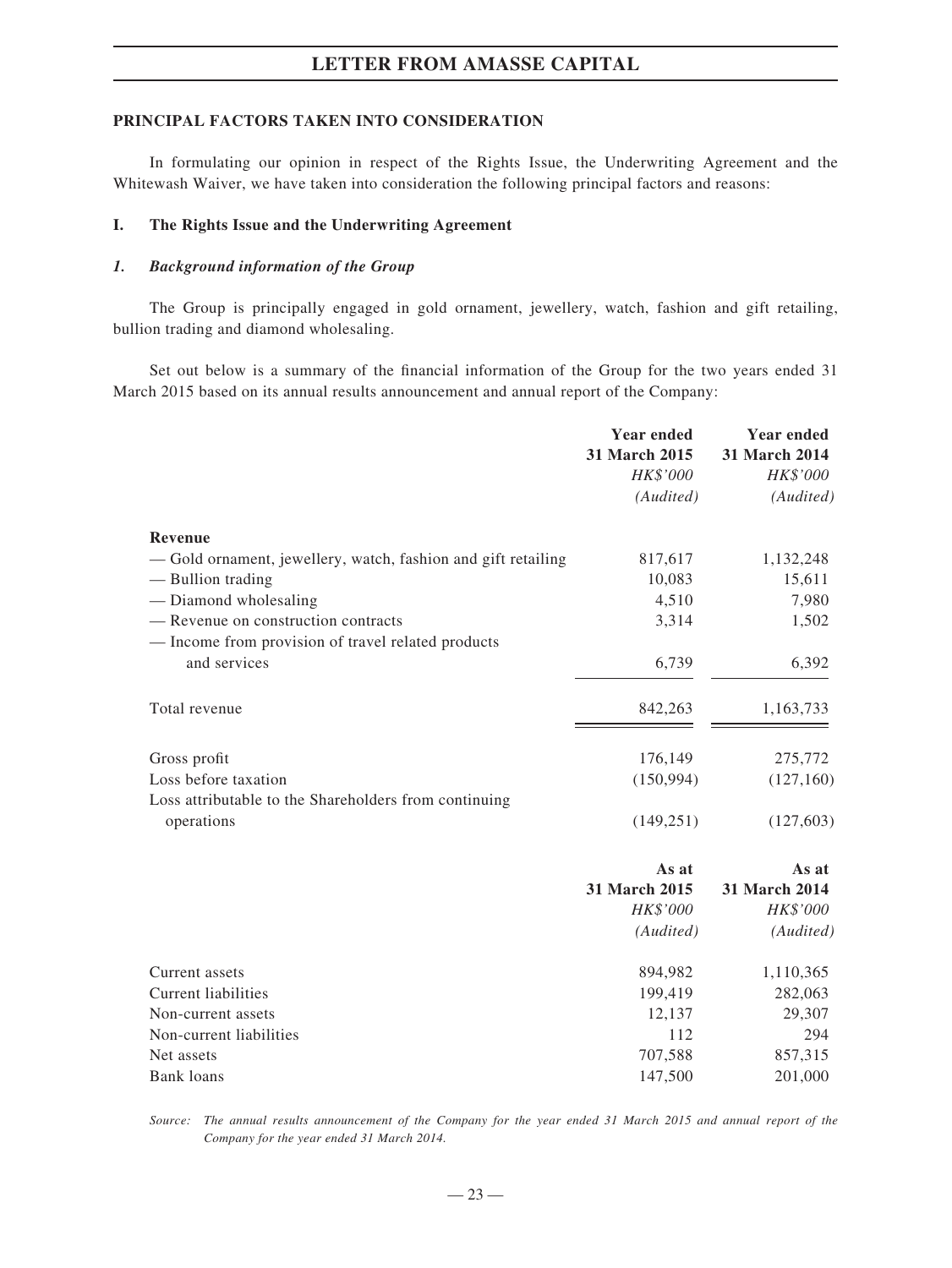## PRINCIPAL FACTORS TAKEN INTO CONSIDERATION

In formulating our opinion in respect of the Rights Issue, the Underwriting Agreement and the Whitewash Waiver, we have taken into consideration the following principal factors and reasons:

### I. The Rights Issue and the Underwriting Agreement

#### *1. Background information of the Group*

The Group is principally engaged in gold ornament, jewellery, watch, fashion and gift retailing, bullion trading and diamond wholesaling.

Set out below is a summary of the financial information of the Group for the two years ended 31 March 2015 based on its annual results announcement and annual report of the Company:

| | **Year ended 31 March 2015** | **Year ended 31 March 2014** |
|---|---|---|
| | *HK$'000* | *HK$'000* |
| | *(Audited)* | *(Audited)* |
| **Revenue** | | |
| — Gold ornament, jewellery, watch, fashion and gift retailing | 817,617 | 1,132,248 |
| — Bullion trading | 10,083 | 15,611 |
| — Diamond wholesaling | 4,510 | 7,980 |
| — Revenue on construction contracts | 3,314 | 1,502 |
| — Income from provision of travel related products and services | 6,739 | 6,392 |
| Total revenue | 842,263 | 1,163,733 |
| Gross profit | 176,149 | 275,772 |
| Loss before taxation | (150,994) | (127,160) |
| Loss attributable to the Shareholders from continuing operations | (149,251) | (127,603) |

| | **As at 31 March 2015** | **As at 31 March 2014** |
|---|---|---|
| | *HK$'000* | *HK$'000* |
| | *(Audited)* | *(Audited)* |
| Current assets | 894,982 | 1,110,365 |
| Current liabilities | 199,419 | 282,063 |
| Non-current assets | 12,137 | 29,307 |
| Non-current liabilities | 112 | 294 |
| Net assets | 707,588 | 857,315 |
| Bank loans | 147,500 | 201,000 |

*Source: The annual results announcement of the Company for the year ended 31 March 2015 and annual report of the Company for the year ended 31 March 2014.*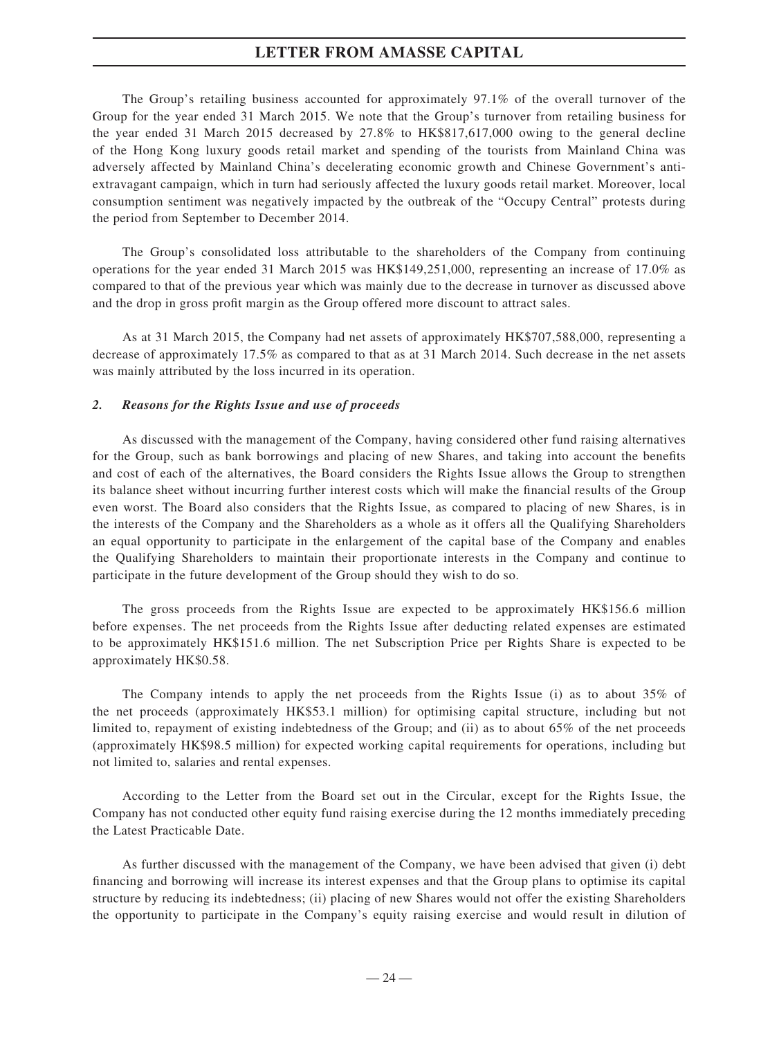The Group's retailing business accounted for approximately 97.1% of the overall turnover of the Group for the year ended 31 March 2015. We note that the Group's turnover from retailing business for the year ended 31 March 2015 decreased by 27.8% to HK$817,617,000 owing to the general decline of the Hong Kong luxury goods retail market and spending of the tourists from Mainland China was adversely affected by Mainland China's decelerating economic growth and Chinese Government's anti-extravagant campaign, which in turn had seriously affected the luxury goods retail market. Moreover, local consumption sentiment was negatively impacted by the outbreak of the "Occupy Central" protests during the period from September to December 2014.

The Group's consolidated loss attributable to the shareholders of the Company from continuing operations for the year ended 31 March 2015 was HK$149,251,000, representing an increase of 17.0% as compared to that of the previous year which was mainly due to the decrease in turnover as discussed above and the drop in gross profit margin as the Group offered more discount to attract sales.

As at 31 March 2015, the Company had net assets of approximately HK$707,588,000, representing a decrease of approximately 17.5% as compared to that as at 31 March 2014. Such decrease in the net assets was mainly attributed by the loss incurred in its operation.

### *2. Reasons for the Rights Issue and use of proceeds*

As discussed with the management of the Company, having considered other fund raising alternatives for the Group, such as bank borrowings and placing of new Shares, and taking into account the benefits and cost of each of the alternatives, the Board considers the Rights Issue allows the Group to strengthen its balance sheet without incurring further interest costs which will make the financial results of the Group even worst. The Board also considers that the Rights Issue, as compared to placing of new Shares, is in the interests of the Company and the Shareholders as a whole as it offers all the Qualifying Shareholders an equal opportunity to participate in the enlargement of the capital base of the Company and enables the Qualifying Shareholders to maintain their proportionate interests in the Company and continue to participate in the future development of the Group should they wish to do so.

The gross proceeds from the Rights Issue are expected to be approximately HK$156.6 million before expenses. The net proceeds from the Rights Issue after deducting related expenses are estimated to be approximately HK$151.6 million. The net Subscription Price per Rights Share is expected to be approximately HK$0.58.

The Company intends to apply the net proceeds from the Rights Issue (i) as to about 35% of the net proceeds (approximately HK$53.1 million) for optimising capital structure, including but not limited to, repayment of existing indebtedness of the Group; and (ii) as to about 65% of the net proceeds (approximately HK$98.5 million) for expected working capital requirements for operations, including but not limited to, salaries and rental expenses.

According to the Letter from the Board set out in the Circular, except for the Rights Issue, the Company has not conducted other equity fund raising exercise during the 12 months immediately preceding the Latest Practicable Date.

As further discussed with the management of the Company, we have been advised that given (i) debt financing and borrowing will increase its interest expenses and that the Group plans to optimise its capital structure by reducing its indebtedness; (ii) placing of new Shares would not offer the existing Shareholders the opportunity to participate in the Company's equity raising exercise and would result in dilution of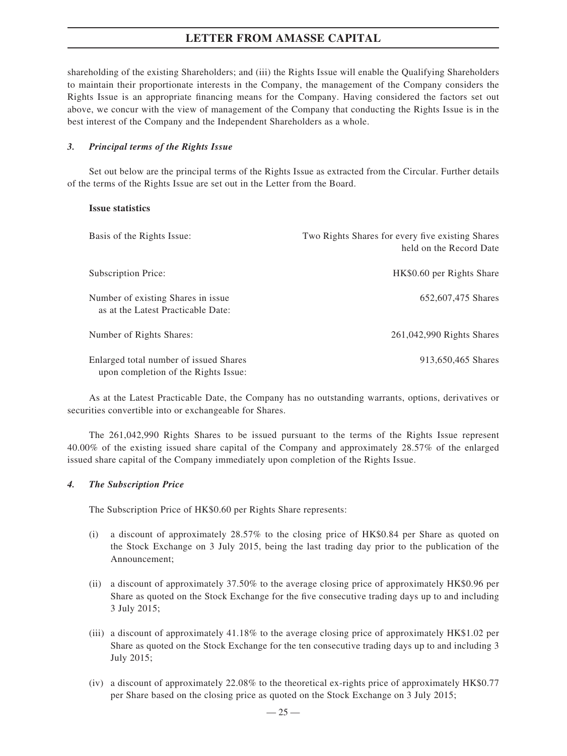shareholding of the existing Shareholders; and (iii) the Rights Issue will enable the Qualifying Shareholders to maintain their proportionate interests in the Company, the management of the Company considers the Rights Issue is an appropriate financing means for the Company. Having considered the factors set out above, we concur with the view of management of the Company that conducting the Rights Issue is in the best interest of the Company and the Independent Shareholders as a whole.

### *3. Principal terms of the Rights Issue*

Set out below are the principal terms of the Rights Issue as extracted from the Circular. Further details of the terms of the Rights Issue are set out in the Letter from the Board.

**Issue statistics**

| | |
|---|---|
| Basis of the Rights Issue: | Two Rights Shares for every five existing Shares held on the Record Date |
| Subscription Price: | HK$0.60 per Rights Share |
| Number of existing Shares in issue as at the Latest Practicable Date: | 652,607,475 Shares |
| Number of Rights Shares: | 261,042,990 Rights Shares |
| Enlarged total number of issued Shares upon completion of the Rights Issue: | 913,650,465 Shares |

As at the Latest Practicable Date, the Company has no outstanding warrants, options, derivatives or securities convertible into or exchangeable for Shares.

The 261,042,990 Rights Shares to be issued pursuant to the terms of the Rights Issue represent 40.00% of the existing issued share capital of the Company and approximately 28.57% of the enlarged issued share capital of the Company immediately upon completion of the Rights Issue.

### *4. The Subscription Price*

The Subscription Price of HK$0.60 per Rights Share represents:

(i) a discount of approximately 28.57% to the closing price of HK$0.84 per Share as quoted on the Stock Exchange on 3 July 2015, being the last trading day prior to the publication of the Announcement;

(ii) a discount of approximately 37.50% to the average closing price of approximately HK$0.96 per Share as quoted on the Stock Exchange for the five consecutive trading days up to and including 3 July 2015;

(iii) a discount of approximately 41.18% to the average closing price of approximately HK$1.02 per Share as quoted on the Stock Exchange for the ten consecutive trading days up to and including 3 July 2015;

(iv) a discount of approximately 22.08% to the theoretical ex-rights price of approximately HK$0.77 per Share based on the closing price as quoted on the Stock Exchange on 3 July 2015;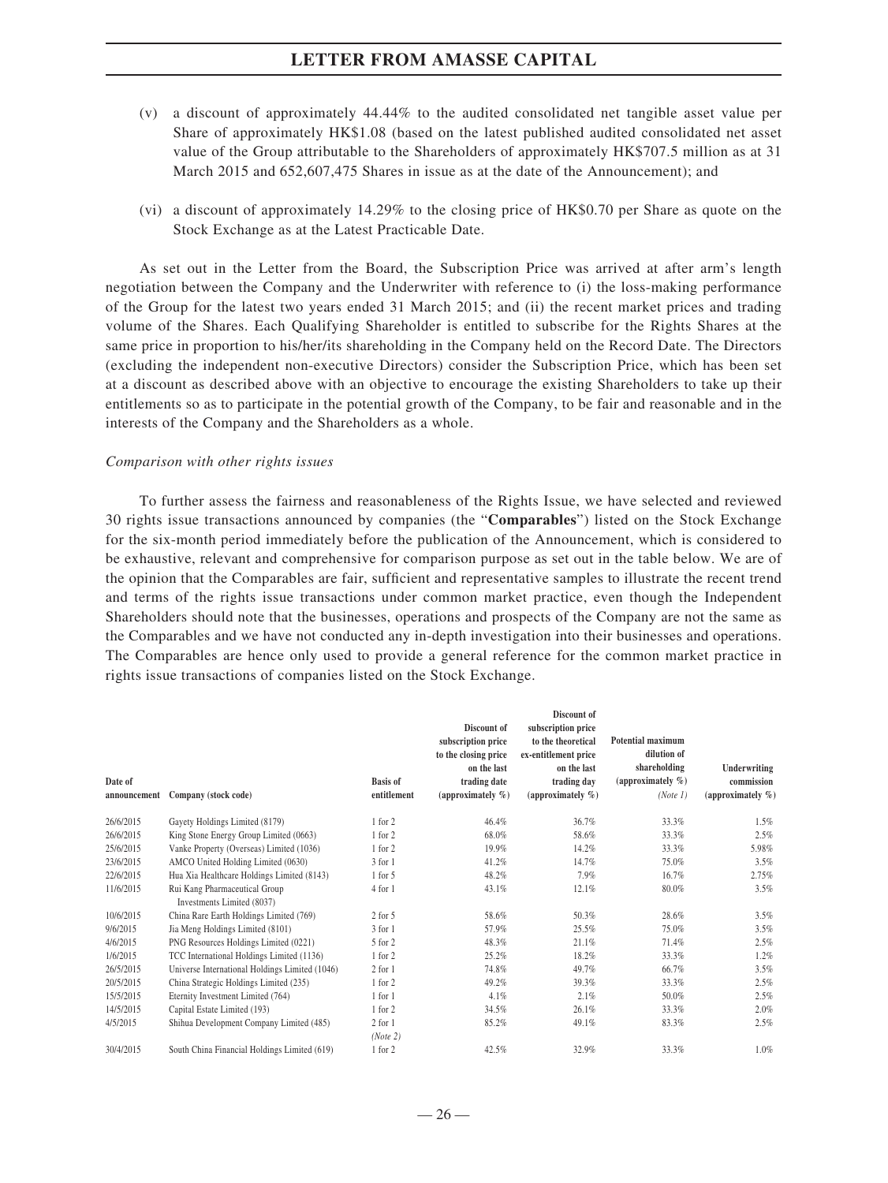(v) a discount of approximately 44.44% to the audited consolidated net tangible asset value per Share of approximately HK$1.08 (based on the latest published audited consolidated net asset value of the Group attributable to the Shareholders of approximately HK$707.5 million as at 31 March 2015 and 652,607,475 Shares in issue as at the date of the Announcement); and

(vi) a discount of approximately 14.29% to the closing price of HK$0.70 per Share as quote on the Stock Exchange as at the Latest Practicable Date.

As set out in the Letter from the Board, the Subscription Price was arrived at after arm's length negotiation between the Company and the Underwriter with reference to (i) the loss-making performance of the Group for the latest two years ended 31 March 2015; and (ii) the recent market prices and trading volume of the Shares. Each Qualifying Shareholder is entitled to subscribe for the Rights Shares at the same price in proportion to his/her/its shareholding in the Company held on the Record Date. The Directors (excluding the independent non-executive Directors) consider the Subscription Price, which has been set at a discount as described above with an objective to encourage the existing Shareholders to take up their entitlements so as to participate in the potential growth of the Company, to be fair and reasonable and in the interests of the Company and the Shareholders as a whole.

*Comparison with other rights issues*

To further assess the fairness and reasonableness of the Rights Issue, we have selected and reviewed 30 rights issue transactions announced by companies (the "**Comparables**") listed on the Stock Exchange for the six-month period immediately before the publication of the Announcement, which is considered to be exhaustive, relevant and comprehensive for comparison purpose as set out in the table below. We are of the opinion that the Comparables are fair, sufficient and representative samples to illustrate the recent trend and terms of the rights issue transactions under common market practice, even though the Independent Shareholders should note that the businesses, operations and prospects of the Company are not the same as the Comparables and we have not conducted any in-depth investigation into their businesses and operations. The Comparables are hence only used to provide a general reference for the common market practice in rights issue transactions of companies listed on the Stock Exchange.

| Date of announcement | Company (stock code) | Basis of entitlement | Discount of subscription price to the closing price on the last trading date (approximately %) | Discount of subscription price to the theoretical ex-entitlement price on the last trading day (approximately %) | Potential maximum dilution of shareholding (approximately %) (Note 1) | Underwriting commission (approximately %) |
|---|---|---|---|---|---|---|
| 26/6/2015 | Gayety Holdings Limited (8179) | 1 for 2 | 46.4% | 36.7% | 33.3% | 1.5% |
| 26/6/2015 | King Stone Energy Group Limited (0663) | 1 for 2 | 68.0% | 58.6% | 33.3% | 2.5% |
| 25/6/2015 | Vanke Property (Overseas) Limited (1036) | 1 for 2 | 19.9% | 14.2% | 33.3% | 5.98% |
| 23/6/2015 | AMCO United Holding Limited (0630) | 3 for 1 | 41.2% | 14.7% | 75.0% | 3.5% |
| 22/6/2015 | Hua Xia Healthcare Holdings Limited (8143) | 1 for 5 | 48.2% | 7.9% | 16.7% | 2.75% |
| 11/6/2015 | Rui Kang Pharmaceutical Group Investments Limited (8037) | 4 for 1 | 43.1% | 12.1% | 80.0% | 3.5% |
| 10/6/2015 | China Rare Earth Holdings Limited (769) | 2 for 5 | 58.6% | 50.3% | 28.6% | 3.5% |
| 9/6/2015 | Jia Meng Holdings Limited (8101) | 3 for 1 | 57.9% | 25.5% | 75.0% | 3.5% |
| 4/6/2015 | PNG Resources Holdings Limited (0221) | 5 for 2 | 48.3% | 21.1% | 71.4% | 2.5% |
| 1/6/2015 | TCC International Holdings Limited (1136) | 1 for 2 | 25.2% | 18.2% | 33.3% | 1.2% |
| 26/5/2015 | Universe International Holdings Limited (1046) | 2 for 1 | 74.8% | 49.7% | 66.7% | 3.5% |
| 20/5/2015 | China Strategic Holdings Limited (235) | 1 for 2 | 49.2% | 39.3% | 33.3% | 2.5% |
| 15/5/2015 | Eternity Investment Limited (764) | 1 for 1 | 4.1% | 2.1% | 50.0% | 2.5% |
| 14/5/2015 | Capital Estate Limited (193) | 1 for 2 | 34.5% | 26.1% | 33.3% | 2.0% |
| 4/5/2015 | Shihua Development Company Limited (485) | 2 for 1 (Note 2) | 85.2% | 49.1% | 83.3% | 2.5% |
| 30/4/2015 | South China Financial Holdings Limited (619) | 1 for 2 | 42.5% | 32.9% | 33.3% | 1.0% |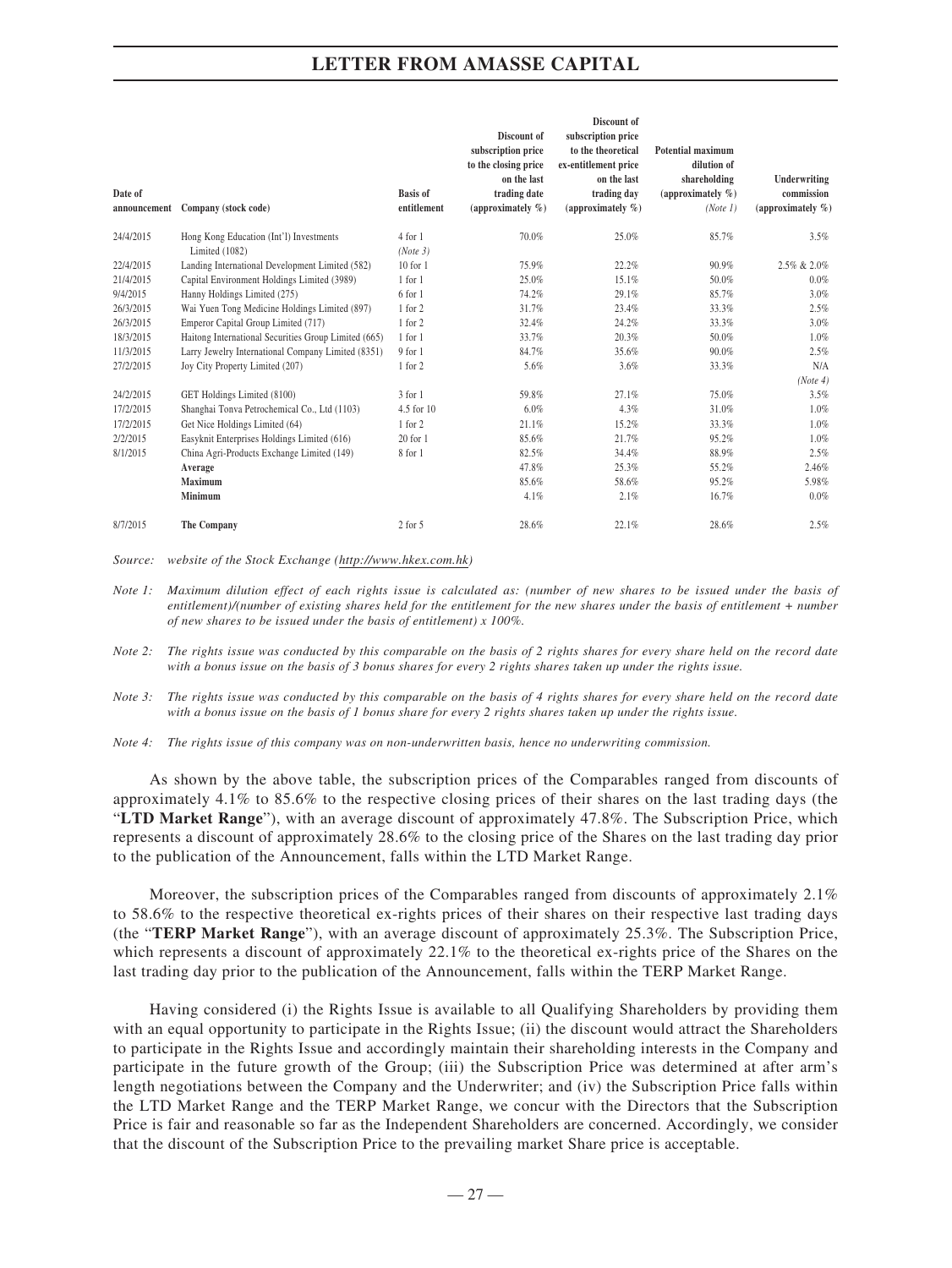| Date of announcement | Company (stock code) | Basis of entitlement | Discount of subscription price to the closing price on the last trading date (approximately %) | Discount of subscription price to the theoretical ex-entitlement price on the last trading day (approximately %) | Potential maximum dilution of shareholding (approximately %) *(Note 1)* | Underwriting commission (approximately %) |
|---|---|---|---|---|---|---|
| 24/4/2015 | Hong Kong Education (Int'l) Investments Limited (1082) | 4 for 1 *(Note 3)* | 70.0% | 25.0% | 85.7% | 3.5% |
| 22/4/2015 | Landing International Development Limited (582) | 10 for 1 | 75.9% | 22.2% | 90.9% | 2.5% & 2.0% |
| 21/4/2015 | Capital Environment Holdings Limited (3989) | 1 for 1 | 25.0% | 15.1% | 50.0% | 0.0% |
| 9/4/2015 | Hanny Holdings Limited (275) | 6 for 1 | 74.2% | 29.1% | 85.7% | 3.0% |
| 26/3/2015 | Wai Yuen Tong Medicine Holdings Limited (897) | 1 for 2 | 31.7% | 23.4% | 33.3% | 2.5% |
| 26/3/2015 | Emperor Capital Group Limited (717) | 1 for 2 | 32.4% | 24.2% | 33.3% | 3.0% |
| 18/3/2015 | Haitong International Securities Group Limited (665) | 1 for 1 | 33.7% | 20.3% | 50.0% | 1.0% |
| 11/3/2015 | Larry Jewelry International Company Limited (8351) | 9 for 1 | 84.7% | 35.6% | 90.0% | 2.5% |
| 27/2/2015 | Joy City Property Limited (207) | 1 for 2 | 5.6% | 3.6% | 33.3% | N/A *(Note 4)* |
| 24/2/2015 | GET Holdings Limited (8100) | 3 for 1 | 59.8% | 27.1% | 75.0% | 3.5% |
| 17/2/2015 | Shanghai Tonva Petrochemical Co., Ltd (1103) | 4.5 for 10 | 6.0% | 4.3% | 31.0% | 1.0% |
| 17/2/2015 | Get Nice Holdings Limited (64) | 1 for 2 | 21.1% | 15.2% | 33.3% | 1.0% |
| 2/2/2015 | Easyknit Enterprises Holdings Limited (616) | 20 for 1 | 85.6% | 21.7% | 95.2% | 1.0% |
| 8/1/2015 | China Agri-Products Exchange Limited (149) | 8 for 1 | 82.5% | 34.4% | 88.9% | 2.5% |
| | **Average** | | 47.8% | 25.3% | 55.2% | 2.46% |
| | **Maximum** | | 85.6% | 58.6% | 95.2% | 5.98% |
| | **Minimum** | | 4.1% | 2.1% | 16.7% | 0.0% |
| 8/7/2015 | **The Company** | 2 for 5 | 28.6% | 22.1% | 28.6% | 2.5% |

*Source: website of the Stock Exchange (http://www.hkex.com.hk)*

*Note 1: Maximum dilution effect of each rights issue is calculated as: (number of new shares to be issued under the basis of entitlement)/(number of existing shares held for the entitlement for the new shares under the basis of entitlement + number of new shares to be issued under the basis of entitlement) x 100%.*

*Note 2: The rights issue was conducted by this comparable on the basis of 2 rights shares for every share held on the record date with a bonus issue on the basis of 3 bonus shares for every 2 rights shares taken up under the rights issue.*

*Note 3: The rights issue was conducted by this comparable on the basis of 4 rights shares for every share held on the record date with a bonus issue on the basis of 1 bonus share for every 2 rights shares taken up under the rights issue.*

*Note 4: The rights issue of this company was on non-underwritten basis, hence no underwriting commission.*

As shown by the above table, the subscription prices of the Comparables ranged from discounts of approximately 4.1% to 85.6% to the respective closing prices of their shares on the last trading days (the "**LTD Market Range**"), with an average discount of approximately 47.8%. The Subscription Price, which represents a discount of approximately 28.6% to the closing price of the Shares on the last trading day prior to the publication of the Announcement, falls within the LTD Market Range.

Moreover, the subscription prices of the Comparables ranged from discounts of approximately 2.1% to 58.6% to the respective theoretical ex-rights prices of their shares on their respective last trading days (the "**TERP Market Range**"), with an average discount of approximately 25.3%. The Subscription Price, which represents a discount of approximately 22.1% to the theoretical ex-rights price of the Shares on the last trading day prior to the publication of the Announcement, falls within the TERP Market Range.

Having considered (i) the Rights Issue is available to all Qualifying Shareholders by providing them with an equal opportunity to participate in the Rights Issue; (ii) the discount would attract the Shareholders to participate in the Rights Issue and accordingly maintain their shareholding interests in the Company and participate in the future growth of the Group; (iii) the Subscription Price was determined at after arm's length negotiations between the Company and the Underwriter; and (iv) the Subscription Price falls within the LTD Market Range and the TERP Market Range, we concur with the Directors that the Subscription Price is fair and reasonable so far as the Independent Shareholders are concerned. Accordingly, we consider that the discount of the Subscription Price to the prevailing market Share price is acceptable.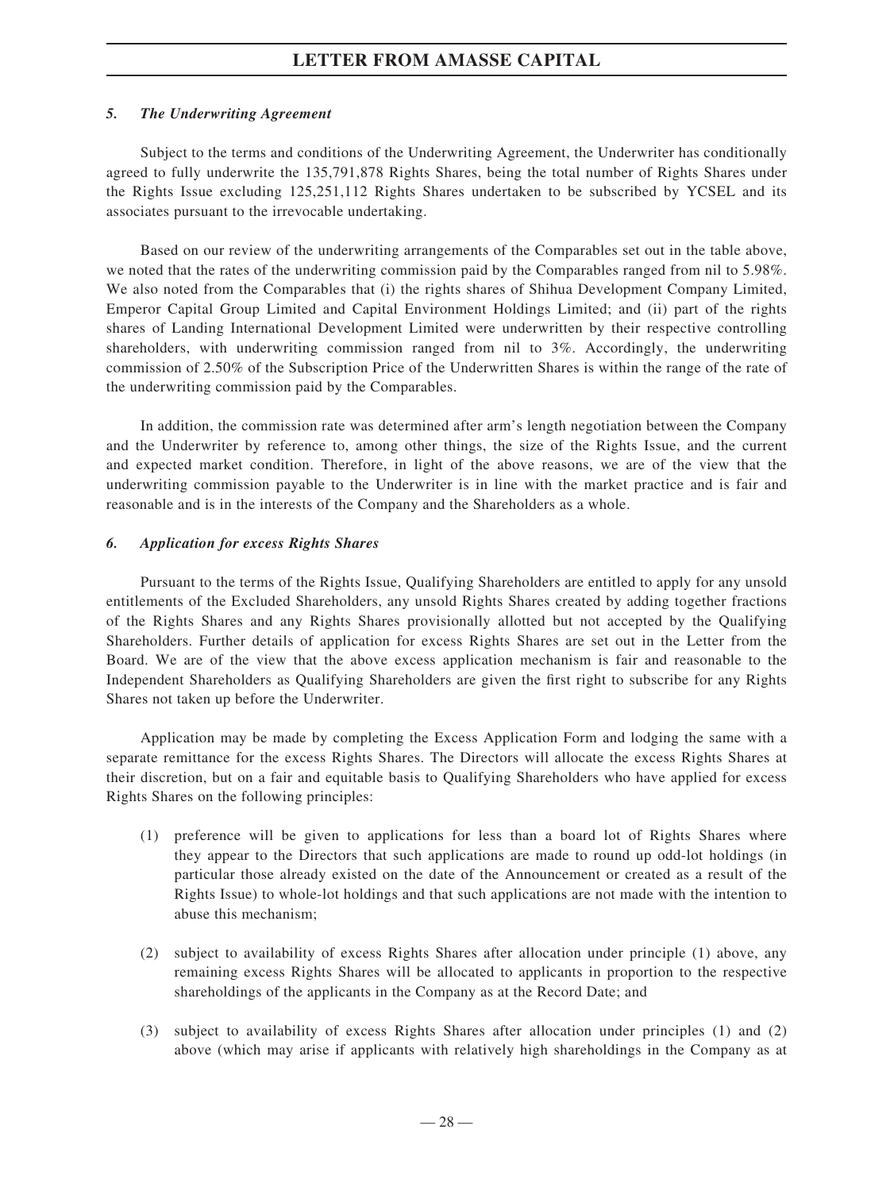### *5. The Underwriting Agreement*

Subject to the terms and conditions of the Underwriting Agreement, the Underwriter has conditionally agreed to fully underwrite the 135,791,878 Rights Shares, being the total number of Rights Shares under the Rights Issue excluding 125,251,112 Rights Shares undertaken to be subscribed by YCSEL and its associates pursuant to the irrevocable undertaking.

Based on our review of the underwriting arrangements of the Comparables set out in the table above, we noted that the rates of the underwriting commission paid by the Comparables ranged from nil to 5.98%. We also noted from the Comparables that (i) the rights shares of Shihua Development Company Limited, Emperor Capital Group Limited and Capital Environment Holdings Limited; and (ii) part of the rights shares of Landing International Development Limited were underwritten by their respective controlling shareholders, with underwriting commission ranged from nil to 3%. Accordingly, the underwriting commission of 2.50% of the Subscription Price of the Underwritten Shares is within the range of the rate of the underwriting commission paid by the Comparables.

In addition, the commission rate was determined after arm's length negotiation between the Company and the Underwriter by reference to, among other things, the size of the Rights Issue, and the current and expected market condition. Therefore, in light of the above reasons, we are of the view that the underwriting commission payable to the Underwriter is in line with the market practice and is fair and reasonable and is in the interests of the Company and the Shareholders as a whole.

### *6. Application for excess Rights Shares*

Pursuant to the terms of the Rights Issue, Qualifying Shareholders are entitled to apply for any unsold entitlements of the Excluded Shareholders, any unsold Rights Shares created by adding together fractions of the Rights Shares and any Rights Shares provisionally allotted but not accepted by the Qualifying Shareholders. Further details of application for excess Rights Shares are set out in the Letter from the Board. We are of the view that the above excess application mechanism is fair and reasonable to the Independent Shareholders as Qualifying Shareholders are given the first right to subscribe for any Rights Shares not taken up before the Underwriter.

Application may be made by completing the Excess Application Form and lodging the same with a separate remittance for the excess Rights Shares. The Directors will allocate the excess Rights Shares at their discretion, but on a fair and equitable basis to Qualifying Shareholders who have applied for excess Rights Shares on the following principles:

(1) preference will be given to applications for less than a board lot of Rights Shares where they appear to the Directors that such applications are made to round up odd-lot holdings (in particular those already existed on the date of the Announcement or created as a result of the Rights Issue) to whole-lot holdings and that such applications are not made with the intention to abuse this mechanism;

(2) subject to availability of excess Rights Shares after allocation under principle (1) above, any remaining excess Rights Shares will be allocated to applicants in proportion to the respective shareholdings of the applicants in the Company as at the Record Date; and

(3) subject to availability of excess Rights Shares after allocation under principles (1) and (2) above (which may arise if applicants with relatively high shareholdings in the Company as at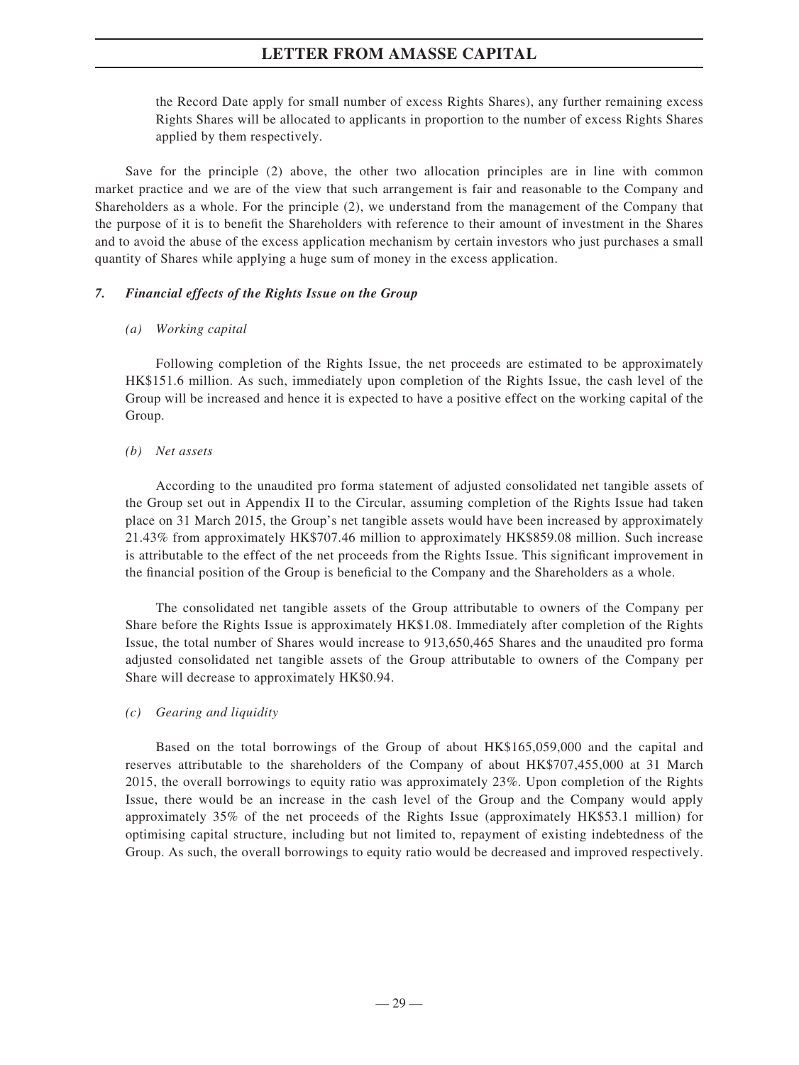the Record Date apply for small number of excess Rights Shares), any further remaining excess Rights Shares will be allocated to applicants in proportion to the number of excess Rights Shares applied by them respectively.

Save for the principle (2) above, the other two allocation principles are in line with common market practice and we are of the view that such arrangement is fair and reasonable to the Company and Shareholders as a whole. For the principle (2), we understand from the management of the Company that the purpose of it is to benefit the Shareholders with reference to their amount of investment in the Shares and to avoid the abuse of the excess application mechanism by certain investors who just purchases a small quantity of Shares while applying a huge sum of money in the excess application.

### *7. Financial effects of the Rights Issue on the Group*

*(a) Working capital*

Following completion of the Rights Issue, the net proceeds are estimated to be approximately HK$151.6 million. As such, immediately upon completion of the Rights Issue, the cash level of the Group will be increased and hence it is expected to have a positive effect on the working capital of the Group.

*(b) Net assets*

According to the unaudited pro forma statement of adjusted consolidated net tangible assets of the Group set out in Appendix II to the Circular, assuming completion of the Rights Issue had taken place on 31 March 2015, the Group's net tangible assets would have been increased by approximately 21.43% from approximately HK$707.46 million to approximately HK$859.08 million. Such increase is attributable to the effect of the net proceeds from the Rights Issue. This significant improvement in the financial position of the Group is beneficial to the Company and the Shareholders as a whole.

The consolidated net tangible assets of the Group attributable to owners of the Company per Share before the Rights Issue is approximately HK$1.08. Immediately after completion of the Rights Issue, the total number of Shares would increase to 913,650,465 Shares and the unaudited pro forma adjusted consolidated net tangible assets of the Group attributable to owners of the Company per Share will decrease to approximately HK$0.94.

*(c) Gearing and liquidity*

Based on the total borrowings of the Group of about HK$165,059,000 and the capital and reserves attributable to the shareholders of the Company of about HK$707,455,000 at 31 March 2015, the overall borrowings to equity ratio was approximately 23%. Upon completion of the Rights Issue, there would be an increase in the cash level of the Group and the Company would apply approximately 35% of the net proceeds of the Rights Issue (approximately HK$53.1 million) for optimising capital structure, including but not limited to, repayment of existing indebtedness of the Group. As such, the overall borrowings to equity ratio would be decreased and improved respectively.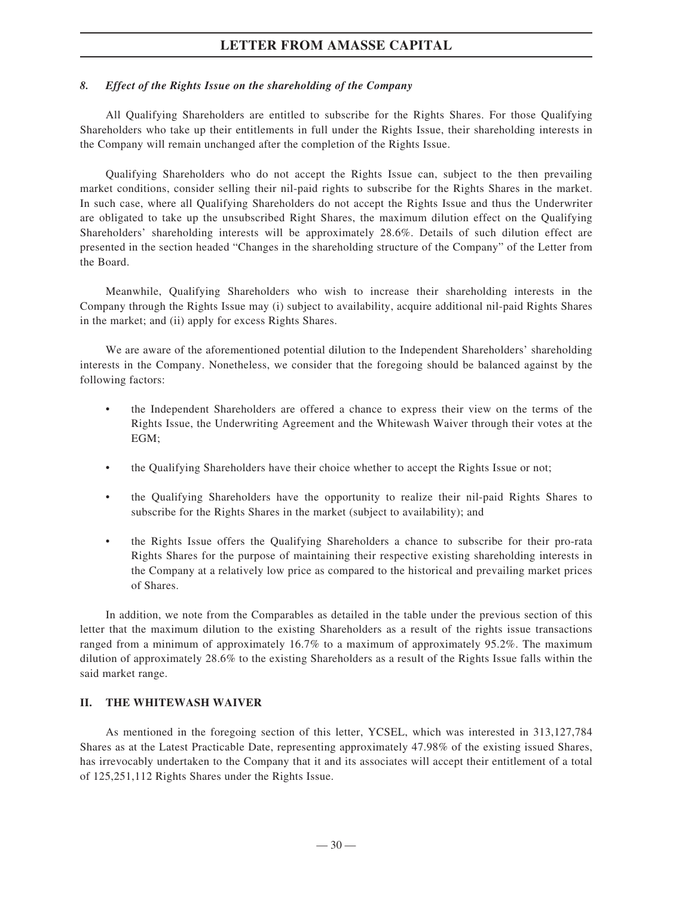### *8. Effect of the Rights Issue on the shareholding of the Company*

All Qualifying Shareholders are entitled to subscribe for the Rights Shares. For those Qualifying Shareholders who take up their entitlements in full under the Rights Issue, their shareholding interests in the Company will remain unchanged after the completion of the Rights Issue.

Qualifying Shareholders who do not accept the Rights Issue can, subject to the then prevailing market conditions, consider selling their nil-paid rights to subscribe for the Rights Shares in the market. In such case, where all Qualifying Shareholders do not accept the Rights Issue and thus the Underwriter are obligated to take up the unsubscribed Right Shares, the maximum dilution effect on the Qualifying Shareholders' shareholding interests will be approximately 28.6%. Details of such dilution effect are presented in the section headed "Changes in the shareholding structure of the Company" of the Letter from the Board.

Meanwhile, Qualifying Shareholders who wish to increase their shareholding interests in the Company through the Rights Issue may (i) subject to availability, acquire additional nil-paid Rights Shares in the market; and (ii) apply for excess Rights Shares.

We are aware of the aforementioned potential dilution to the Independent Shareholders' shareholding interests in the Company. Nonetheless, we consider that the foregoing should be balanced against by the following factors:

- the Independent Shareholders are offered a chance to express their view on the terms of the Rights Issue, the Underwriting Agreement and the Whitewash Waiver through their votes at the EGM;
- the Qualifying Shareholders have their choice whether to accept the Rights Issue or not;
- the Qualifying Shareholders have the opportunity to realize their nil-paid Rights Shares to subscribe for the Rights Shares in the market (subject to availability); and
- the Rights Issue offers the Qualifying Shareholders a chance to subscribe for their pro-rata Rights Shares for the purpose of maintaining their respective existing shareholding interests in the Company at a relatively low price as compared to the historical and prevailing market prices of Shares.

In addition, we note from the Comparables as detailed in the table under the previous section of this letter that the maximum dilution to the existing Shareholders as a result of the rights issue transactions ranged from a minimum of approximately 16.7% to a maximum of approximately 95.2%. The maximum dilution of approximately 28.6% to the existing Shareholders as a result of the Rights Issue falls within the said market range.

## II. THE WHITEWASH WAIVER

As mentioned in the foregoing section of this letter, YCSEL, which was interested in 313,127,784 Shares as at the Latest Practicable Date, representing approximately 47.98% of the existing issued Shares, has irrevocably undertaken to the Company that it and its associates will accept their entitlement of a total of 125,251,112 Rights Shares under the Rights Issue.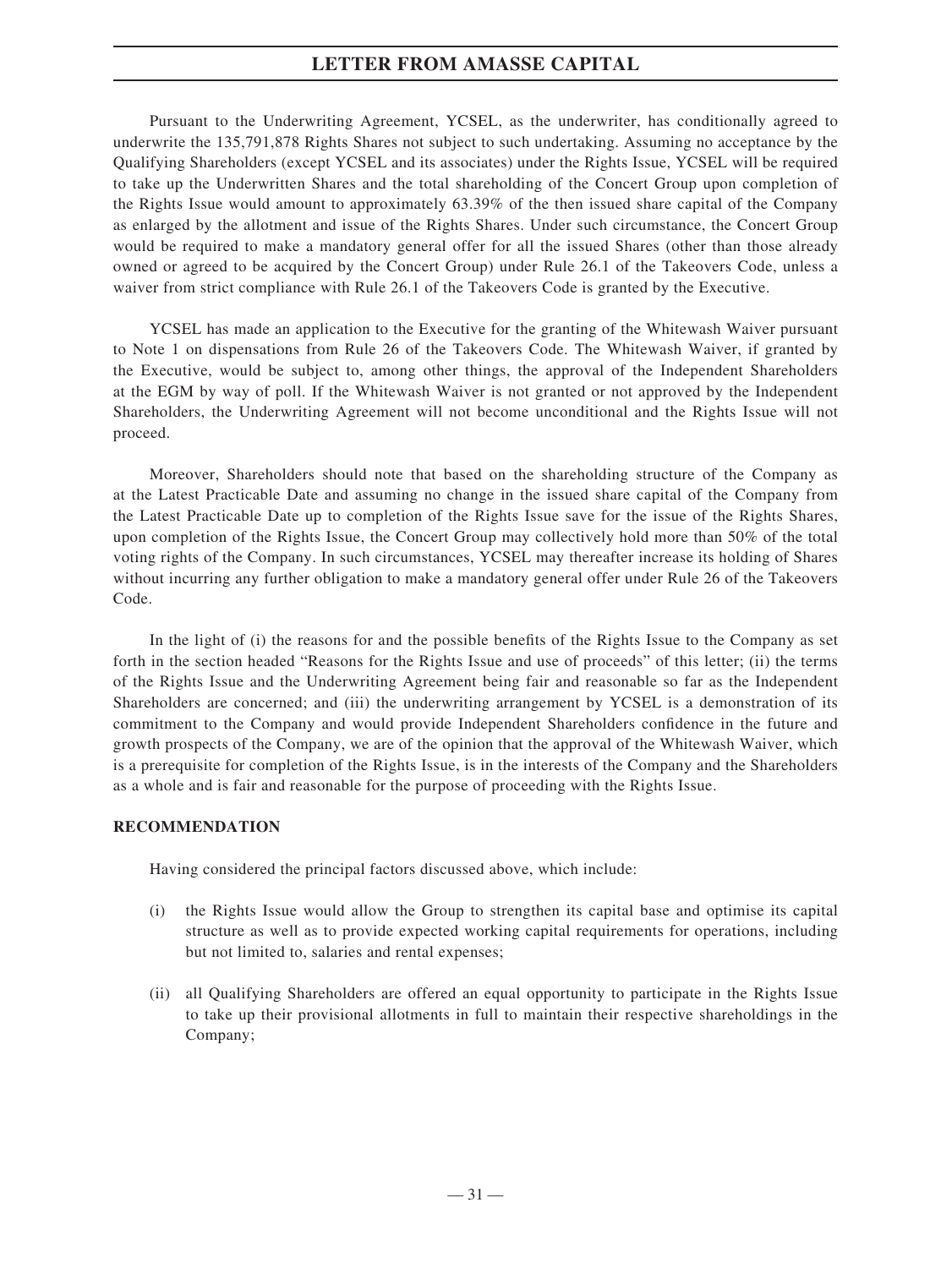Pursuant to the Underwriting Agreement, YCSEL, as the underwriter, has conditionally agreed to underwrite the 135,791,878 Rights Shares not subject to such undertaking. Assuming no acceptance by the Qualifying Shareholders (except YCSEL and its associates) under the Rights Issue, YCSEL will be required to take up the Underwritten Shares and the total shareholding of the Concert Group upon completion of the Rights Issue would amount to approximately 63.39% of the then issued share capital of the Company as enlarged by the allotment and issue of the Rights Shares. Under such circumstance, the Concert Group would be required to make a mandatory general offer for all the issued Shares (other than those already owned or agreed to be acquired by the Concert Group) under Rule 26.1 of the Takeovers Code, unless a waiver from strict compliance with Rule 26.1 of the Takeovers Code is granted by the Executive.

YCSEL has made an application to the Executive for the granting of the Whitewash Waiver pursuant to Note 1 on dispensations from Rule 26 of the Takeovers Code. The Whitewash Waiver, if granted by the Executive, would be subject to, among other things, the approval of the Independent Shareholders at the EGM by way of poll. If the Whitewash Waiver is not granted or not approved by the Independent Shareholders, the Underwriting Agreement will not become unconditional and the Rights Issue will not proceed.

Moreover, Shareholders should note that based on the shareholding structure of the Company as at the Latest Practicable Date and assuming no change in the issued share capital of the Company from the Latest Practicable Date up to completion of the Rights Issue save for the issue of the Rights Shares, upon completion of the Rights Issue, the Concert Group may collectively hold more than 50% of the total voting rights of the Company. In such circumstances, YCSEL may thereafter increase its holding of Shares without incurring any further obligation to make a mandatory general offer under Rule 26 of the Takeovers Code.

In the light of (i) the reasons for and the possible benefits of the Rights Issue to the Company as set forth in the section headed "Reasons for the Rights Issue and use of proceeds" of this letter; (ii) the terms of the Rights Issue and the Underwriting Agreement being fair and reasonable so far as the Independent Shareholders are concerned; and (iii) the underwriting arrangement by YCSEL is a demonstration of its commitment to the Company and would provide Independent Shareholders confidence in the future and growth prospects of the Company, we are of the opinion that the approval of the Whitewash Waiver, which is a prerequisite for completion of the Rights Issue, is in the interests of the Company and the Shareholders as a whole and is fair and reasonable for the purpose of proceeding with the Rights Issue.

**RECOMMENDATION**

Having considered the principal factors discussed above, which include:

(i) the Rights Issue would allow the Group to strengthen its capital base and optimise its capital structure as well as to provide expected working capital requirements for operations, including but not limited to, salaries and rental expenses;

(ii) all Qualifying Shareholders are offered an equal opportunity to participate in the Rights Issue to take up their provisional allotments in full to maintain their respective shareholdings in the Company;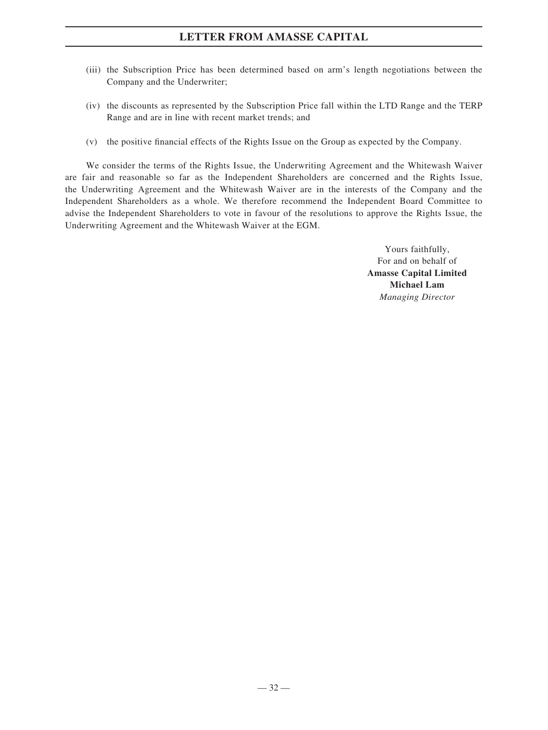(iii) the Subscription Price has been determined based on arm's length negotiations between the Company and the Underwriter;

(iv) the discounts as represented by the Subscription Price fall within the LTD Range and the TERP Range and are in line with recent market trends; and

(v) the positive financial effects of the Rights Issue on the Group as expected by the Company.

We consider the terms of the Rights Issue, the Underwriting Agreement and the Whitewash Waiver are fair and reasonable so far as the Independent Shareholders are concerned and the Rights Issue, the Underwriting Agreement and the Whitewash Waiver are in the interests of the Company and the Independent Shareholders as a whole. We therefore recommend the Independent Board Committee to advise the Independent Shareholders to vote in favour of the resolutions to approve the Rights Issue, the Underwriting Agreement and the Whitewash Waiver at the EGM.

Yours faithfully,
For and on behalf of
**Amasse Capital Limited**
**Michael Lam**
*Managing Director*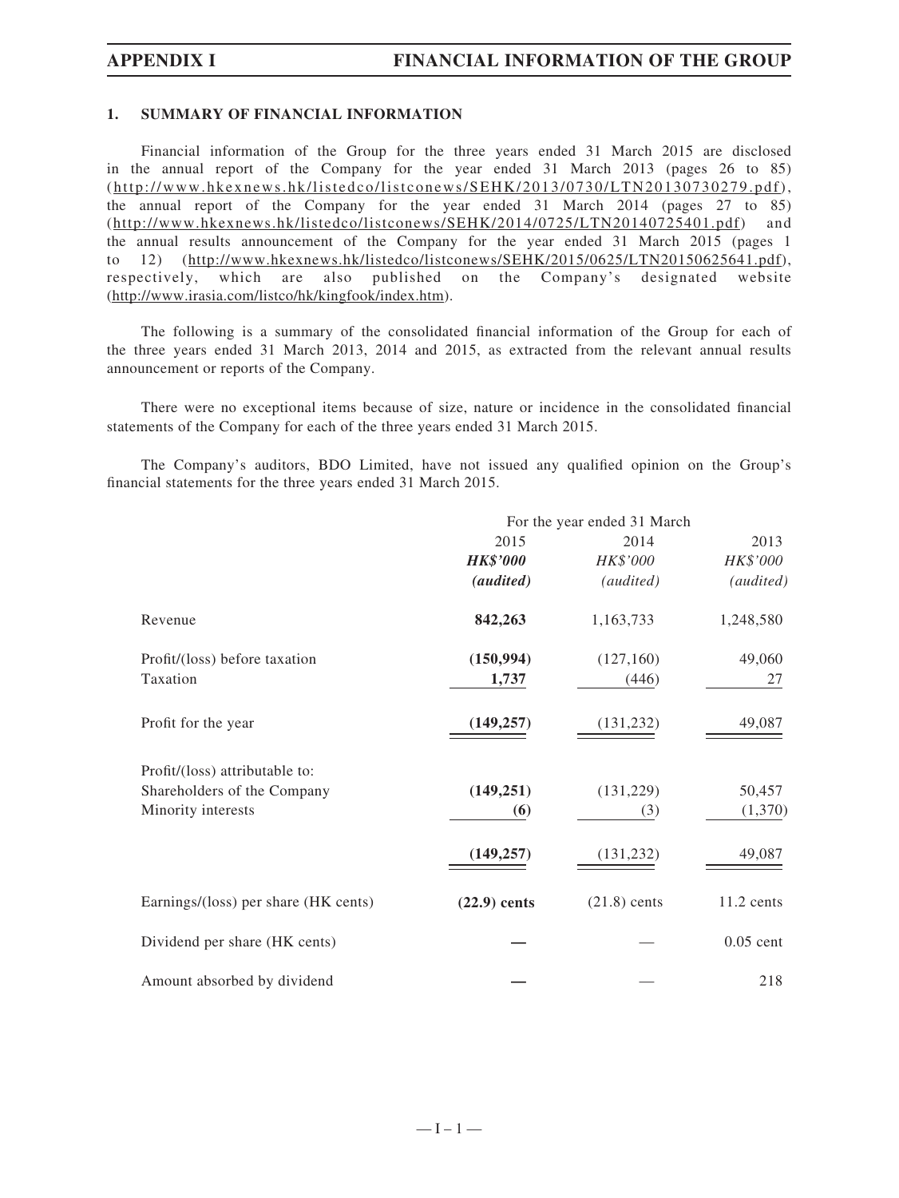## 1. SUMMARY OF FINANCIAL INFORMATION

Financial information of the Group for the three years ended 31 March 2015 are disclosed in the annual report of the Company for the year ended 31 March 2013 (pages 26 to 85) (http://www.hkexnews.hk/listedco/listconews/SEHK/2013/0730/LTN20130730279.pdf), the annual report of the Company for the year ended 31 March 2014 (pages 27 to 85) (http://www.hkexnews.hk/listedco/listconews/SEHK/2014/0725/LTN20140725401.pdf) and the annual results announcement of the Company for the year ended 31 March 2015 (pages 1 to 12) (http://www.hkexnews.hk/listedco/listconews/SEHK/2015/0625/LTN20150625641.pdf), respectively, which are also published on the Company's designated website (http://www.irasia.com/listco/hk/kingfook/index.htm).

The following is a summary of the consolidated financial information of the Group for each of the three years ended 31 March 2013, 2014 and 2015, as extracted from the relevant annual results announcement or reports of the Company.

There were no exceptional items because of size, nature or incidence in the consolidated financial statements of the Company for each of the three years ended 31 March 2015.

The Company's auditors, BDO Limited, have not issued any qualified opinion on the Group's financial statements for the three years ended 31 March 2015.

| | For the year ended 31 March | | |
|---|---|---|---|
| | **2015** | 2014 | 2013 |
| | ***HK$'000*** | *HK$'000* | *HK$'000* |
| | ***(audited)*** | *(audited)* | *(audited)* |
| Revenue | **842,263** | 1,163,733 | 1,248,580 |
| Profit/(loss) before taxation | **(150,994)** | (127,160) | 49,060 |
| Taxation | **1,737** | (446) | 27 |
| Profit for the year | **(149,257)** | (131,232) | 49,087 |
| Profit/(loss) attributable to: | | | |
| Shareholders of the Company | **(149,251)** | (131,229) | 50,457 |
| Minority interests | **(6)** | (3) | (1,370) |
| | **(149,257)** | (131,232) | 49,087 |
| Earnings/(loss) per share (HK cents) | **(22.9) cents** | (21.8) cents | 11.2 cents |
| Dividend per share (HK cents) | **—** | — | 0.05 cent |
| Amount absorbed by dividend | **—** | — | 218 |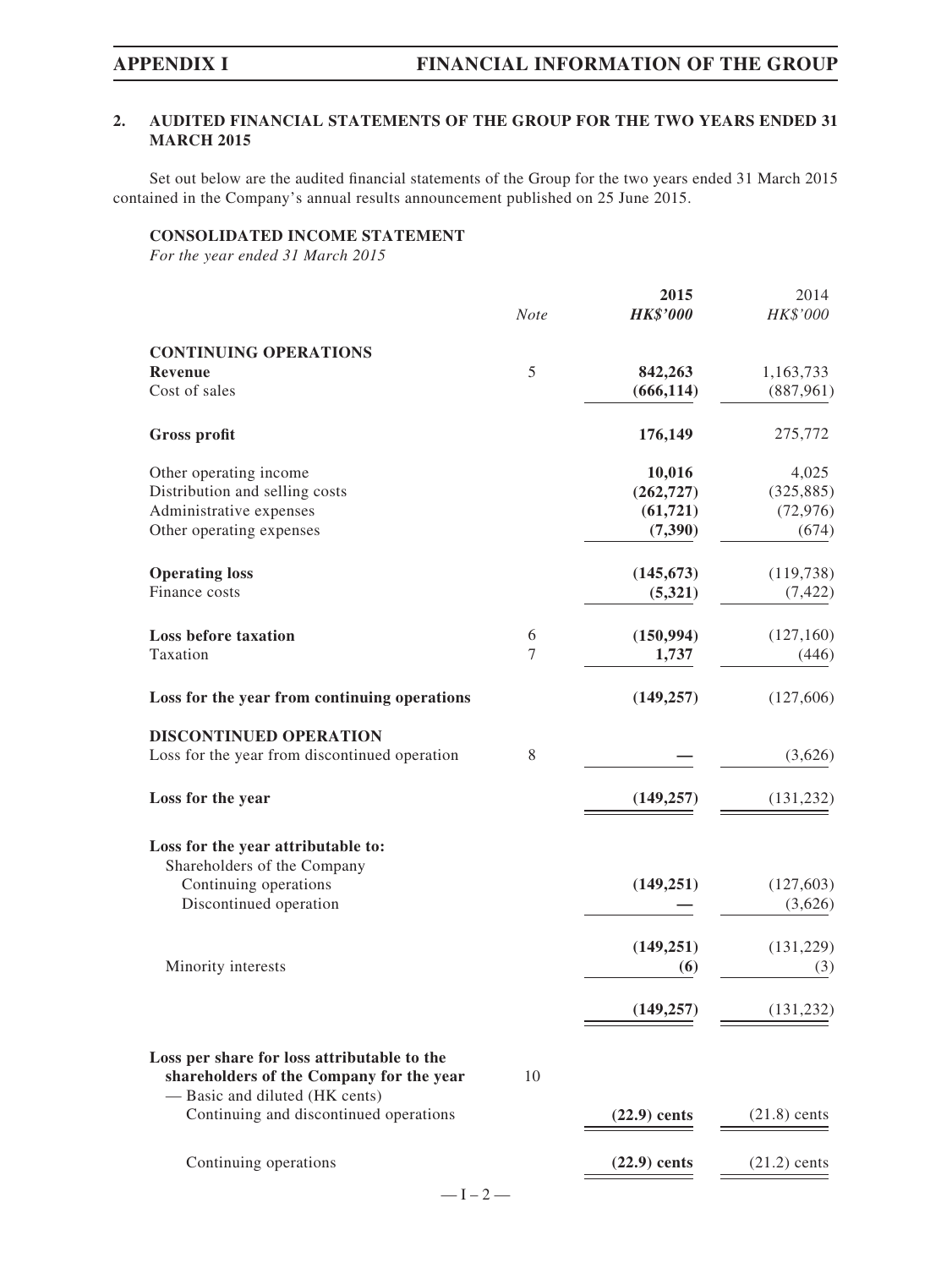## 2. AUDITED FINANCIAL STATEMENTS OF THE GROUP FOR THE TWO YEARS ENDED 31 MARCH 2015

Set out below are the audited financial statements of the Group for the two years ended 31 March 2015 contained in the Company's annual results announcement published on 25 June 2015.

### CONSOLIDATED INCOME STATEMENT

*For the year ended 31 March 2015*

| | *Note* | **2015** | 2014 |
|---|---|---|---|
| | | ***HK$'000*** | *HK$'000* |
| **CONTINUING OPERATIONS** | | | |
| **Revenue** | 5 | **842,263** | 1,163,733 |
| Cost of sales | | **(666,114)** | (887,961) |
| **Gross profit** | | **176,149** | 275,772 |
| Other operating income | | **10,016** | 4,025 |
| Distribution and selling costs | | **(262,727)** | (325,885) |
| Administrative expenses | | **(61,721)** | (72,976) |
| Other operating expenses | | **(7,390)** | (674) |
| **Operating loss** | | **(145,673)** | (119,738) |
| Finance costs | | **(5,321)** | (7,422) |
| **Loss before taxation** | 6 | **(150,994)** | (127,160) |
| Taxation | 7 | **1,737** | (446) |
| **Loss for the year from continuing operations** | | **(149,257)** | (127,606) |
| **DISCONTINUED OPERATION** | | | |
| Loss for the year from discontinued operation | 8 | **—** | (3,626) |
| **Loss for the year** | | **(149,257)** | (131,232) |
| **Loss for the year attributable to:** | | | |
| Shareholders of the Company | | | |
| Continuing operations | | **(149,251)** | (127,603) |
| Discontinued operation | | **—** | (3,626) |
| | | **(149,251)** | (131,229) |
| Minority interests | | **(6)** | (3) |
| | | **(149,257)** | (131,232) |
| **Loss per share for loss attributable to the shareholders of the Company for the year** | 10 | | |
| — Basic and diluted (HK cents) | | | |
| Continuing and discontinued operations | | **(22.9) cents** | (21.8) cents |
| Continuing operations | | **(22.9) cents** | (21.2) cents |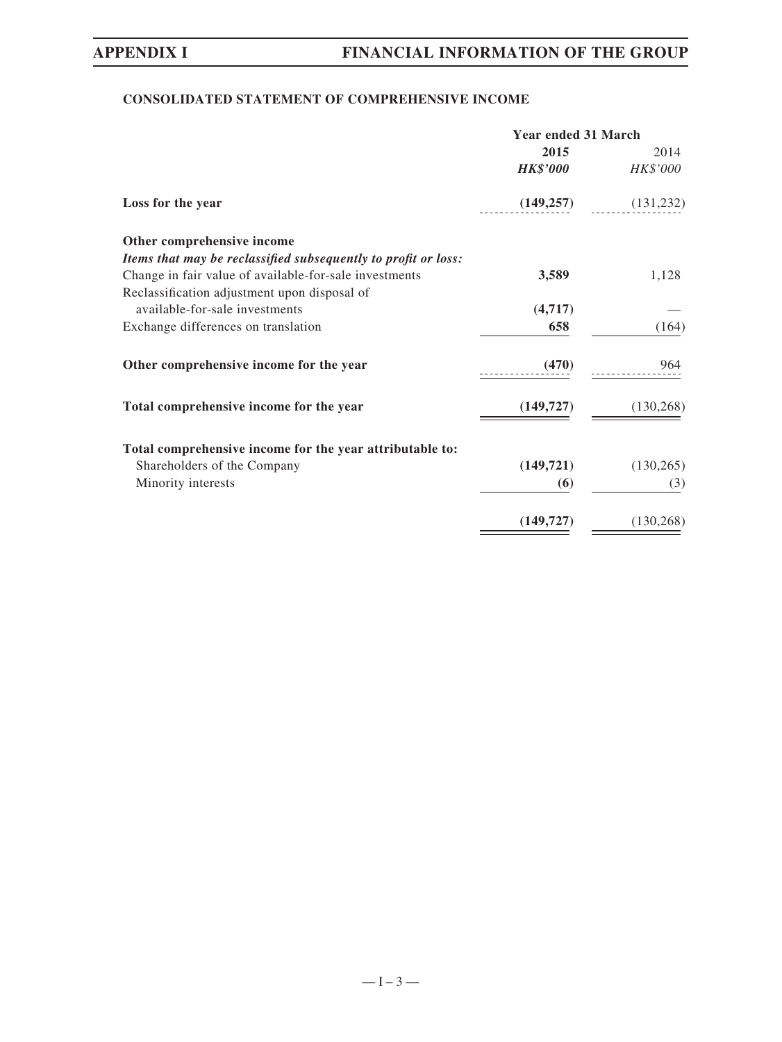## CONSOLIDATED STATEMENT OF COMPREHENSIVE INCOME

| | Year ended 31 March | |
|---|---|---|
| | **2015** | 2014 |
| | ***HK$'000*** | *HK$'000* |
| **Loss for the year** | **(149,257)** | (131,232) |
| **Other comprehensive income** | | |
| ***Items that may be reclassified subsequently to profit or loss:*** | | |
| Change in fair value of available-for-sale investments | **3,589** | 1,128 |
| Reclassification adjustment upon disposal of available-for-sale investments | **(4,717)** | — |
| Exchange differences on translation | **658** | (164) |
| **Other comprehensive income for the year** | **(470)** | 964 |
| **Total comprehensive income for the year** | **(149,727)** | (130,268) |
| **Total comprehensive income for the year attributable to:** | | |
| Shareholders of the Company | **(149,721)** | (130,265) |
| Minority interests | **(6)** | (3) |
| | **(149,727)** | (130,268) |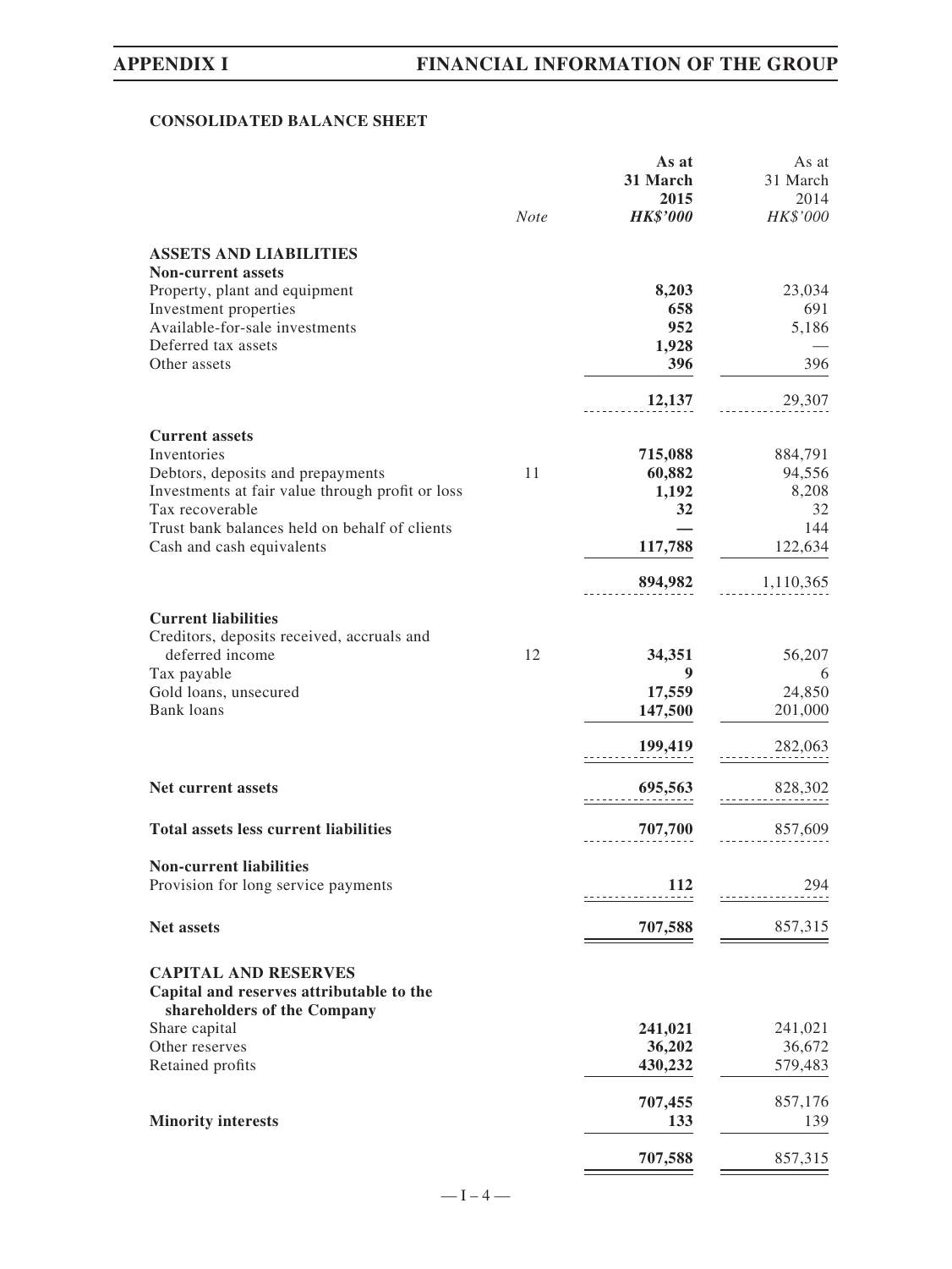## CONSOLIDATED BALANCE SHEET

| | Note | As at 31 March 2015 HK$'000 | As at 31 March 2014 HK$'000 |
|---|---|---|---|
| **ASSETS AND LIABILITIES** | | | |
| **Non-current assets** | | | |
| Property, plant and equipment | | **8,203** | 23,034 |
| Investment properties | | **658** | 691 |
| Available-for-sale investments | | **952** | 5,186 |
| Deferred tax assets | | **1,928** | — |
| Other assets | | **396** | 396 |
| | | **12,137** | 29,307 |
| **Current assets** | | | |
| Inventories | | **715,088** | 884,791 |
| Debtors, deposits and prepayments | 11 | **60,882** | 94,556 |
| Investments at fair value through profit or loss | | **1,192** | 8,208 |
| Tax recoverable | | **32** | 32 |
| Trust bank balances held on behalf of clients | | **—** | 144 |
| Cash and cash equivalents | | **117,788** | 122,634 |
| | | **894,982** | 1,110,365 |
| **Current liabilities** | | | |
| Creditors, deposits received, accruals and deferred income | 12 | **34,351** | 56,207 |
| Tax payable | | **9** | 6 |
| Gold loans, unsecured | | **17,559** | 24,850 |
| Bank loans | | **147,500** | 201,000 |
| | | **199,419** | 282,063 |
| **Net current assets** | | **695,563** | 828,302 |
| **Total assets less current liabilities** | | **707,700** | 857,609 |
| **Non-current liabilities** | | | |
| Provision for long service payments | | **112** | 294 |
| **Net assets** | | **707,588** | 857,315 |
| **CAPITAL AND RESERVES** | | | |
| **Capital and reserves attributable to the shareholders of the Company** | | | |
| Share capital | | **241,021** | 241,021 |
| Other reserves | | **36,202** | 36,672 |
| Retained profits | | **430,232** | 579,483 |
| | | **707,455** | 857,176 |
| **Minority interests** | | **133** | 139 |
| | | **707,588** | 857,315 |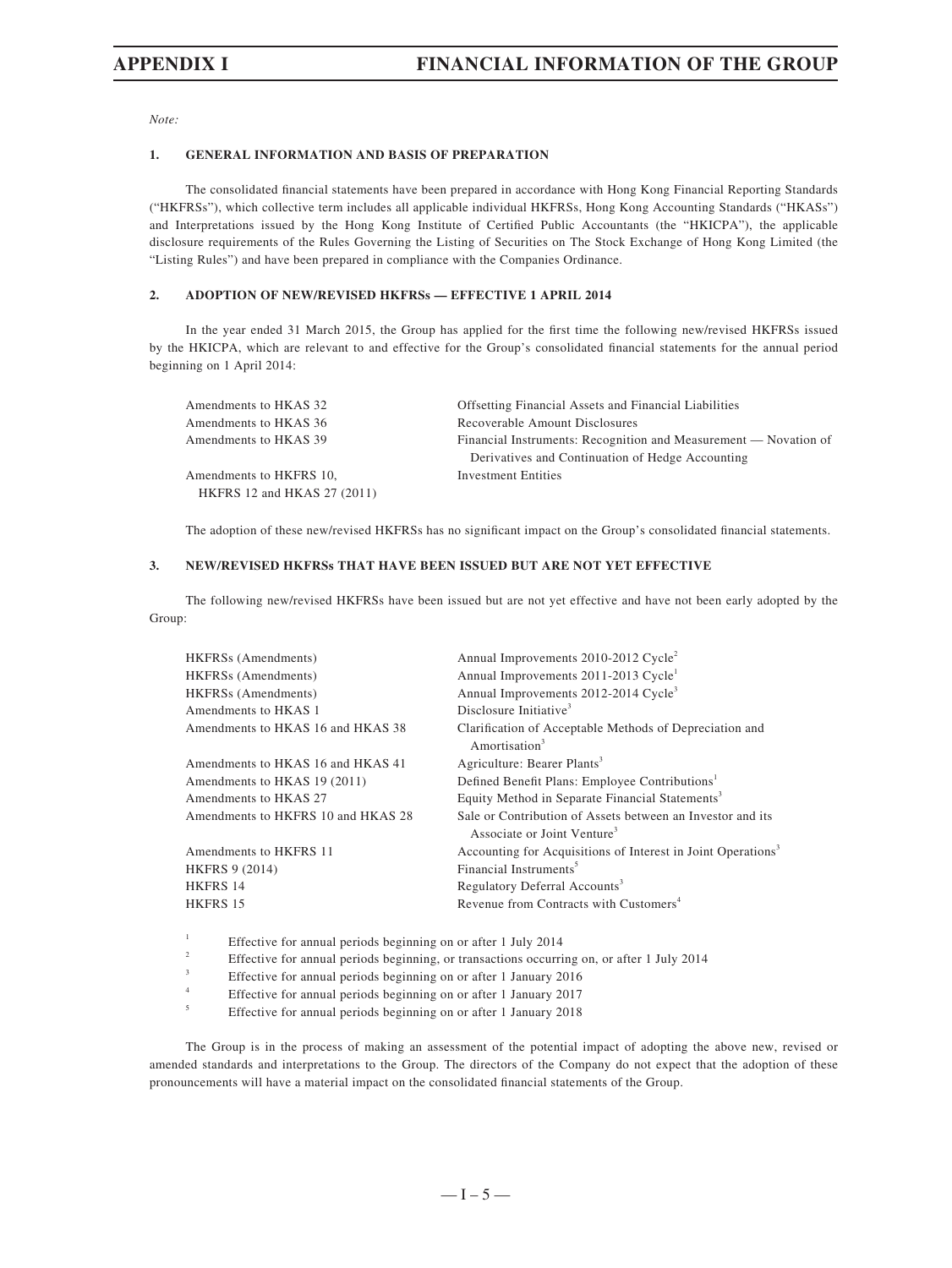*Note:*

### 1. GENERAL INFORMATION AND BASIS OF PREPARATION

The consolidated financial statements have been prepared in accordance with Hong Kong Financial Reporting Standards ("HKFRSs"), which collective term includes all applicable individual HKFRSs, Hong Kong Accounting Standards ("HKASs") and Interpretations issued by the Hong Kong Institute of Certified Public Accountants (the "HKICPA"), the applicable disclosure requirements of the Rules Governing the Listing of Securities on The Stock Exchange of Hong Kong Limited (the "Listing Rules") and have been prepared in compliance with the Companies Ordinance.

### 2. ADOPTION OF NEW/REVISED HKFRSs — EFFECTIVE 1 APRIL 2014

In the year ended 31 March 2015, the Group has applied for the first time the following new/revised HKFRSs issued by the HKICPA, which are relevant to and effective for the Group's consolidated financial statements for the annual period beginning on 1 April 2014:

| | |
|---|---|
| Amendments to HKAS 32 | Offsetting Financial Assets and Financial Liabilities |
| Amendments to HKAS 36 | Recoverable Amount Disclosures |
| Amendments to HKAS 39 | Financial Instruments: Recognition and Measurement — Novation of Derivatives and Continuation of Hedge Accounting |
| Amendments to HKFRS 10, HKFRS 12 and HKAS 27 (2011) | Investment Entities |

The adoption of these new/revised HKFRSs has no significant impact on the Group's consolidated financial statements.

### 3. NEW/REVISED HKFRSs THAT HAVE BEEN ISSUED BUT ARE NOT YET EFFECTIVE

The following new/revised HKFRSs have been issued but are not yet effective and have not been early adopted by the Group:

| | |
|---|---|
| HKFRSs (Amendments) | Annual Improvements 2010-2012 Cycle[2] |
| HKFRSs (Amendments) | Annual Improvements 2011-2013 Cycle[1] |
| HKFRSs (Amendments) | Annual Improvements 2012-2014 Cycle[3] |
| Amendments to HKAS 1 | Disclosure Initiative[3] |
| Amendments to HKAS 16 and HKAS 38 | Clarification of Acceptable Methods of Depreciation and Amortisation[3] |
| Amendments to HKAS 16 and HKAS 41 | Agriculture: Bearer Plants[3] |
| Amendments to HKAS 19 (2011) | Defined Benefit Plans: Employee Contributions[1] |
| Amendments to HKAS 27 | Equity Method in Separate Financial Statements[3] |
| Amendments to HKFRS 10 and HKAS 28 | Sale or Contribution of Assets between an Investor and its Associate or Joint Venture[3] |
| Amendments to HKFRS 11 | Accounting for Acquisitions of Interest in Joint Operations[3] |
| HKFRS 9 (2014) | Financial Instruments[5] |
| HKFRS 14 | Regulatory Deferral Accounts[3] |
| HKFRS 15 | Revenue from Contracts with Customers[4] |

[1] Effective for annual periods beginning on or after 1 July 2014
[2] Effective for annual periods beginning, or transactions occurring on, or after 1 July 2014
[3] Effective for annual periods beginning on or after 1 January 2016
[4] Effective for annual periods beginning on or after 1 January 2017
[5] Effective for annual periods beginning on or after 1 January 2018

The Group is in the process of making an assessment of the potential impact of adopting the above new, revised or amended standards and interpretations to the Group. The directors of the Company do not expect that the adoption of these pronouncements will have a material impact on the consolidated financial statements of the Group.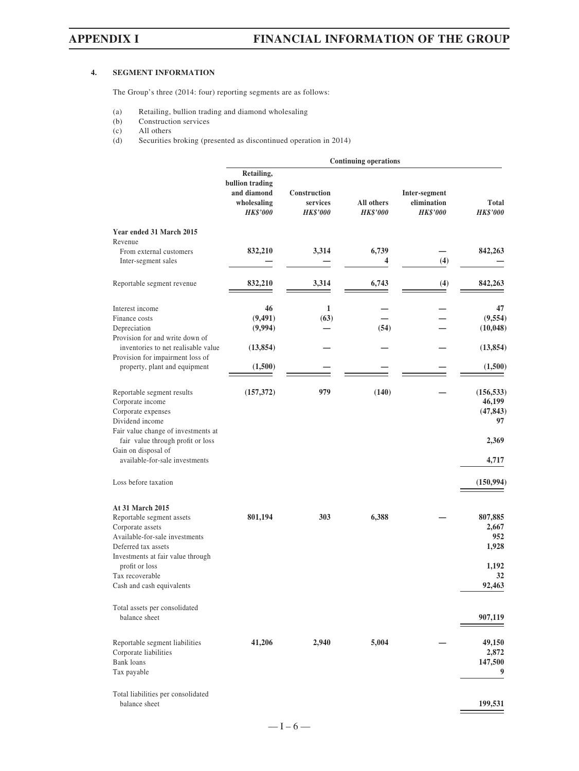## 4. SEGMENT INFORMATION

The Group's three (2014: four) reporting segments are as follows:

(a) Retailing, bullion trading and diamond wholesaling
(b) Construction services
(c) All others
(d) Securities broking (presented as discontinued operation in 2014)

| | Continuing operations | | | | |
|---|---|---|---|---|---|
| | Retailing, bullion trading and diamond wholesaling *HK$'000* | Construction services *HK$'000* | All others *HK$'000* | Inter-segment elimination *HK$'000* | Total *HK$'000* |
| **Year ended 31 March 2015** | | | | | |
| Revenue | | | | | |
| From external customers | **832,210** | **3,314** | **6,739** | **—** | **842,263** |
| Inter-segment sales | **—** | **—** | **4** | **(4)** | **—** |
| Reportable segment revenue | **832,210** | **3,314** | **6,743** | **(4)** | **842,263** |
| Interest income | **46** | **1** | **—** | **—** | **47** |
| Finance costs | **(9,491)** | **(63)** | **—** | **—** | **(9,554)** |
| Depreciation | **(9,994)** | **—** | **(54)** | **—** | **(10,048)** |
| Provision for and write down of inventories to net realisable value | **(13,854)** | **—** | **—** | **—** | **(13,854)** |
| Provision for impairment loss of property, plant and equipment | **(1,500)** | **—** | **—** | **—** | **(1,500)** |
| Reportable segment results | **(157,372)** | **979** | **(140)** | **—** | **(156,533)** |
| Corporate income | | | | | **46,199** |
| Corporate expenses | | | | | **(47,843)** |
| Dividend income | | | | | **97** |
| Fair value change of investments at fair value through profit or loss | | | | | **2,369** |
| Gain on disposal of available-for-sale investments | | | | | **4,717** |
| Loss before taxation | | | | | **(150,994)** |
| **At 31 March 2015** | | | | | |
| Reportable segment assets | **801,194** | **303** | **6,388** | **—** | **807,885** |
| Corporate assets | | | | | **2,667** |
| Available-for-sale investments | | | | | **952** |
| Deferred tax assets | | | | | **1,928** |
| Investments at fair value through profit or loss | | | | | **1,192** |
| Tax recoverable | | | | | **32** |
| Cash and cash equivalents | | | | | **92,463** |
| Total assets per consolidated balance sheet | | | | | **907,119** |
| Reportable segment liabilities | **41,206** | **2,940** | **5,004** | **—** | **49,150** |
| Corporate liabilities | | | | | **2,872** |
| Bank loans | | | | | **147,500** |
| Tax payable | | | | | **9** |
| Total liabilities per consolidated balance sheet | | | | | **199,531** |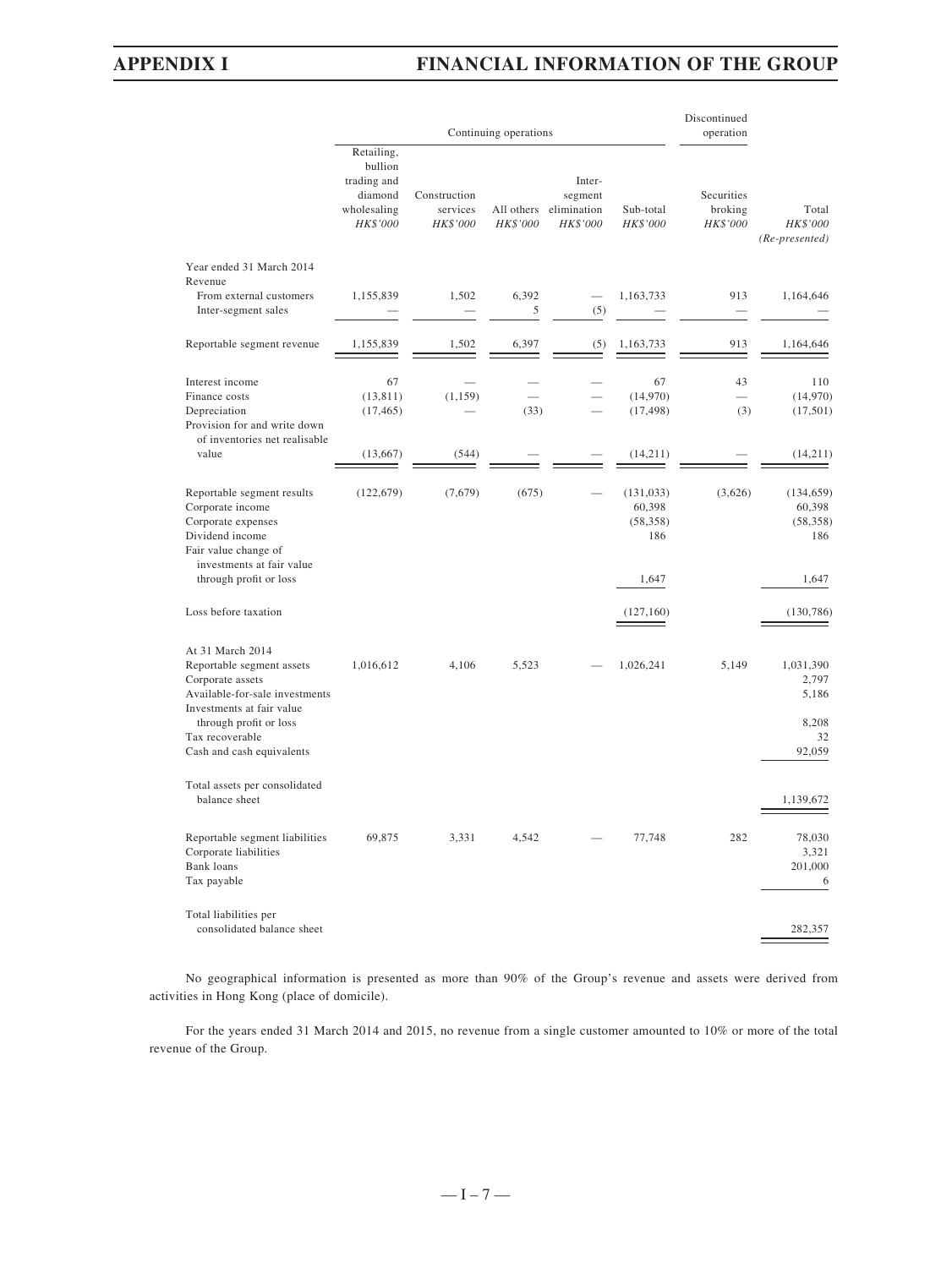| | Continuing operations | | | | | Discontinued operation | |
|---|---|---|---|---|---|---|---|
| | Retailing, bullion trading and diamond wholesaling *HK$'000* | Construction services *HK$'000* | All others *HK$'000* | Inter-segment elimination *HK$'000* | Sub-total *HK$'000* | Securities broking *HK$'000* | Total *HK$'000* *(Re-presented)* |
| Year ended 31 March 2014 | | | | | | | |
| Revenue | | | | | | | |
| From external customers | 1,155,839 | 1,502 | 6,392 | — | 1,163,733 | 913 | 1,164,646 |
| Inter-segment sales | — | — | 5 | (5) | — | — | — |
| Reportable segment revenue | 1,155,839 | 1,502 | 6,397 | (5) | 1,163,733 | 913 | 1,164,646 |
| Interest income | 67 | — | — | — | 67 | 43 | 110 |
| Finance costs | (13,811) | (1,159) | — | — | (14,970) | — | (14,970) |
| Depreciation | (17,465) | — | (33) | — | (17,498) | (3) | (17,501) |
| Provision for and write down of inventories net realisable value | (13,667) | (544) | — | — | (14,211) | — | (14,211) |
| Reportable segment results | (122,679) | (7,679) | (675) | — | (131,033) | (3,626) | (134,659) |
| Corporate income | | | | | 60,398 | | 60,398 |
| Corporate expenses | | | | | (58,358) | | (58,358) |
| Dividend income | | | | | 186 | | 186 |
| Fair value change of investments at fair value through profit or loss | | | | | 1,647 | | 1,647 |
| Loss before taxation | | | | | (127,160) | | (130,786) |
| At 31 March 2014 | | | | | | | |
| Reportable segment assets | 1,016,612 | 4,106 | 5,523 | — | 1,026,241 | 5,149 | 1,031,390 |
| Corporate assets | | | | | | | 2,797 |
| Available-for-sale investments | | | | | | | 5,186 |
| Investments at fair value through profit or loss | | | | | | | 8,208 |
| Tax recoverable | | | | | | | 32 |
| Cash and cash equivalents | | | | | | | 92,059 |
| Total assets per consolidated balance sheet | | | | | | | 1,139,672 |
| Reportable segment liabilities | 69,875 | 3,331 | 4,542 | — | 77,748 | 282 | 78,030 |
| Corporate liabilities | | | | | | | 3,321 |
| Bank loans | | | | | | | 201,000 |
| Tax payable | | | | | | | 6 |
| Total liabilities per consolidated balance sheet | | | | | | | 282,357 |

No geographical information is presented as more than 90% of the Group's revenue and assets were derived from activities in Hong Kong (place of domicile).

For the years ended 31 March 2014 and 2015, no revenue from a single customer amounted to 10% or more of the total revenue of the Group.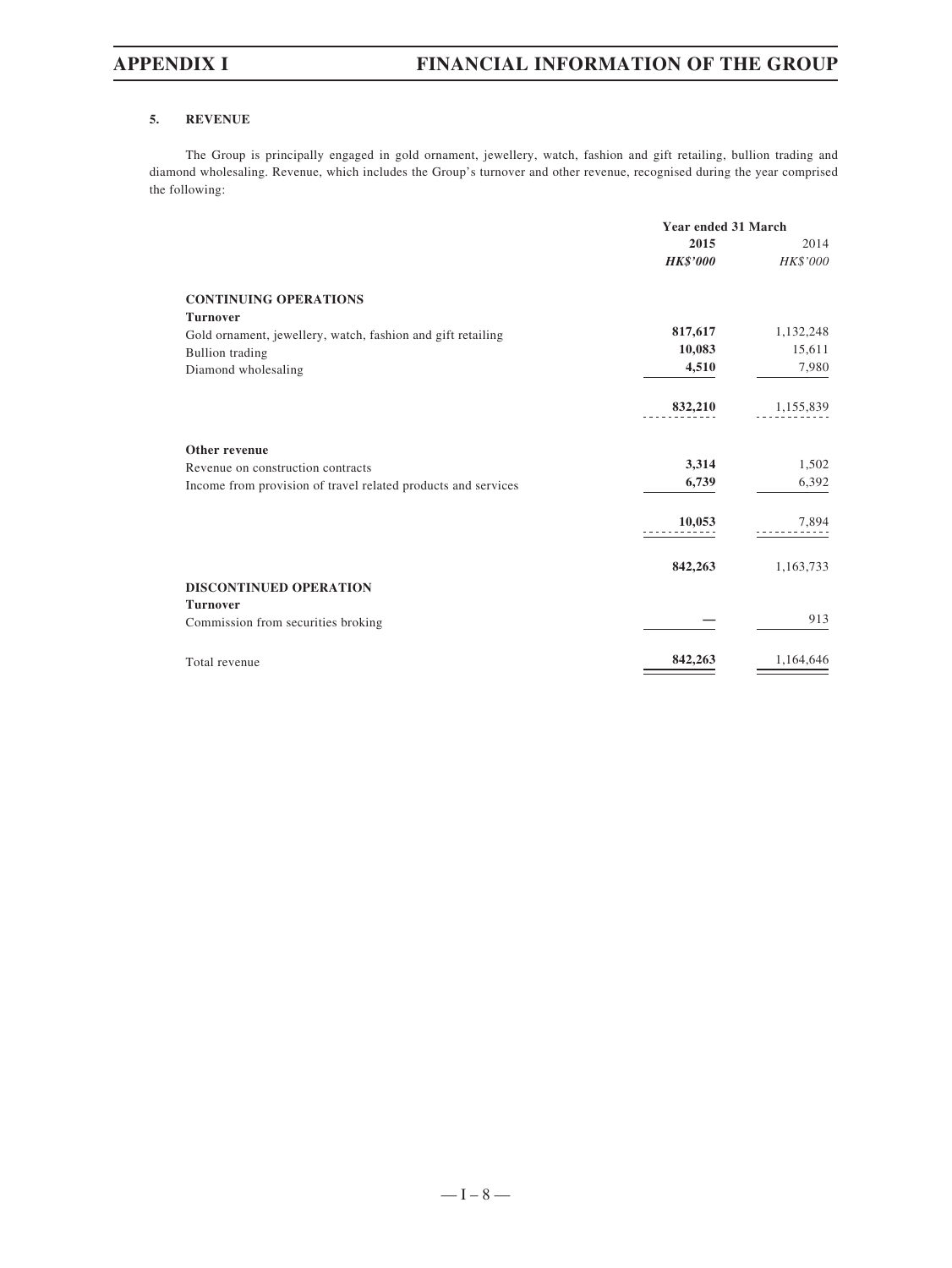### 5. REVENUE

The Group is principally engaged in gold ornament, jewellery, watch, fashion and gift retailing, bullion trading and diamond wholesaling. Revenue, which includes the Group's turnover and other revenue, recognised during the year comprised the following:

| | Year ended 31 March | |
|---|---|---|
| | **2015** | 2014 |
| | ***HK$'000*** | *HK$'000* |
| **CONTINUING OPERATIONS** | | |
| **Turnover** | | |
| Gold ornament, jewellery, watch, fashion and gift retailing | **817,617** | 1,132,248 |
| Bullion trading | **10,083** | 15,611 |
| Diamond wholesaling | **4,510** | 7,980 |
| | **832,210** | 1,155,839 |
| **Other revenue** | | |
| Revenue on construction contracts | **3,314** | 1,502 |
| Income from provision of travel related products and services | **6,739** | 6,392 |
| | **10,053** | 7,894 |
| | **842,263** | 1,163,733 |
| **DISCONTINUED OPERATION** | | |
| **Turnover** | | |
| Commission from securities broking | **—** | 913 |
| Total revenue | **842,263** | 1,164,646 |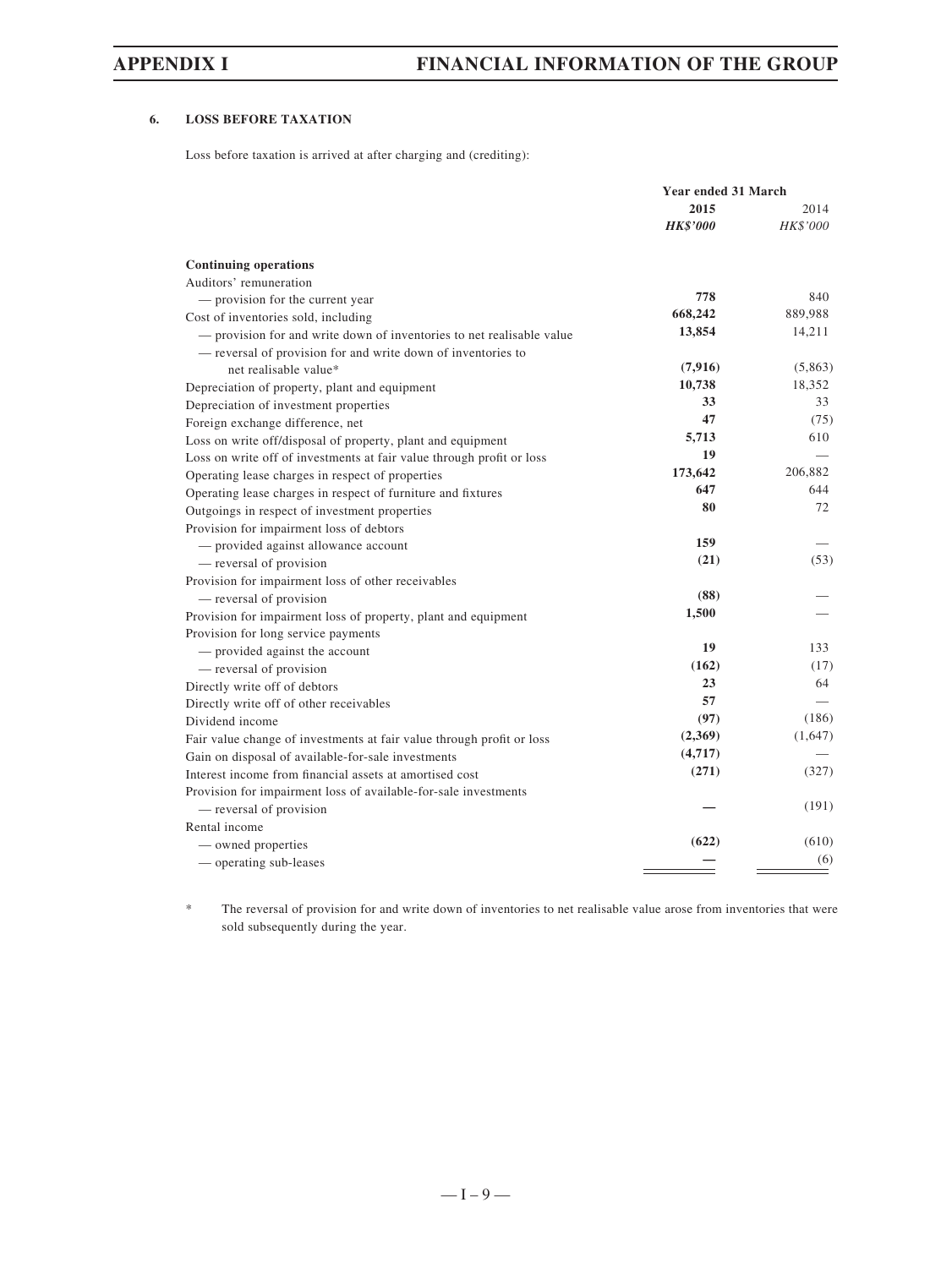## 6. LOSS BEFORE TAXATION

Loss before taxation is arrived at after charging and (crediting):

| | Year ended 31 March | |
|---|---|---|
| | **2015** | 2014 |
| | ***HK$'000*** | *HK$'000* |
| **Continuing operations** | | |
| Auditors' remuneration | | |
| — provision for the current year | **778** | 840 |
| Cost of inventories sold, including | **668,242** | 889,988 |
| — provision for and write down of inventories to net realisable value | **13,854** | 14,211 |
| — reversal of provision for and write down of inventories to net realisable value* | **(7,916)** | (5,863) |
| Depreciation of property, plant and equipment | **10,738** | 18,352 |
| Depreciation of investment properties | **33** | 33 |
| Foreign exchange difference, net | **47** | (75) |
| Loss on write off/disposal of property, plant and equipment | **5,713** | 610 |
| Loss on write off of investments at fair value through profit or loss | **19** | — |
| Operating lease charges in respect of properties | **173,642** | 206,882 |
| Operating lease charges in respect of furniture and fixtures | **647** | 644 |
| Outgoings in respect of investment properties | **80** | 72 |
| Provision for impairment loss of debtors | | |
| — provided against allowance account | **159** | — |
| — reversal of provision | **(21)** | (53) |
| Provision for impairment loss of other receivables | | |
| — reversal of provision | **(88)** | — |
| Provision for impairment loss of property, plant and equipment | **1,500** | — |
| Provision for long service payments | | |
| — provided against the account | **19** | 133 |
| — reversal of provision | **(162)** | (17) |
| Directly write off of debtors | **23** | 64 |
| Directly write off of other receivables | **57** | — |
| Dividend income | **(97)** | (186) |
| Fair value change of investments at fair value through profit or loss | **(2,369)** | (1,647) |
| Gain on disposal of available-for-sale investments | **(4,717)** | — |
| Interest income from financial assets at amortised cost | **(271)** | (327) |
| Provision for impairment loss of available-for-sale investments | | |
| — reversal of provision | **—** | (191) |
| Rental income | | |
| — owned properties | **(622)** | (610) |
| — operating sub-leases | **—** | (6) |

\* The reversal of provision for and write down of inventories to net realisable value arose from inventories that were sold subsequently during the year.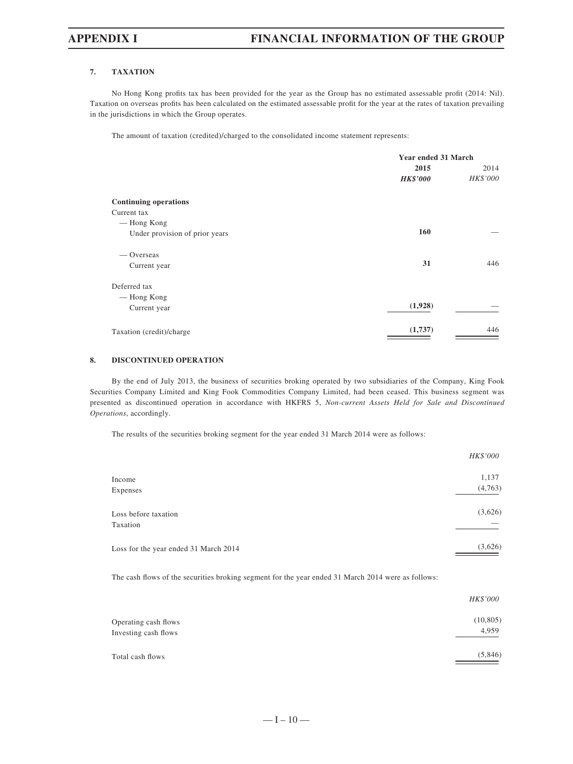### 7. TAXATION

No Hong Kong profits tax has been provided for the year as the Group has no estimated assessable profit (2014: Nil). Taxation on overseas profits has been calculated on the estimated assessable profit for the year at the rates of taxation prevailing in the jurisdictions in which the Group operates.

The amount of taxation (credited)/charged to the consolidated income statement represents:

| | Year ended 31 March | |
|---|---|---|
| | **2015** | 2014 |
| | ***HK$'000*** | *HK$'000* |
| **Continuing operations** | | |
| Current tax | | |
| — Hong Kong | | |
| Under provision of prior years | **160** | — |
| — Overseas | | |
| Current year | **31** | 446 |
| Deferred tax | | |
| — Hong Kong | | |
| Current year | **(1,928)** | — |
| Taxation (credit)/charge | **(1,737)** | 446 |

### 8. DISCONTINUED OPERATION

By the end of July 2013, the business of securities broking operated by two subsidiaries of the Company, King Fook Securities Company Limited and King Fook Commodities Company Limited, had been ceased. This business segment was presented as discontinued operation in accordance with HKFRS 5, *Non-current Assets Held for Sale and Discontinued Operations*, accordingly.

The results of the securities broking segment for the year ended 31 March 2014 were as follows:

| | *HK$'000* |
|---|---|
| Income | 1,137 |
| Expenses | (4,763) |
| Loss before taxation | (3,626) |
| Taxation | — |
| Loss for the year ended 31 March 2014 | (3,626) |

The cash flows of the securities broking segment for the year ended 31 March 2014 were as follows:

| | *HK$'000* |
|---|---|
| Operating cash flows | (10,805) |
| Investing cash flows | 4,959 |
| Total cash flows | (5,846) |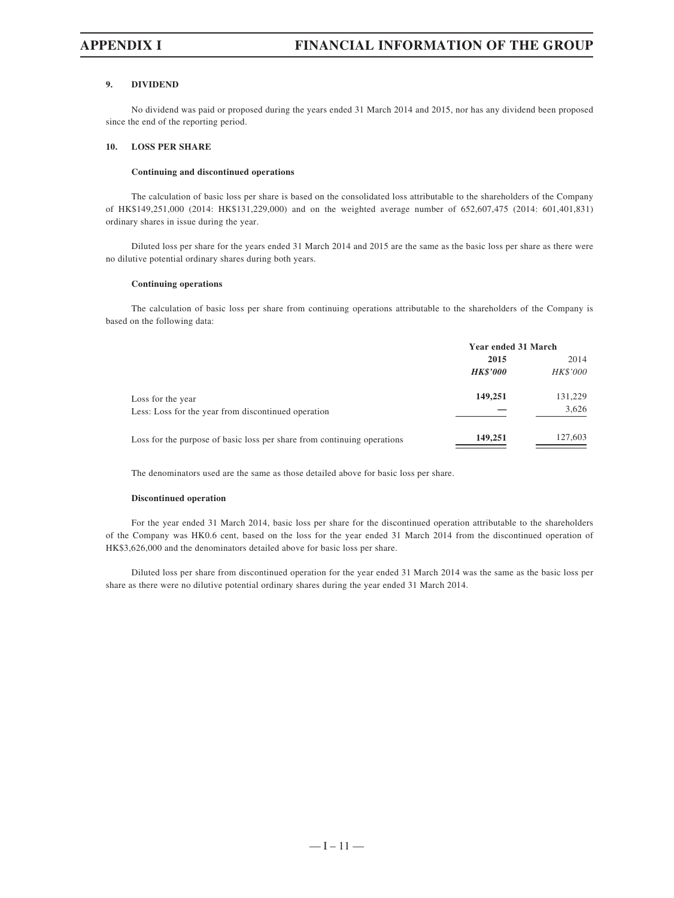### 9. DIVIDEND

No dividend was paid or proposed during the years ended 31 March 2014 and 2015, nor has any dividend been proposed since the end of the reporting period.

### 10. LOSS PER SHARE

**Continuing and discontinued operations**

The calculation of basic loss per share is based on the consolidated loss attributable to the shareholders of the Company of HK$149,251,000 (2014: HK$131,229,000) and on the weighted average number of 652,607,475 (2014: 601,401,831) ordinary shares in issue during the year.

Diluted loss per share for the years ended 31 March 2014 and 2015 are the same as the basic loss per share as there were no dilutive potential ordinary shares during both years.

**Continuing operations**

The calculation of basic loss per share from continuing operations attributable to the shareholders of the Company is based on the following data:

| | Year ended 31 March | |
|---|---|---|
| | **2015** | 2014 |
| | ***HK$'000*** | *HK$'000* |
| Loss for the year | **149,251** | 131,229 |
| Less: Loss for the year from discontinued operation | **—** | 3,626 |
| Loss for the purpose of basic loss per share from continuing operations | **149,251** | 127,603 |

The denominators used are the same as those detailed above for basic loss per share.

**Discontinued operation**

For the year ended 31 March 2014, basic loss per share for the discontinued operation attributable to the shareholders of the Company was HK0.6 cent, based on the loss for the year ended 31 March 2014 from the discontinued operation of HK$3,626,000 and the denominators detailed above for basic loss per share.

Diluted loss per share from discontinued operation for the year ended 31 March 2014 was the same as the basic loss per share as there were no dilutive potential ordinary shares during the year ended 31 March 2014.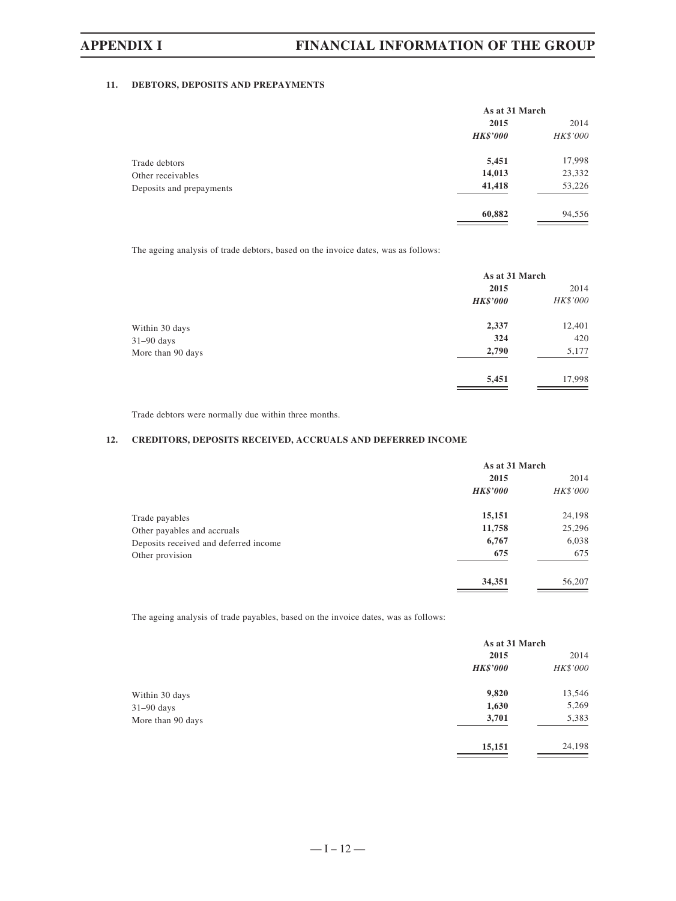### 11. DEBTORS, DEPOSITS AND PREPAYMENTS

| | As at 31 March | |
|---|---|---|
| | **2015** | 2014 |
| | ***HK$'000*** | *HK$'000* |
| Trade debtors | **5,451** | 17,998 |
| Other receivables | **14,013** | 23,332 |
| Deposits and prepayments | **41,418** | 53,226 |
| | **60,882** | 94,556 |

The ageing analysis of trade debtors, based on the invoice dates, was as follows:

| | As at 31 March | |
|---|---|---|
| | **2015** | 2014 |
| | ***HK$'000*** | *HK$'000* |
| Within 30 days | **2,337** | 12,401 |
| 31–90 days | **324** | 420 |
| More than 90 days | **2,790** | 5,177 |
| | **5,451** | 17,998 |

Trade debtors were normally due within three months.

### 12. CREDITORS, DEPOSITS RECEIVED, ACCRUALS AND DEFERRED INCOME

| | As at 31 March | |
|---|---|---|
| | **2015** | 2014 |
| | ***HK$'000*** | *HK$'000* |
| Trade payables | **15,151** | 24,198 |
| Other payables and accruals | **11,758** | 25,296 |
| Deposits received and deferred income | **6,767** | 6,038 |
| Other provision | **675** | 675 |
| | **34,351** | 56,207 |

The ageing analysis of trade payables, based on the invoice dates, was as follows:

| | As at 31 March | |
|---|---|---|
| | **2015** | 2014 |
| | ***HK$'000*** | *HK$'000* |
| Within 30 days | **9,820** | 13,546 |
| 31–90 days | **1,630** | 5,269 |
| More than 90 days | **3,701** | 5,383 |
| | **15,151** | 24,198 |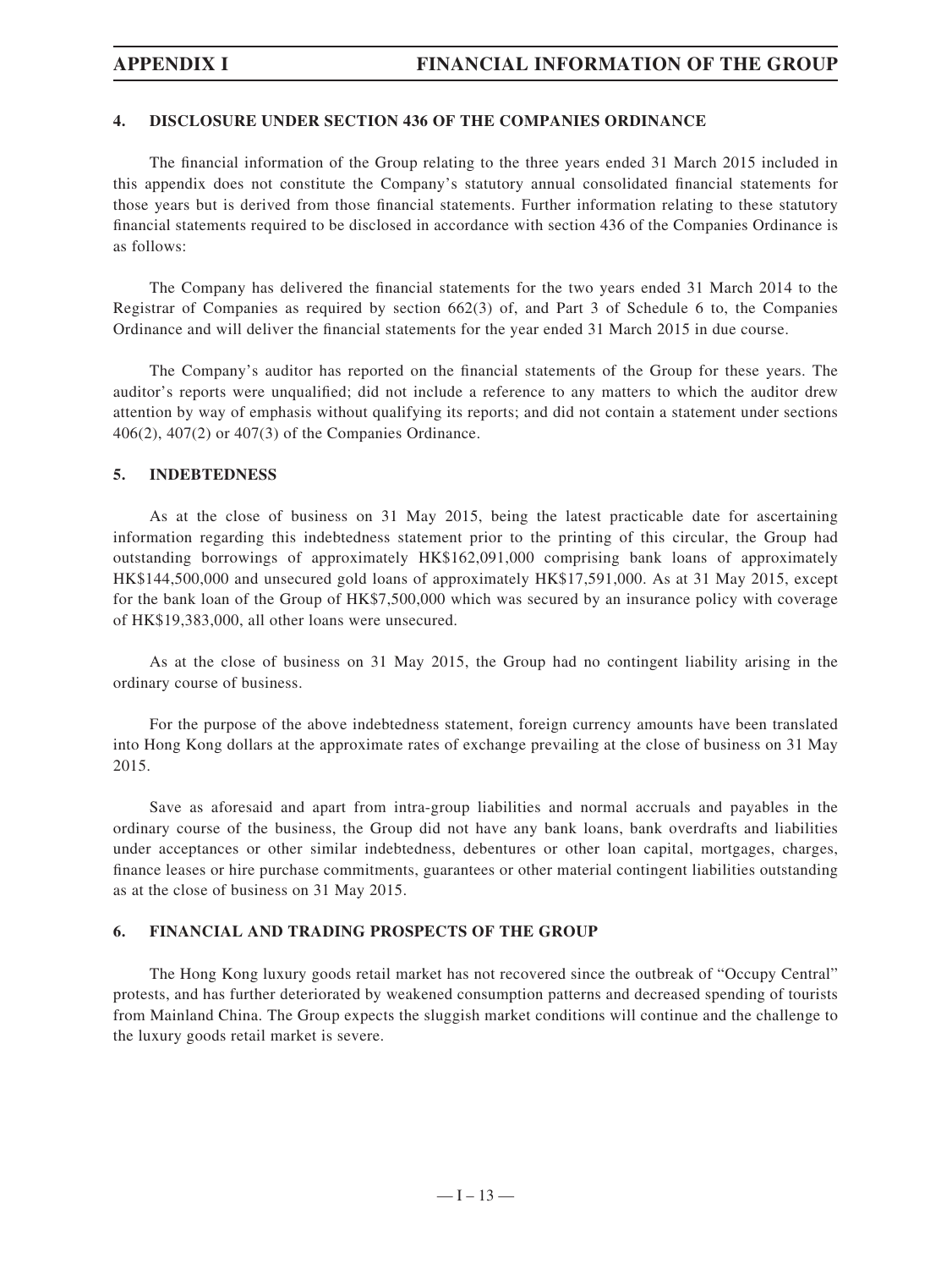## 4. DISCLOSURE UNDER SECTION 436 OF THE COMPANIES ORDINANCE

The financial information of the Group relating to the three years ended 31 March 2015 included in this appendix does not constitute the Company's statutory annual consolidated financial statements for those years but is derived from those financial statements. Further information relating to these statutory financial statements required to be disclosed in accordance with section 436 of the Companies Ordinance is as follows:

The Company has delivered the financial statements for the two years ended 31 March 2014 to the Registrar of Companies as required by section 662(3) of, and Part 3 of Schedule 6 to, the Companies Ordinance and will deliver the financial statements for the year ended 31 March 2015 in due course.

The Company's auditor has reported on the financial statements of the Group for these years. The auditor's reports were unqualified; did not include a reference to any matters to which the auditor drew attention by way of emphasis without qualifying its reports; and did not contain a statement under sections 406(2), 407(2) or 407(3) of the Companies Ordinance.

## 5. INDEBTEDNESS

As at the close of business on 31 May 2015, being the latest practicable date for ascertaining information regarding this indebtedness statement prior to the printing of this circular, the Group had outstanding borrowings of approximately HK$162,091,000 comprising bank loans of approximately HK$144,500,000 and unsecured gold loans of approximately HK$17,591,000. As at 31 May 2015, except for the bank loan of the Group of HK$7,500,000 which was secured by an insurance policy with coverage of HK$19,383,000, all other loans were unsecured.

As at the close of business on 31 May 2015, the Group had no contingent liability arising in the ordinary course of business.

For the purpose of the above indebtedness statement, foreign currency amounts have been translated into Hong Kong dollars at the approximate rates of exchange prevailing at the close of business on 31 May 2015.

Save as aforesaid and apart from intra-group liabilities and normal accruals and payables in the ordinary course of the business, the Group did not have any bank loans, bank overdrafts and liabilities under acceptances or other similar indebtedness, debentures or other loan capital, mortgages, charges, finance leases or hire purchase commitments, guarantees or other material contingent liabilities outstanding as at the close of business on 31 May 2015.

## 6. FINANCIAL AND TRADING PROSPECTS OF THE GROUP

The Hong Kong luxury goods retail market has not recovered since the outbreak of "Occupy Central" protests, and has further deteriorated by weakened consumption patterns and decreased spending of tourists from Mainland China. The Group expects the sluggish market conditions will continue and the challenge to the luxury goods retail market is severe.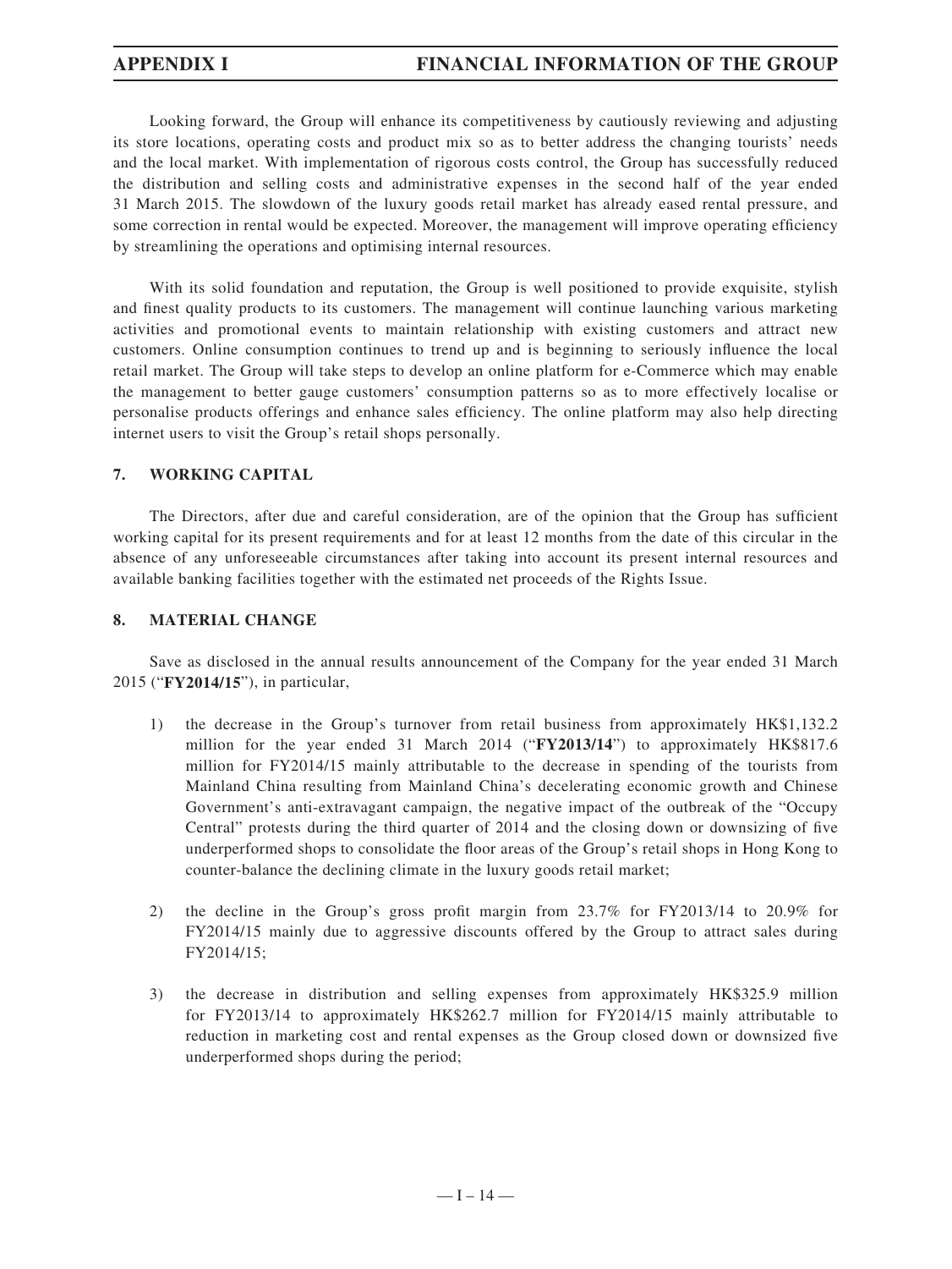Looking forward, the Group will enhance its competitiveness by cautiously reviewing and adjusting its store locations, operating costs and product mix so as to better address the changing tourists' needs and the local market. With implementation of rigorous costs control, the Group has successfully reduced the distribution and selling costs and administrative expenses in the second half of the year ended 31 March 2015. The slowdown of the luxury goods retail market has already eased rental pressure, and some correction in rental would be expected. Moreover, the management will improve operating efficiency by streamlining the operations and optimising internal resources.

With its solid foundation and reputation, the Group is well positioned to provide exquisite, stylish and finest quality products to its customers. The management will continue launching various marketing activities and promotional events to maintain relationship with existing customers and attract new customers. Online consumption continues to trend up and is beginning to seriously influence the local retail market. The Group will take steps to develop an online platform for e-Commerce which may enable the management to better gauge customers' consumption patterns so as to more effectively localise or personalise products offerings and enhance sales efficiency. The online platform may also help directing internet users to visit the Group's retail shops personally.

## 7. WORKING CAPITAL

The Directors, after due and careful consideration, are of the opinion that the Group has sufficient working capital for its present requirements and for at least 12 months from the date of this circular in the absence of any unforeseeable circumstances after taking into account its present internal resources and available banking facilities together with the estimated net proceeds of the Rights Issue.

## 8. MATERIAL CHANGE

Save as disclosed in the annual results announcement of the Company for the year ended 31 March 2015 ("**FY2014/15**"), in particular,

1) the decrease in the Group's turnover from retail business from approximately HK$1,132.2 million for the year ended 31 March 2014 ("**FY2013/14**") to approximately HK$817.6 million for FY2014/15 mainly attributable to the decrease in spending of the tourists from Mainland China resulting from Mainland China's decelerating economic growth and Chinese Government's anti-extravagant campaign, the negative impact of the outbreak of the "Occupy Central" protests during the third quarter of 2014 and the closing down or downsizing of five underperformed shops to consolidate the floor areas of the Group's retail shops in Hong Kong to counter-balance the declining climate in the luxury goods retail market;

2) the decline in the Group's gross profit margin from 23.7% for FY2013/14 to 20.9% for FY2014/15 mainly due to aggressive discounts offered by the Group to attract sales during FY2014/15;

3) the decrease in distribution and selling expenses from approximately HK$325.9 million for FY2013/14 to approximately HK$262.7 million for FY2014/15 mainly attributable to reduction in marketing cost and rental expenses as the Group closed down or downsized five underperformed shops during the period;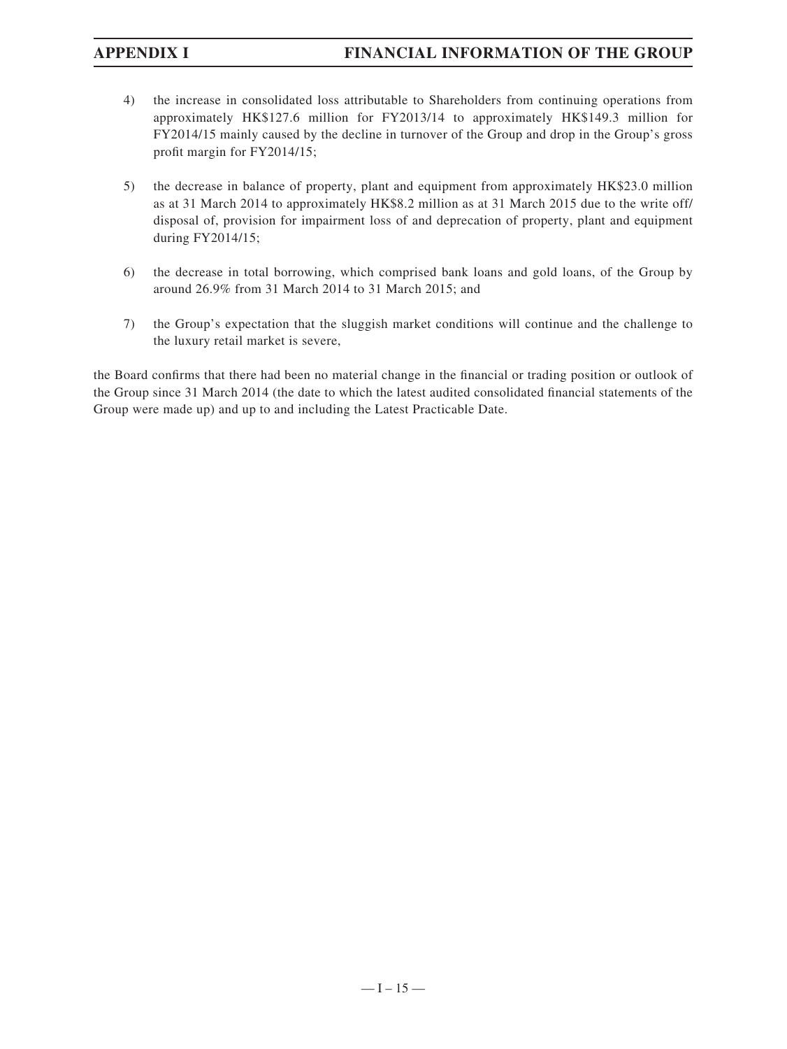4) the increase in consolidated loss attributable to Shareholders from continuing operations from approximately HK$127.6 million for FY2013/14 to approximately HK$149.3 million for FY2014/15 mainly caused by the decline in turnover of the Group and drop in the Group's gross profit margin for FY2014/15;

5) the decrease in balance of property, plant and equipment from approximately HK$23.0 million as at 31 March 2014 to approximately HK$8.2 million as at 31 March 2015 due to the write off/ disposal of, provision for impairment loss of and deprecation of property, plant and equipment during FY2014/15;

6) the decrease in total borrowing, which comprised bank loans and gold loans, of the Group by around 26.9% from 31 March 2014 to 31 March 2015; and

7) the Group's expectation that the sluggish market conditions will continue and the challenge to the luxury retail market is severe,

the Board confirms that there had been no material change in the financial or trading position or outlook of the Group since 31 March 2014 (the date to which the latest audited consolidated financial statements of the Group were made up) and up to and including the Latest Practicable Date.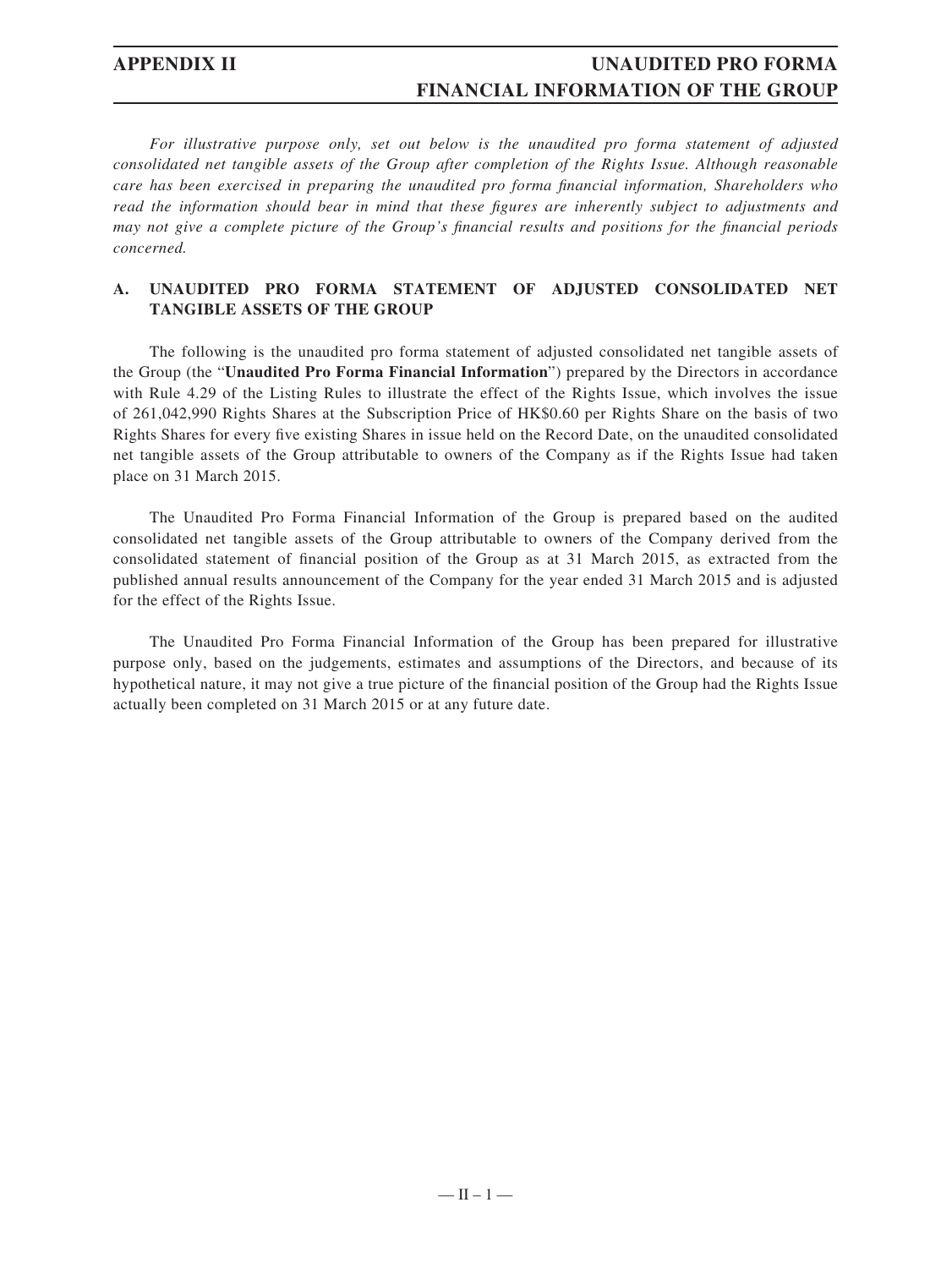*For illustrative purpose only, set out below is the unaudited pro forma statement of adjusted consolidated net tangible assets of the Group after completion of the Rights Issue. Although reasonable care has been exercised in preparing the unaudited pro forma financial information, Shareholders who read the information should bear in mind that these figures are inherently subject to adjustments and may not give a complete picture of the Group's financial results and positions for the financial periods concerned.*

## A. UNAUDITED PRO FORMA STATEMENT OF ADJUSTED CONSOLIDATED NET TANGIBLE ASSETS OF THE GROUP

The following is the unaudited pro forma statement of adjusted consolidated net tangible assets of the Group (the "**Unaudited Pro Forma Financial Information**") prepared by the Directors in accordance with Rule 4.29 of the Listing Rules to illustrate the effect of the Rights Issue, which involves the issue of 261,042,990 Rights Shares at the Subscription Price of HK$0.60 per Rights Share on the basis of two Rights Shares for every five existing Shares in issue held on the Record Date, on the unaudited consolidated net tangible assets of the Group attributable to owners of the Company as if the Rights Issue had taken place on 31 March 2015.

The Unaudited Pro Forma Financial Information of the Group is prepared based on the audited consolidated net tangible assets of the Group attributable to owners of the Company derived from the consolidated statement of financial position of the Group as at 31 March 2015, as extracted from the published annual results announcement of the Company for the year ended 31 March 2015 and is adjusted for the effect of the Rights Issue.

The Unaudited Pro Forma Financial Information of the Group has been prepared for illustrative purpose only, based on the judgements, estimates and assumptions of the Directors, and because of its hypothetical nature, it may not give a true picture of the financial position of the Group had the Rights Issue actually been completed on 31 March 2015 or at any future date.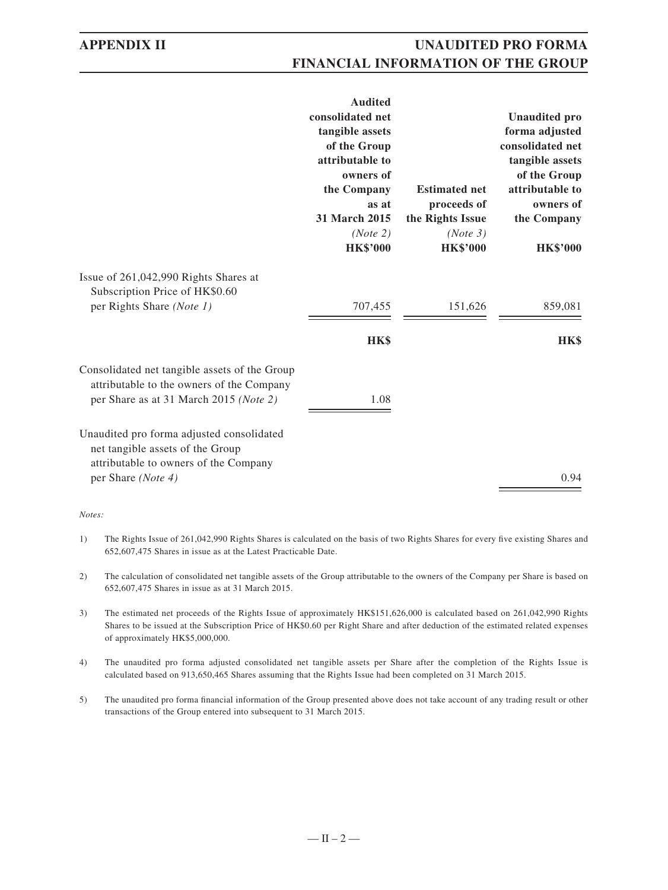| | Audited consolidated net tangible assets of the Group attributable to owners of the Company as at 31 March 2015 *(Note 2)* HK$'000 | Estimated net proceeds of the Rights Issue *(Note 3)* HK$'000 | Unaudited pro forma adjusted consolidated net tangible assets of the Group attributable to owners of the Company HK$'000 |
|---|---|---|---|
| Issue of 261,042,990 Rights Shares at Subscription Price of HK$0.60 per Rights Share *(Note 1)* | 707,455 | 151,626 | 859,081 |
| | **HK$** | | **HK$** |
| Consolidated net tangible assets of the Group attributable to the owners of the Company per Share as at 31 March 2015 *(Note 2)* | 1.08 | | |
| Unaudited pro forma adjusted consolidated net tangible assets of the Group attributable to owners of the Company per Share *(Note 4)* | | | 0.94 |

*Notes:*

1) The Rights Issue of 261,042,990 Rights Shares is calculated on the basis of two Rights Shares for every five existing Shares and 652,607,475 Shares in issue as at the Latest Practicable Date.

2) The calculation of consolidated net tangible assets of the Group attributable to the owners of the Company per Share is based on 652,607,475 Shares in issue as at 31 March 2015.

3) The estimated net proceeds of the Rights Issue of approximately HK$151,626,000 is calculated based on 261,042,990 Rights Shares to be issued at the Subscription Price of HK$0.60 per Right Share and after deduction of the estimated related expenses of approximately HK$5,000,000.

4) The unaudited pro forma adjusted consolidated net tangible assets per Share after the completion of the Rights Issue is calculated based on 913,650,465 Shares assuming that the Rights Issue had been completed on 31 March 2015.

5) The unaudited pro forma financial information of the Group presented above does not take account of any trading result or other transactions of the Group entered into subsequent to 31 March 2015.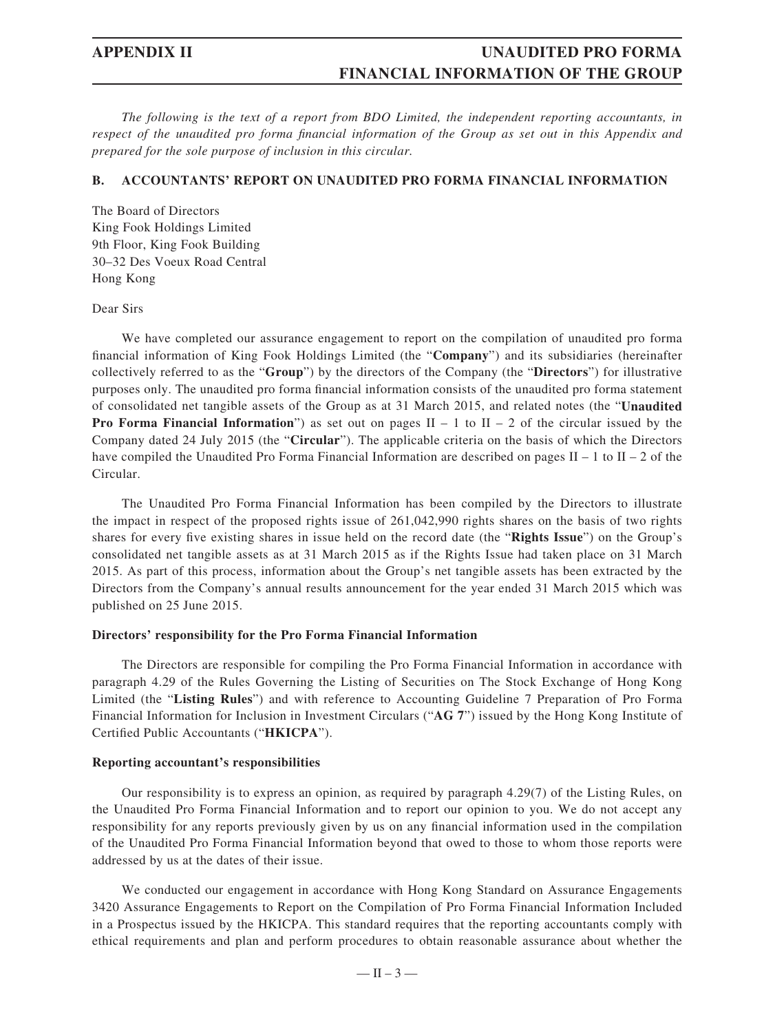*The following is the text of a report from BDO Limited, the independent reporting accountants, in respect of the unaudited pro forma financial information of the Group as set out in this Appendix and prepared for the sole purpose of inclusion in this circular.*

## B. ACCOUNTANTS' REPORT ON UNAUDITED PRO FORMA FINANCIAL INFORMATION

The Board of Directors
King Fook Holdings Limited
9th Floor, King Fook Building
30–32 Des Voeux Road Central
Hong Kong

Dear Sirs

We have completed our assurance engagement to report on the compilation of unaudited pro forma financial information of King Fook Holdings Limited (the "**Company**") and its subsidiaries (hereinafter collectively referred to as the "**Group**") by the directors of the Company (the "**Directors**") for illustrative purposes only. The unaudited pro forma financial information consists of the unaudited pro forma statement of consolidated net tangible assets of the Group as at 31 March 2015, and related notes (the "**Unaudited Pro Forma Financial Information**") as set out on pages II – 1 to II – 2 of the circular issued by the Company dated 24 July 2015 (the "**Circular**"). The applicable criteria on the basis of which the Directors have compiled the Unaudited Pro Forma Financial Information are described on pages II – 1 to II – 2 of the Circular.

The Unaudited Pro Forma Financial Information has been compiled by the Directors to illustrate the impact in respect of the proposed rights issue of 261,042,990 rights shares on the basis of two rights shares for every five existing shares in issue held on the record date (the "**Rights Issue**") on the Group's consolidated net tangible assets as at 31 March 2015 as if the Rights Issue had taken place on 31 March 2015. As part of this process, information about the Group's net tangible assets has been extracted by the Directors from the Company's annual results announcement for the year ended 31 March 2015 which was published on 25 June 2015.

**Directors' responsibility for the Pro Forma Financial Information**

The Directors are responsible for compiling the Pro Forma Financial Information in accordance with paragraph 4.29 of the Rules Governing the Listing of Securities on The Stock Exchange of Hong Kong Limited (the "**Listing Rules**") and with reference to Accounting Guideline 7 Preparation of Pro Forma Financial Information for Inclusion in Investment Circulars ("**AG 7**") issued by the Hong Kong Institute of Certified Public Accountants ("**HKICPA**").

**Reporting accountant's responsibilities**

Our responsibility is to express an opinion, as required by paragraph 4.29(7) of the Listing Rules, on the Unaudited Pro Forma Financial Information and to report our opinion to you. We do not accept any responsibility for any reports previously given by us on any financial information used in the compilation of the Unaudited Pro Forma Financial Information beyond that owed to those to whom those reports were addressed by us at the dates of their issue.

We conducted our engagement in accordance with Hong Kong Standard on Assurance Engagements 3420 Assurance Engagements to Report on the Compilation of Pro Forma Financial Information Included in a Prospectus issued by the HKICPA. This standard requires that the reporting accountants comply with ethical requirements and plan and perform procedures to obtain reasonable assurance about whether the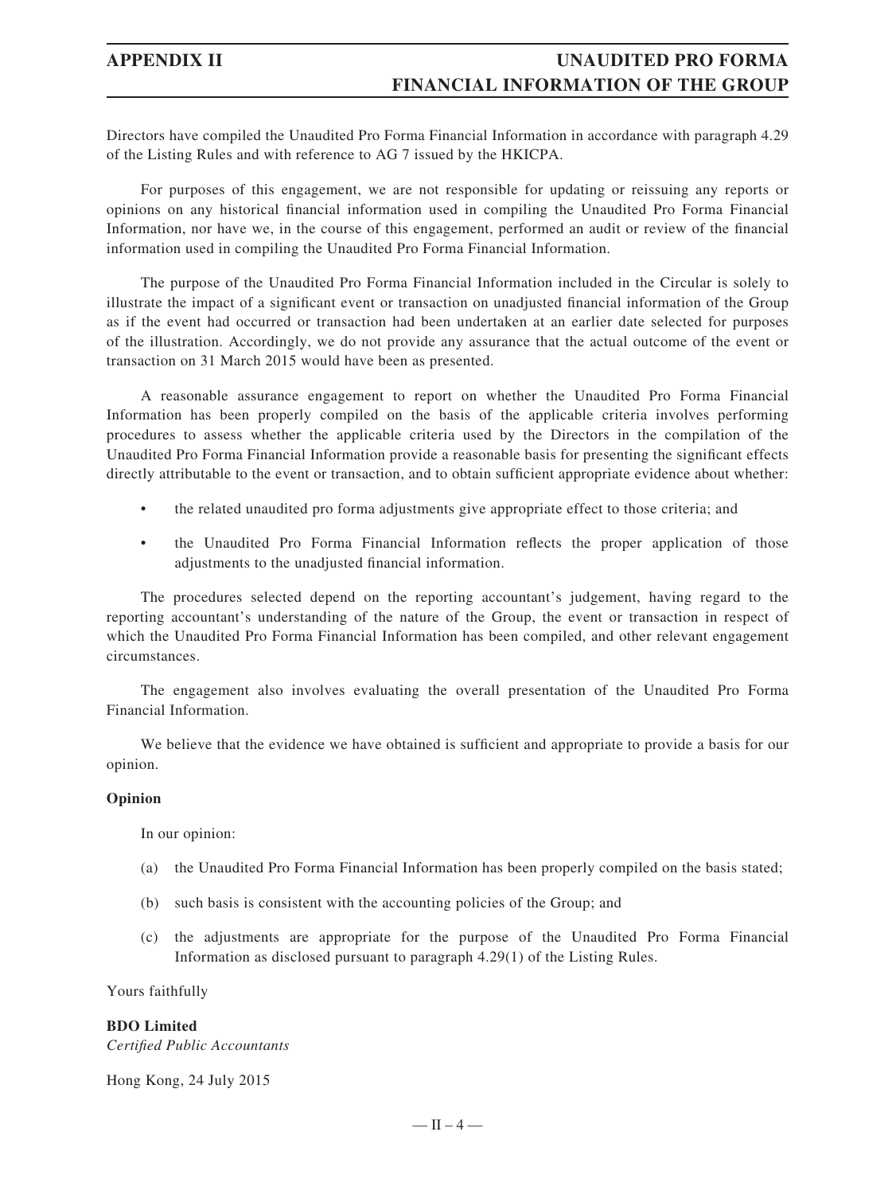Directors have compiled the Unaudited Pro Forma Financial Information in accordance with paragraph 4.29 of the Listing Rules and with reference to AG 7 issued by the HKICPA.

For purposes of this engagement, we are not responsible for updating or reissuing any reports or opinions on any historical financial information used in compiling the Unaudited Pro Forma Financial Information, nor have we, in the course of this engagement, performed an audit or review of the financial information used in compiling the Unaudited Pro Forma Financial Information.

The purpose of the Unaudited Pro Forma Financial Information included in the Circular is solely to illustrate the impact of a significant event or transaction on unadjusted financial information of the Group as if the event had occurred or transaction had been undertaken at an earlier date selected for purposes of the illustration. Accordingly, we do not provide any assurance that the actual outcome of the event or transaction on 31 March 2015 would have been as presented.

A reasonable assurance engagement to report on whether the Unaudited Pro Forma Financial Information has been properly compiled on the basis of the applicable criteria involves performing procedures to assess whether the applicable criteria used by the Directors in the compilation of the Unaudited Pro Forma Financial Information provide a reasonable basis for presenting the significant effects directly attributable to the event or transaction, and to obtain sufficient appropriate evidence about whether:

- the related unaudited pro forma adjustments give appropriate effect to those criteria; and
- the Unaudited Pro Forma Financial Information reflects the proper application of those adjustments to the unadjusted financial information.

The procedures selected depend on the reporting accountant's judgement, having regard to the reporting accountant's understanding of the nature of the Group, the event or transaction in respect of which the Unaudited Pro Forma Financial Information has been compiled, and other relevant engagement circumstances.

The engagement also involves evaluating the overall presentation of the Unaudited Pro Forma Financial Information.

We believe that the evidence we have obtained is sufficient and appropriate to provide a basis for our opinion.

**Opinion**

In our opinion:

(a) the Unaudited Pro Forma Financial Information has been properly compiled on the basis stated;

(b) such basis is consistent with the accounting policies of the Group; and

(c) the adjustments are appropriate for the purpose of the Unaudited Pro Forma Financial Information as disclosed pursuant to paragraph 4.29(1) of the Listing Rules.

Yours faithfully

**BDO Limited**
*Certified Public Accountants*

Hong Kong, 24 July 2015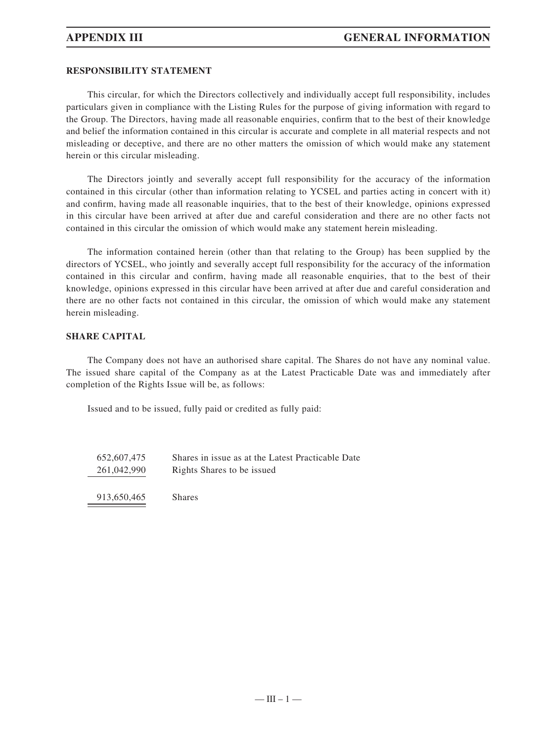## APPENDIX III — GENERAL INFORMATION

### RESPONSIBILITY STATEMENT

This circular, for which the Directors collectively and individually accept full responsibility, includes particulars given in compliance with the Listing Rules for the purpose of giving information with regard to the Group. The Directors, having made all reasonable enquiries, confirm that to the best of their knowledge and belief the information contained in this circular is accurate and complete in all material respects and not misleading or deceptive, and there are no other matters the omission of which would make any statement herein or this circular misleading.

The Directors jointly and severally accept full responsibility for the accuracy of the information contained in this circular (other than information relating to YCSEL and parties acting in concert with it) and confirm, having made all reasonable inquiries, that to the best of their knowledge, opinions expressed in this circular have been arrived at after due and careful consideration and there are no other facts not contained in this circular the omission of which would make any statement herein misleading.

The information contained herein (other than that relating to the Group) has been supplied by the directors of YCSEL, who jointly and severally accept full responsibility for the accuracy of the information contained in this circular and confirm, having made all reasonable enquiries, that to the best of their knowledge, opinions expressed in this circular have been arrived at after due and careful consideration and there are no other facts not contained in this circular, the omission of which would make any statement herein misleading.

### SHARE CAPITAL

The Company does not have an authorised share capital. The Shares do not have any nominal value. The issued share capital of the Company as at the Latest Practicable Date was and immediately after completion of the Rights Issue will be, as follows:

Issued and to be issued, fully paid or credited as fully paid:

| | |
|---|---|
| 652,607,475 | Shares in issue as at the Latest Practicable Date |
| 261,042,990 | Rights Shares to be issued |
| 913,650,465 | Shares |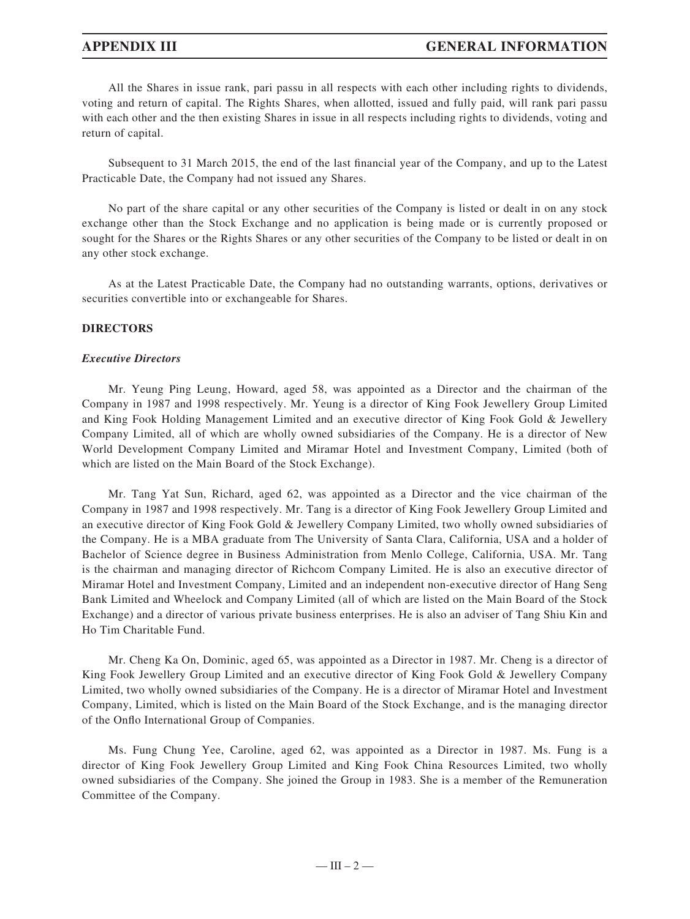All the Shares in issue rank, pari passu in all respects with each other including rights to dividends, voting and return of capital. The Rights Shares, when allotted, issued and fully paid, will rank pari passu with each other and the then existing Shares in issue in all respects including rights to dividends, voting and return of capital.

Subsequent to 31 March 2015, the end of the last financial year of the Company, and up to the Latest Practicable Date, the Company had not issued any Shares.

No part of the share capital or any other securities of the Company is listed or dealt in on any stock exchange other than the Stock Exchange and no application is being made or is currently proposed or sought for the Shares or the Rights Shares or any other securities of the Company to be listed or dealt in on any other stock exchange.

As at the Latest Practicable Date, the Company had no outstanding warrants, options, derivatives or securities convertible into or exchangeable for Shares.

**DIRECTORS**

***Executive Directors***

Mr. Yeung Ping Leung, Howard, aged 58, was appointed as a Director and the chairman of the Company in 1987 and 1998 respectively. Mr. Yeung is a director of King Fook Jewellery Group Limited and King Fook Holding Management Limited and an executive director of King Fook Gold & Jewellery Company Limited, all of which are wholly owned subsidiaries of the Company. He is a director of New World Development Company Limited and Miramar Hotel and Investment Company, Limited (both of which are listed on the Main Board of the Stock Exchange).

Mr. Tang Yat Sun, Richard, aged 62, was appointed as a Director and the vice chairman of the Company in 1987 and 1998 respectively. Mr. Tang is a director of King Fook Jewellery Group Limited and an executive director of King Fook Gold & Jewellery Company Limited, two wholly owned subsidiaries of the Company. He is a MBA graduate from The University of Santa Clara, California, USA and a holder of Bachelor of Science degree in Business Administration from Menlo College, California, USA. Mr. Tang is the chairman and managing director of Richcom Company Limited. He is also an executive director of Miramar Hotel and Investment Company, Limited and an independent non-executive director of Hang Seng Bank Limited and Wheelock and Company Limited (all of which are listed on the Main Board of the Stock Exchange) and a director of various private business enterprises. He is also an adviser of Tang Shiu Kin and Ho Tim Charitable Fund.

Mr. Cheng Ka On, Dominic, aged 65, was appointed as a Director in 1987. Mr. Cheng is a director of King Fook Jewellery Group Limited and an executive director of King Fook Gold & Jewellery Company Limited, two wholly owned subsidiaries of the Company. He is a director of Miramar Hotel and Investment Company, Limited, which is listed on the Main Board of the Stock Exchange, and is the managing director of the Onflo International Group of Companies.

Ms. Fung Chung Yee, Caroline, aged 62, was appointed as a Director in 1987. Ms. Fung is a director of King Fook Jewellery Group Limited and King Fook China Resources Limited, two wholly owned subsidiaries of the Company. She joined the Group in 1983. She is a member of the Remuneration Committee of the Company.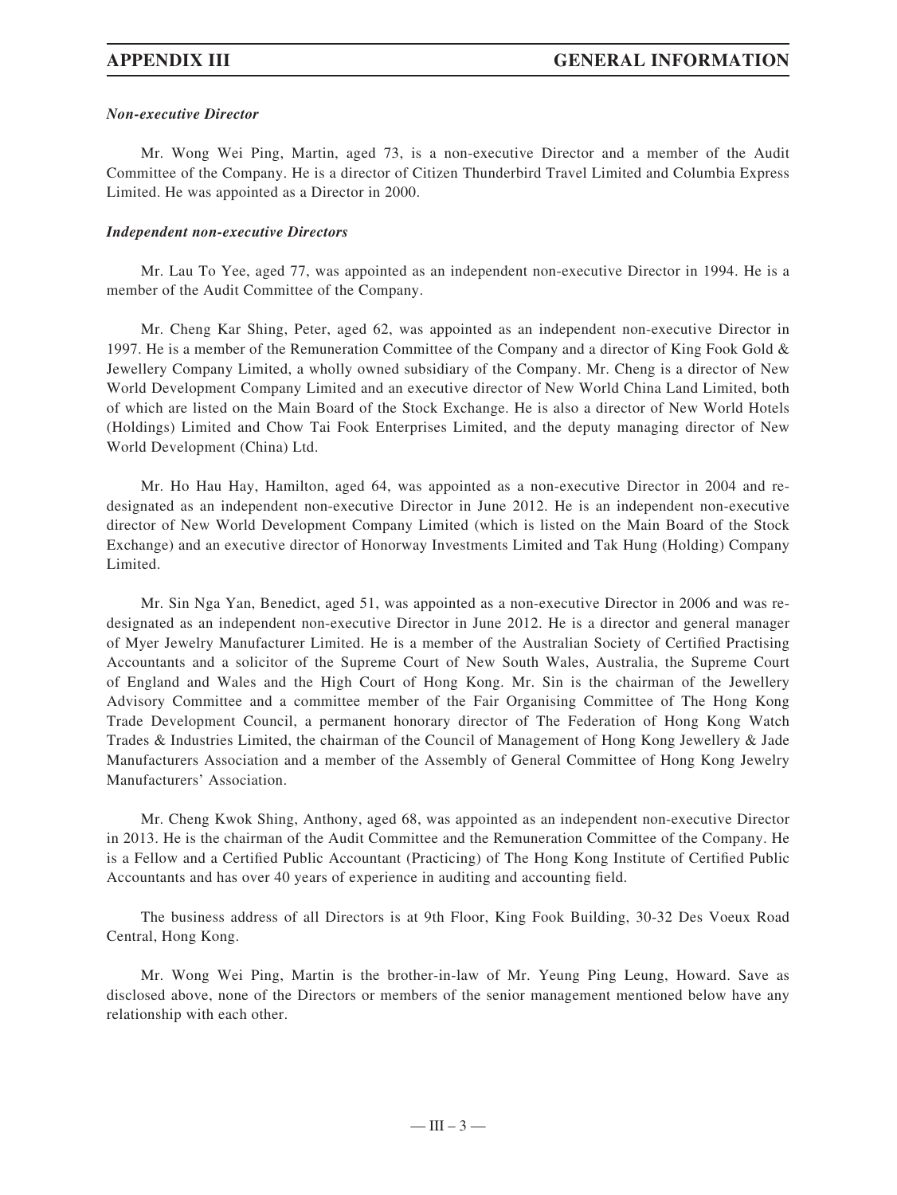***Non-executive Director***

Mr. Wong Wei Ping, Martin, aged 73, is a non-executive Director and a member of the Audit Committee of the Company. He is a director of Citizen Thunderbird Travel Limited and Columbia Express Limited. He was appointed as a Director in 2000.

***Independent non-executive Directors***

Mr. Lau To Yee, aged 77, was appointed as an independent non-executive Director in 1994. He is a member of the Audit Committee of the Company.

Mr. Cheng Kar Shing, Peter, aged 62, was appointed as an independent non-executive Director in 1997. He is a member of the Remuneration Committee of the Company and a director of King Fook Gold & Jewellery Company Limited, a wholly owned subsidiary of the Company. Mr. Cheng is a director of New World Development Company Limited and an executive director of New World China Land Limited, both of which are listed on the Main Board of the Stock Exchange. He is also a director of New World Hotels (Holdings) Limited and Chow Tai Fook Enterprises Limited, and the deputy managing director of New World Development (China) Ltd.

Mr. Ho Hau Hay, Hamilton, aged 64, was appointed as a non-executive Director in 2004 and re-designated as an independent non-executive Director in June 2012. He is an independent non-executive director of New World Development Company Limited (which is listed on the Main Board of the Stock Exchange) and an executive director of Honorway Investments Limited and Tak Hung (Holding) Company Limited.

Mr. Sin Nga Yan, Benedict, aged 51, was appointed as a non-executive Director in 2006 and was re-designated as an independent non-executive Director in June 2012. He is a director and general manager of Myer Jewelry Manufacturer Limited. He is a member of the Australian Society of Certified Practising Accountants and a solicitor of the Supreme Court of New South Wales, Australia, the Supreme Court of England and Wales and the High Court of Hong Kong. Mr. Sin is the chairman of the Jewellery Advisory Committee and a committee member of the Fair Organising Committee of The Hong Kong Trade Development Council, a permanent honorary director of The Federation of Hong Kong Watch Trades & Industries Limited, the chairman of the Council of Management of Hong Kong Jewellery & Jade Manufacturers Association and a member of the Assembly of General Committee of Hong Kong Jewelry Manufacturers' Association.

Mr. Cheng Kwok Shing, Anthony, aged 68, was appointed as an independent non-executive Director in 2013. He is the chairman of the Audit Committee and the Remuneration Committee of the Company. He is a Fellow and a Certified Public Accountant (Practicing) of The Hong Kong Institute of Certified Public Accountants and has over 40 years of experience in auditing and accounting field.

The business address of all Directors is at 9th Floor, King Fook Building, 30-32 Des Voeux Road Central, Hong Kong.

Mr. Wong Wei Ping, Martin is the brother-in-law of Mr. Yeung Ping Leung, Howard. Save as disclosed above, none of the Directors or members of the senior management mentioned below have any relationship with each other.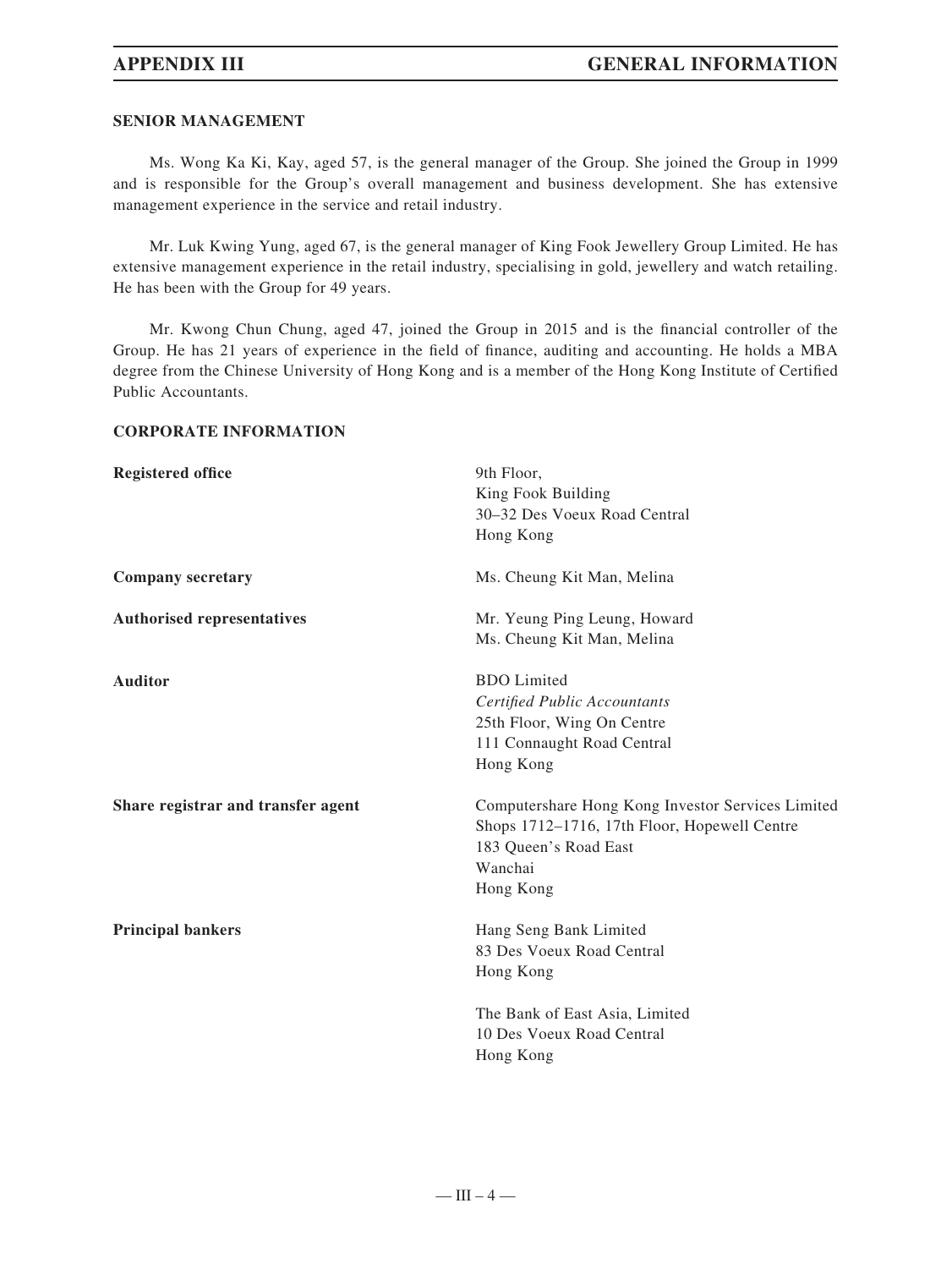## SENIOR MANAGEMENT

Ms. Wong Ka Ki, Kay, aged 57, is the general manager of the Group. She joined the Group in 1999 and is responsible for the Group's overall management and business development. She has extensive management experience in the service and retail industry.

Mr. Luk Kwing Yung, aged 67, is the general manager of King Fook Jewellery Group Limited. He has extensive management experience in the retail industry, specialising in gold, jewellery and watch retailing. He has been with the Group for 49 years.

Mr. Kwong Chun Chung, aged 47, joined the Group in 2015 and is the financial controller of the Group. He has 21 years of experience in the field of finance, auditing and accounting. He holds a MBA degree from the Chinese University of Hong Kong and is a member of the Hong Kong Institute of Certified Public Accountants.

## CORPORATE INFORMATION

| | |
|---|---|
| **Registered office** | 9th Floor,<br>King Fook Building<br>30–32 Des Voeux Road Central<br>Hong Kong |
| **Company secretary** | Ms. Cheung Kit Man, Melina |
| **Authorised representatives** | Mr. Yeung Ping Leung, Howard<br>Ms. Cheung Kit Man, Melina |
| **Auditor** | BDO Limited<br>*Certified Public Accountants*<br>25th Floor, Wing On Centre<br>111 Connaught Road Central<br>Hong Kong |
| **Share registrar and transfer agent** | Computershare Hong Kong Investor Services Limited<br>Shops 1712–1716, 17th Floor, Hopewell Centre<br>183 Queen's Road East<br>Wanchai<br>Hong Kong |
| **Principal bankers** | Hang Seng Bank Limited<br>83 Des Voeux Road Central<br>Hong Kong<br><br>The Bank of East Asia, Limited<br>10 Des Voeux Road Central<br>Hong Kong |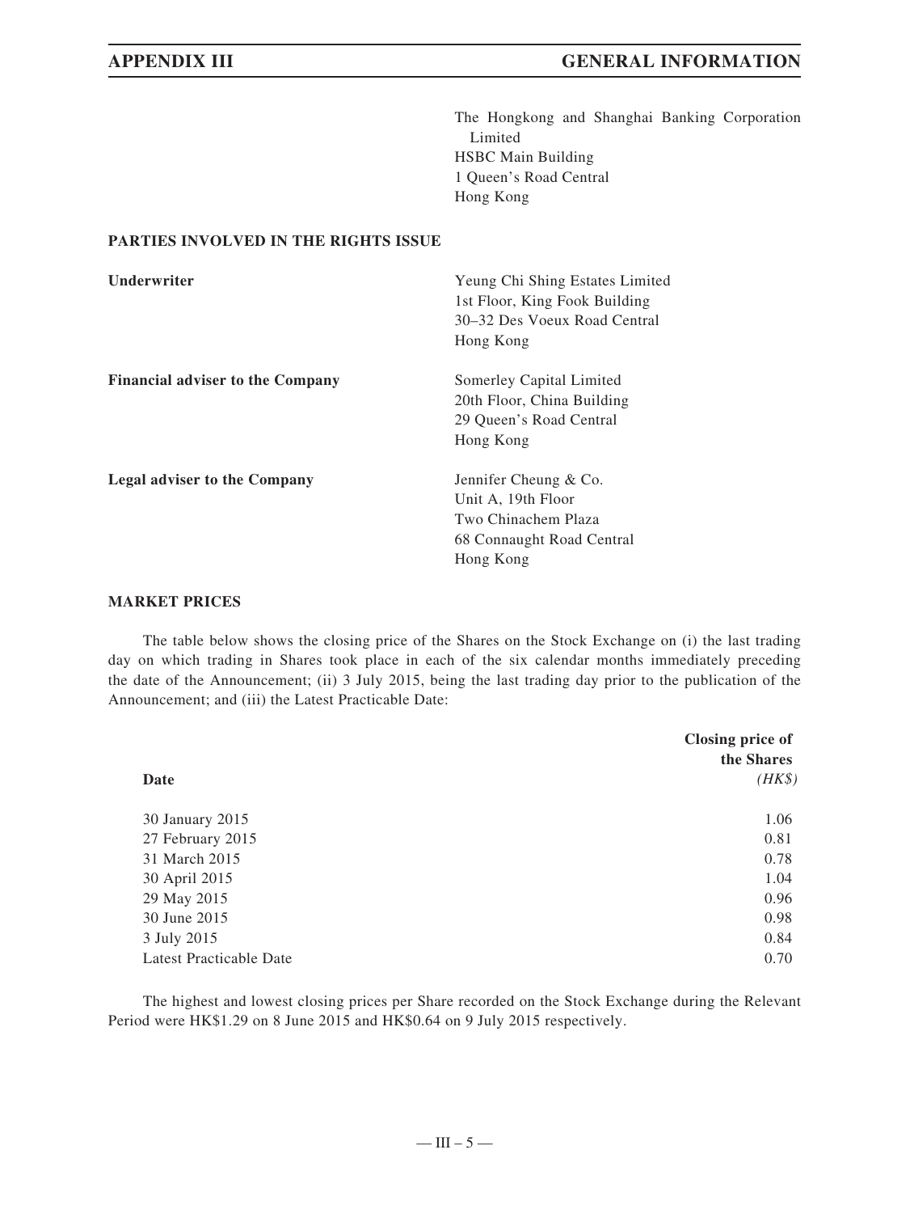The Hongkong and Shanghai Banking Corporation Limited
HSBC Main Building
1 Queen's Road Central
Hong Kong

## PARTIES INVOLVED IN THE RIGHTS ISSUE

| | |
|---|---|
| **Underwriter** | Yeung Chi Shing Estates Limited<br>1st Floor, King Fook Building<br>30–32 Des Voeux Road Central<br>Hong Kong |
| **Financial adviser to the Company** | Somerley Capital Limited<br>20th Floor, China Building<br>29 Queen's Road Central<br>Hong Kong |
| **Legal adviser to the Company** | Jennifer Cheung & Co.<br>Unit A, 19th Floor<br>Two Chinachem Plaza<br>68 Connaught Road Central<br>Hong Kong |

## MARKET PRICES

The table below shows the closing price of the Shares on the Stock Exchange on (i) the last trading day on which trading in Shares took place in each of the six calendar months immediately preceding the date of the Announcement; (ii) 3 July 2015, being the last trading day prior to the publication of the Announcement; and (iii) the Latest Practicable Date:

| Date | Closing price of the Shares *(HK$)* |
|---|---|
| 30 January 2015 | 1.06 |
| 27 February 2015 | 0.81 |
| 31 March 2015 | 0.78 |
| 30 April 2015 | 1.04 |
| 29 May 2015 | 0.96 |
| 30 June 2015 | 0.98 |
| 3 July 2015 | 0.84 |
| Latest Practicable Date | 0.70 |

The highest and lowest closing prices per Share recorded on the Stock Exchange during the Relevant Period were HK$1.29 on 8 June 2015 and HK$0.64 on 9 July 2015 respectively.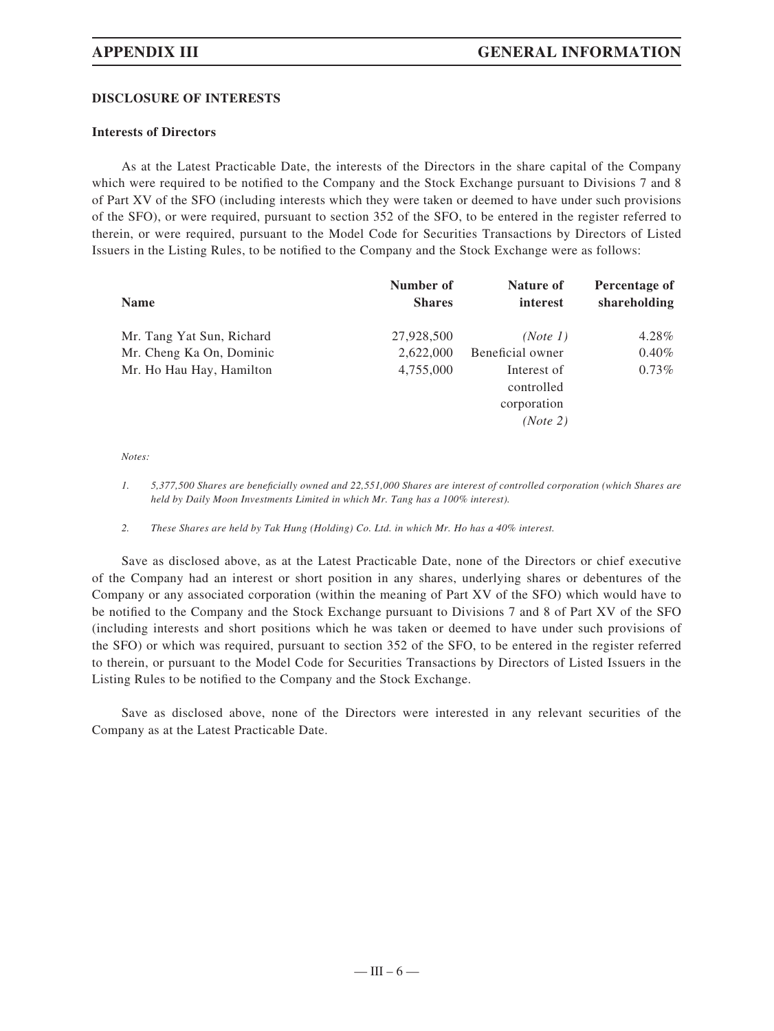## DISCLOSURE OF INTERESTS

### Interests of Directors

As at the Latest Practicable Date, the interests of the Directors in the share capital of the Company which were required to be notified to the Company and the Stock Exchange pursuant to Divisions 7 and 8 of Part XV of the SFO (including interests which they were taken or deemed to have under such provisions of the SFO), or were required, pursuant to section 352 of the SFO, to be entered in the register referred to therein, or were required, pursuant to the Model Code for Securities Transactions by Directors of Listed Issuers in the Listing Rules, to be notified to the Company and the Stock Exchange were as follows:

| Name | Number of Shares | Nature of interest | Percentage of shareholding |
|---|---|---|---|
| Mr. Tang Yat Sun, Richard | 27,928,500 | *(Note 1)* | 4.28% |
| Mr. Cheng Ka On, Dominic | 2,622,000 | Beneficial owner | 0.40% |
| Mr. Ho Hau Hay, Hamilton | 4,755,000 | Interest of controlled corporation *(Note 2)* | 0.73% |

*Notes:*

1. *5,377,500 Shares are beneficially owned and 22,551,000 Shares are interest of controlled corporation (which Shares are held by Daily Moon Investments Limited in which Mr. Tang has a 100% interest).*

2. *These Shares are held by Tak Hung (Holding) Co. Ltd. in which Mr. Ho has a 40% interest.*

Save as disclosed above, as at the Latest Practicable Date, none of the Directors or chief executive of the Company had an interest or short position in any shares, underlying shares or debentures of the Company or any associated corporation (within the meaning of Part XV of the SFO) which would have to be notified to the Company and the Stock Exchange pursuant to Divisions 7 and 8 of Part XV of the SFO (including interests and short positions which he was taken or deemed to have under such provisions of the SFO) or which was required, pursuant to section 352 of the SFO, to be entered in the register referred to therein, or pursuant to the Model Code for Securities Transactions by Directors of Listed Issuers in the Listing Rules to be notified to the Company and the Stock Exchange.

Save as disclosed above, none of the Directors were interested in any relevant securities of the Company as at the Latest Practicable Date.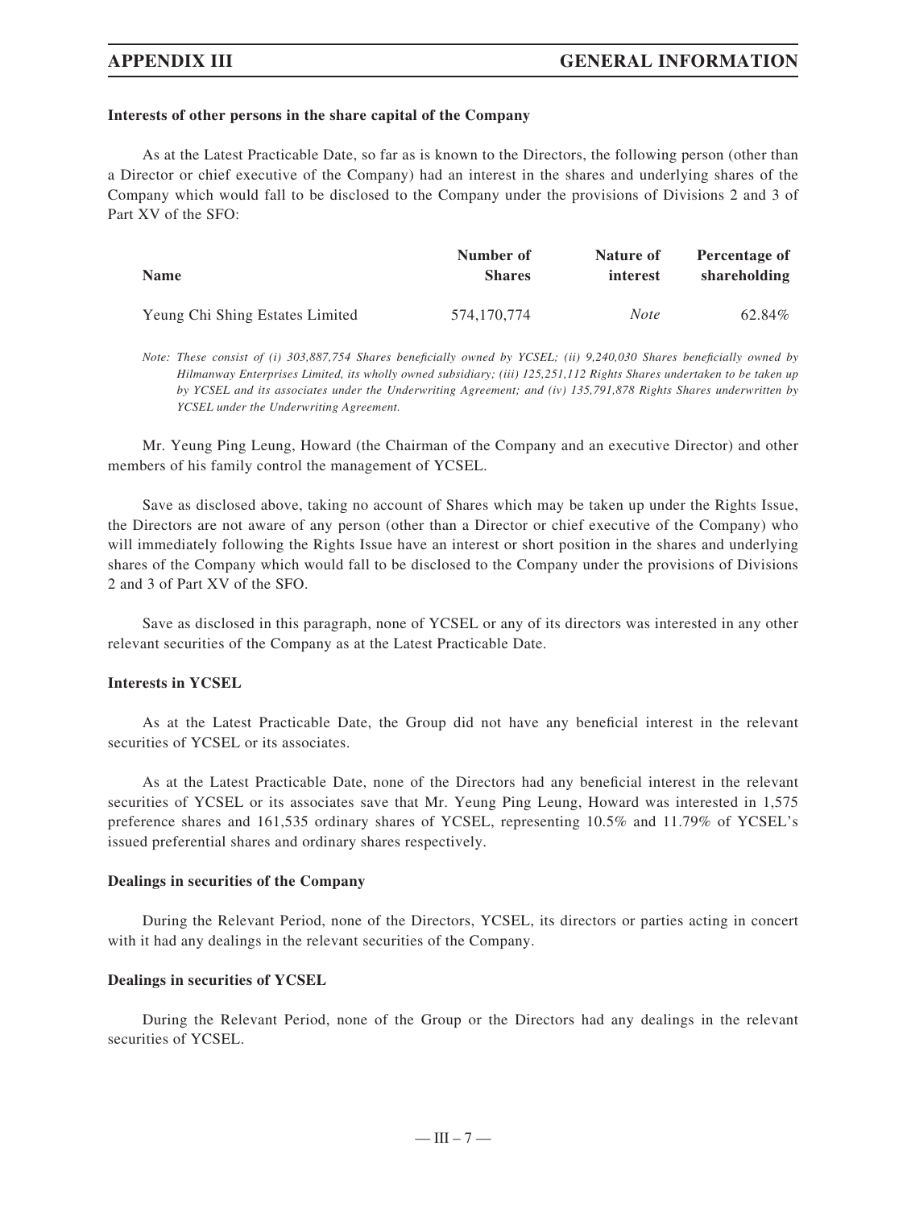**Interests of other persons in the share capital of the Company**

As at the Latest Practicable Date, so far as is known to the Directors, the following person (other than a Director or chief executive of the Company) had an interest in the shares and underlying shares of the Company which would fall to be disclosed to the Company under the provisions of Divisions 2 and 3 of Part XV of the SFO:

| Name | Number of Shares | Nature of interest | Percentage of shareholding |
|---|---|---|---|
| Yeung Chi Shing Estates Limited | 574,170,774 | *Note* | 62.84% |

*Note: These consist of (i) 303,887,754 Shares beneficially owned by YCSEL; (ii) 9,240,030 Shares beneficially owned by Hilmanway Enterprises Limited, its wholly owned subsidiary; (iii) 125,251,112 Rights Shares undertaken to be taken up by YCSEL and its associates under the Underwriting Agreement; and (iv) 135,791,878 Rights Shares underwritten by YCSEL under the Underwriting Agreement.*

Mr. Yeung Ping Leung, Howard (the Chairman of the Company and an executive Director) and other members of his family control the management of YCSEL.

Save as disclosed above, taking no account of Shares which may be taken up under the Rights Issue, the Directors are not aware of any person (other than a Director or chief executive of the Company) who will immediately following the Rights Issue have an interest or short position in the shares and underlying shares of the Company which would fall to be disclosed to the Company under the provisions of Divisions 2 and 3 of Part XV of the SFO.

Save as disclosed in this paragraph, none of YCSEL or any of its directors was interested in any other relevant securities of the Company as at the Latest Practicable Date.

**Interests in YCSEL**

As at the Latest Practicable Date, the Group did not have any beneficial interest in the relevant securities of YCSEL or its associates.

As at the Latest Practicable Date, none of the Directors had any beneficial interest in the relevant securities of YCSEL or its associates save that Mr. Yeung Ping Leung, Howard was interested in 1,575 preference shares and 161,535 ordinary shares of YCSEL, representing 10.5% and 11.79% of YCSEL's issued preferential shares and ordinary shares respectively.

**Dealings in securities of the Company**

During the Relevant Period, none of the Directors, YCSEL, its directors or parties acting in concert with it had any dealings in the relevant securities of the Company.

**Dealings in securities of YCSEL**

During the Relevant Period, none of the Group or the Directors had any dealings in the relevant securities of YCSEL.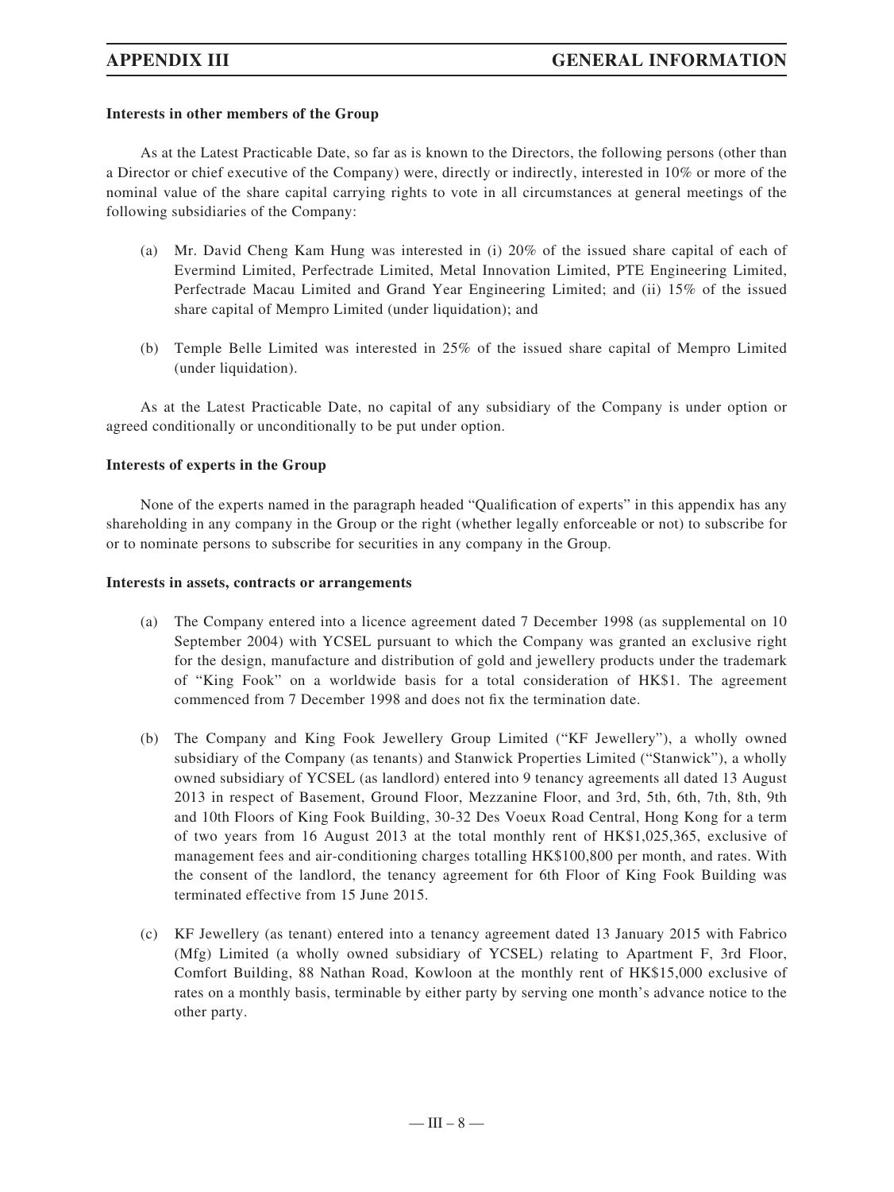**Interests in other members of the Group**

As at the Latest Practicable Date, so far as is known to the Directors, the following persons (other than a Director or chief executive of the Company) were, directly or indirectly, interested in 10% or more of the nominal value of the share capital carrying rights to vote in all circumstances at general meetings of the following subsidiaries of the Company:

(a) Mr. David Cheng Kam Hung was interested in (i) 20% of the issued share capital of each of Evermind Limited, Perfectrade Limited, Metal Innovation Limited, PTE Engineering Limited, Perfectrade Macau Limited and Grand Year Engineering Limited; and (ii) 15% of the issued share capital of Mempro Limited (under liquidation); and

(b) Temple Belle Limited was interested in 25% of the issued share capital of Mempro Limited (under liquidation).

As at the Latest Practicable Date, no capital of any subsidiary of the Company is under option or agreed conditionally or unconditionally to be put under option.

**Interests of experts in the Group**

None of the experts named in the paragraph headed "Qualification of experts" in this appendix has any shareholding in any company in the Group or the right (whether legally enforceable or not) to subscribe for or to nominate persons to subscribe for securities in any company in the Group.

**Interests in assets, contracts or arrangements**

(a) The Company entered into a licence agreement dated 7 December 1998 (as supplemental on 10 September 2004) with YCSEL pursuant to which the Company was granted an exclusive right for the design, manufacture and distribution of gold and jewellery products under the trademark of "King Fook" on a worldwide basis for a total consideration of HK$1. The agreement commenced from 7 December 1998 and does not fix the termination date.

(b) The Company and King Fook Jewellery Group Limited ("KF Jewellery"), a wholly owned subsidiary of the Company (as tenants) and Stanwick Properties Limited ("Stanwick"), a wholly owned subsidiary of YCSEL (as landlord) entered into 9 tenancy agreements all dated 13 August 2013 in respect of Basement, Ground Floor, Mezzanine Floor, and 3rd, 5th, 6th, 7th, 8th, 9th and 10th Floors of King Fook Building, 30-32 Des Voeux Road Central, Hong Kong for a term of two years from 16 August 2013 at the total monthly rent of HK$1,025,365, exclusive of management fees and air-conditioning charges totalling HK$100,800 per month, and rates. With the consent of the landlord, the tenancy agreement for 6th Floor of King Fook Building was terminated effective from 15 June 2015.

(c) KF Jewellery (as tenant) entered into a tenancy agreement dated 13 January 2015 with Fabrico (Mfg) Limited (a wholly owned subsidiary of YCSEL) relating to Apartment F, 3rd Floor, Comfort Building, 88 Nathan Road, Kowloon at the monthly rent of HK$15,000 exclusive of rates on a monthly basis, terminable by either party by serving one month's advance notice to the other party.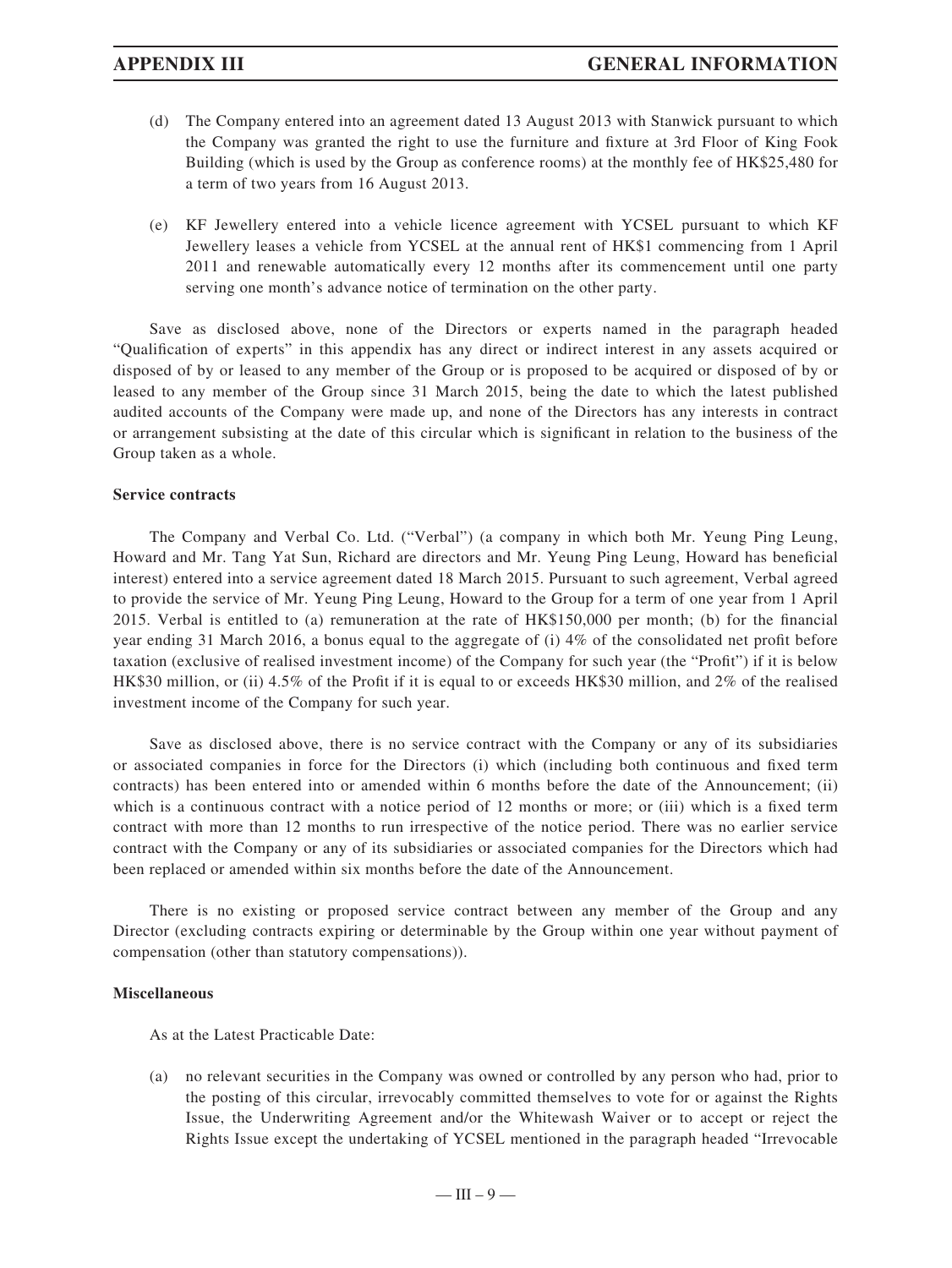(d) The Company entered into an agreement dated 13 August 2013 with Stanwick pursuant to which the Company was granted the right to use the furniture and fixture at 3rd Floor of King Fook Building (which is used by the Group as conference rooms) at the monthly fee of HK$25,480 for a term of two years from 16 August 2013.

(e) KF Jewellery entered into a vehicle licence agreement with YCSEL pursuant to which KF Jewellery leases a vehicle from YCSEL at the annual rent of HK$1 commencing from 1 April 2011 and renewable automatically every 12 months after its commencement until one party serving one month's advance notice of termination on the other party.

Save as disclosed above, none of the Directors or experts named in the paragraph headed "Qualification of experts" in this appendix has any direct or indirect interest in any assets acquired or disposed of by or leased to any member of the Group or is proposed to be acquired or disposed of by or leased to any member of the Group since 31 March 2015, being the date to which the latest published audited accounts of the Company were made up, and none of the Directors has any interests in contract or arrangement subsisting at the date of this circular which is significant in relation to the business of the Group taken as a whole.

**Service contracts**

The Company and Verbal Co. Ltd. ("Verbal") (a company in which both Mr. Yeung Ping Leung, Howard and Mr. Tang Yat Sun, Richard are directors and Mr. Yeung Ping Leung, Howard has beneficial interest) entered into a service agreement dated 18 March 2015. Pursuant to such agreement, Verbal agreed to provide the service of Mr. Yeung Ping Leung, Howard to the Group for a term of one year from 1 April 2015. Verbal is entitled to (a) remuneration at the rate of HK$150,000 per month; (b) for the financial year ending 31 March 2016, a bonus equal to the aggregate of (i) 4% of the consolidated net profit before taxation (exclusive of realised investment income) of the Company for such year (the "Profit") if it is below HK$30 million, or (ii) 4.5% of the Profit if it is equal to or exceeds HK$30 million, and 2% of the realised investment income of the Company for such year.

Save as disclosed above, there is no service contract with the Company or any of its subsidiaries or associated companies in force for the Directors (i) which (including both continuous and fixed term contracts) has been entered into or amended within 6 months before the date of the Announcement; (ii) which is a continuous contract with a notice period of 12 months or more; or (iii) which is a fixed term contract with more than 12 months to run irrespective of the notice period. There was no earlier service contract with the Company or any of its subsidiaries or associated companies for the Directors which had been replaced or amended within six months before the date of the Announcement.

There is no existing or proposed service contract between any member of the Group and any Director (excluding contracts expiring or determinable by the Group within one year without payment of compensation (other than statutory compensations)).

**Miscellaneous**

As at the Latest Practicable Date:

(a) no relevant securities in the Company was owned or controlled by any person who had, prior to the posting of this circular, irrevocably committed themselves to vote for or against the Rights Issue, the Underwriting Agreement and/or the Whitewash Waiver or to accept or reject the Rights Issue except the undertaking of YCSEL mentioned in the paragraph headed "Irrevocable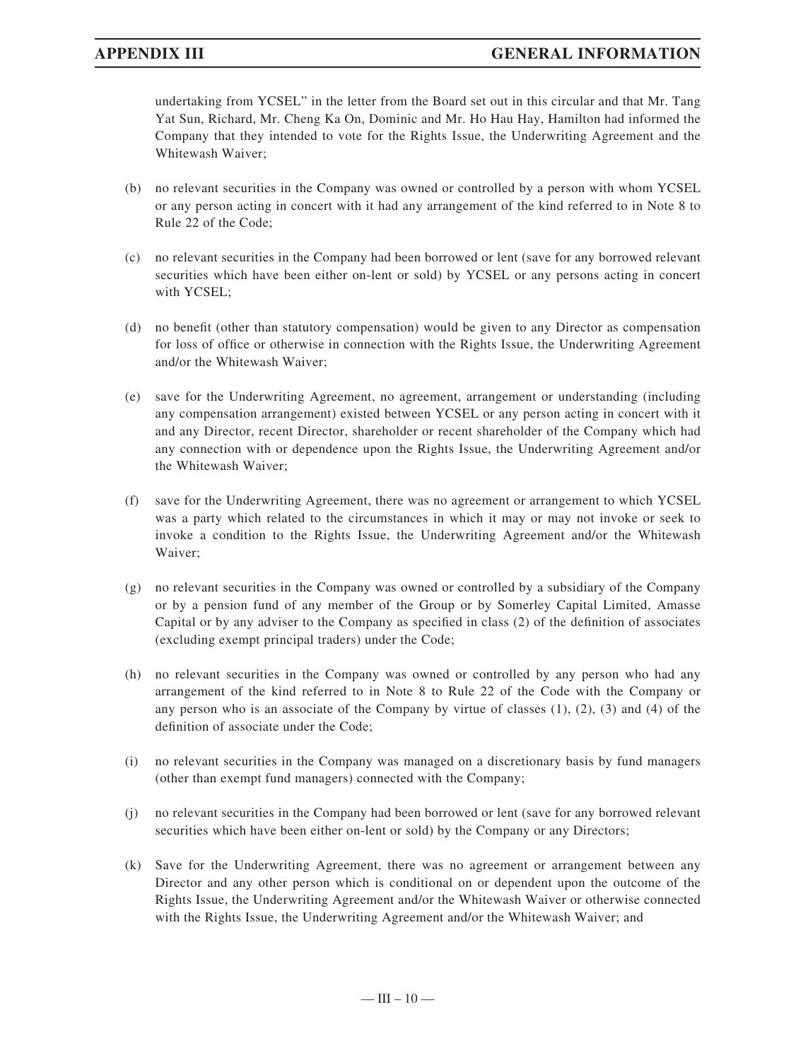undertaking from YCSEL" in the letter from the Board set out in this circular and that Mr. Tang Yat Sun, Richard, Mr. Cheng Ka On, Dominic and Mr. Ho Hau Hay, Hamilton had informed the Company that they intended to vote for the Rights Issue, the Underwriting Agreement and the Whitewash Waiver;

(b) no relevant securities in the Company was owned or controlled by a person with whom YCSEL or any person acting in concert with it had any arrangement of the kind referred to in Note 8 to Rule 22 of the Code;

(c) no relevant securities in the Company had been borrowed or lent (save for any borrowed relevant securities which have been either on-lent or sold) by YCSEL or any persons acting in concert with YCSEL;

(d) no benefit (other than statutory compensation) would be given to any Director as compensation for loss of office or otherwise in connection with the Rights Issue, the Underwriting Agreement and/or the Whitewash Waiver;

(e) save for the Underwriting Agreement, no agreement, arrangement or understanding (including any compensation arrangement) existed between YCSEL or any person acting in concert with it and any Director, recent Director, shareholder or recent shareholder of the Company which had any connection with or dependence upon the Rights Issue, the Underwriting Agreement and/or the Whitewash Waiver;

(f) save for the Underwriting Agreement, there was no agreement or arrangement to which YCSEL was a party which related to the circumstances in which it may or may not invoke or seek to invoke a condition to the Rights Issue, the Underwriting Agreement and/or the Whitewash Waiver;

(g) no relevant securities in the Company was owned or controlled by a subsidiary of the Company or by a pension fund of any member of the Group or by Somerley Capital Limited, Amasse Capital or by any adviser to the Company as specified in class (2) of the definition of associates (excluding exempt principal traders) under the Code;

(h) no relevant securities in the Company was owned or controlled by any person who had any arrangement of the kind referred to in Note 8 to Rule 22 of the Code with the Company or any person who is an associate of the Company by virtue of classes (1), (2), (3) and (4) of the definition of associate under the Code;

(i) no relevant securities in the Company was managed on a discretionary basis by fund managers (other than exempt fund managers) connected with the Company;

(j) no relevant securities in the Company had been borrowed or lent (save for any borrowed relevant securities which have been either on-lent or sold) by the Company or any Directors;

(k) Save for the Underwriting Agreement, there was no agreement or arrangement between any Director and any other person which is conditional on or dependent upon the outcome of the Rights Issue, the Underwriting Agreement and/or the Whitewash Waiver or otherwise connected with the Rights Issue, the Underwriting Agreement and/or the Whitewash Waiver; and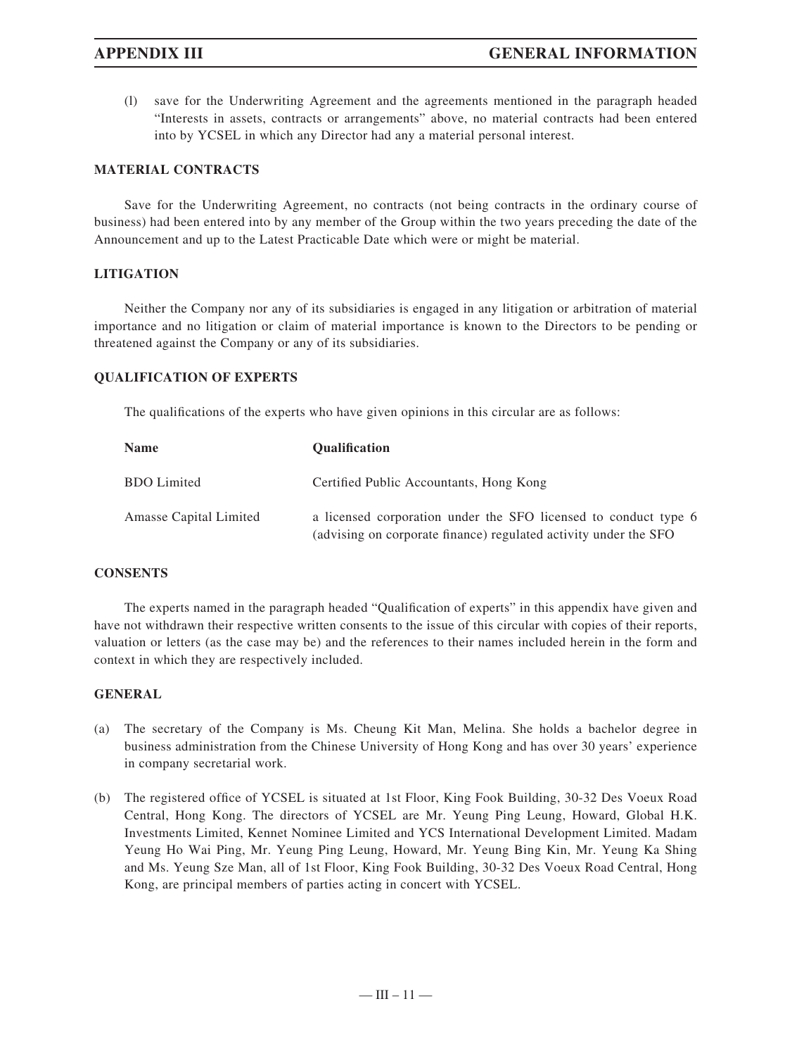(l) save for the Underwriting Agreement and the agreements mentioned in the paragraph headed "Interests in assets, contracts or arrangements" above, no material contracts had been entered into by YCSEL in which any Director had any a material personal interest.

## MATERIAL CONTRACTS

Save for the Underwriting Agreement, no contracts (not being contracts in the ordinary course of business) had been entered into by any member of the Group within the two years preceding the date of the Announcement and up to the Latest Practicable Date which were or might be material.

## LITIGATION

Neither the Company nor any of its subsidiaries is engaged in any litigation or arbitration of material importance and no litigation or claim of material importance is known to the Directors to be pending or threatened against the Company or any of its subsidiaries.

## QUALIFICATION OF EXPERTS

The qualifications of the experts who have given opinions in this circular are as follows:

| Name | Qualification |
|---|---|
| BDO Limited | Certified Public Accountants, Hong Kong |
| Amasse Capital Limited | a licensed corporation under the SFO licensed to conduct type 6 (advising on corporate finance) regulated activity under the SFO |

## CONSENTS

The experts named in the paragraph headed "Qualification of experts" in this appendix have given and have not withdrawn their respective written consents to the issue of this circular with copies of their reports, valuation or letters (as the case may be) and the references to their names included herein in the form and context in which they are respectively included.

## GENERAL

(a) The secretary of the Company is Ms. Cheung Kit Man, Melina. She holds a bachelor degree in business administration from the Chinese University of Hong Kong and has over 30 years' experience in company secretarial work.

(b) The registered office of YCSEL is situated at 1st Floor, King Fook Building, 30-32 Des Voeux Road Central, Hong Kong. The directors of YCSEL are Mr. Yeung Ping Leung, Howard, Global H.K. Investments Limited, Kennet Nominee Limited and YCS International Development Limited. Madam Yeung Ho Wai Ping, Mr. Yeung Ping Leung, Howard, Mr. Yeung Bing Kin, Mr. Yeung Ka Shing and Ms. Yeung Sze Man, all of 1st Floor, King Fook Building, 30-32 Des Voeux Road Central, Hong Kong, are principal members of parties acting in concert with YCSEL.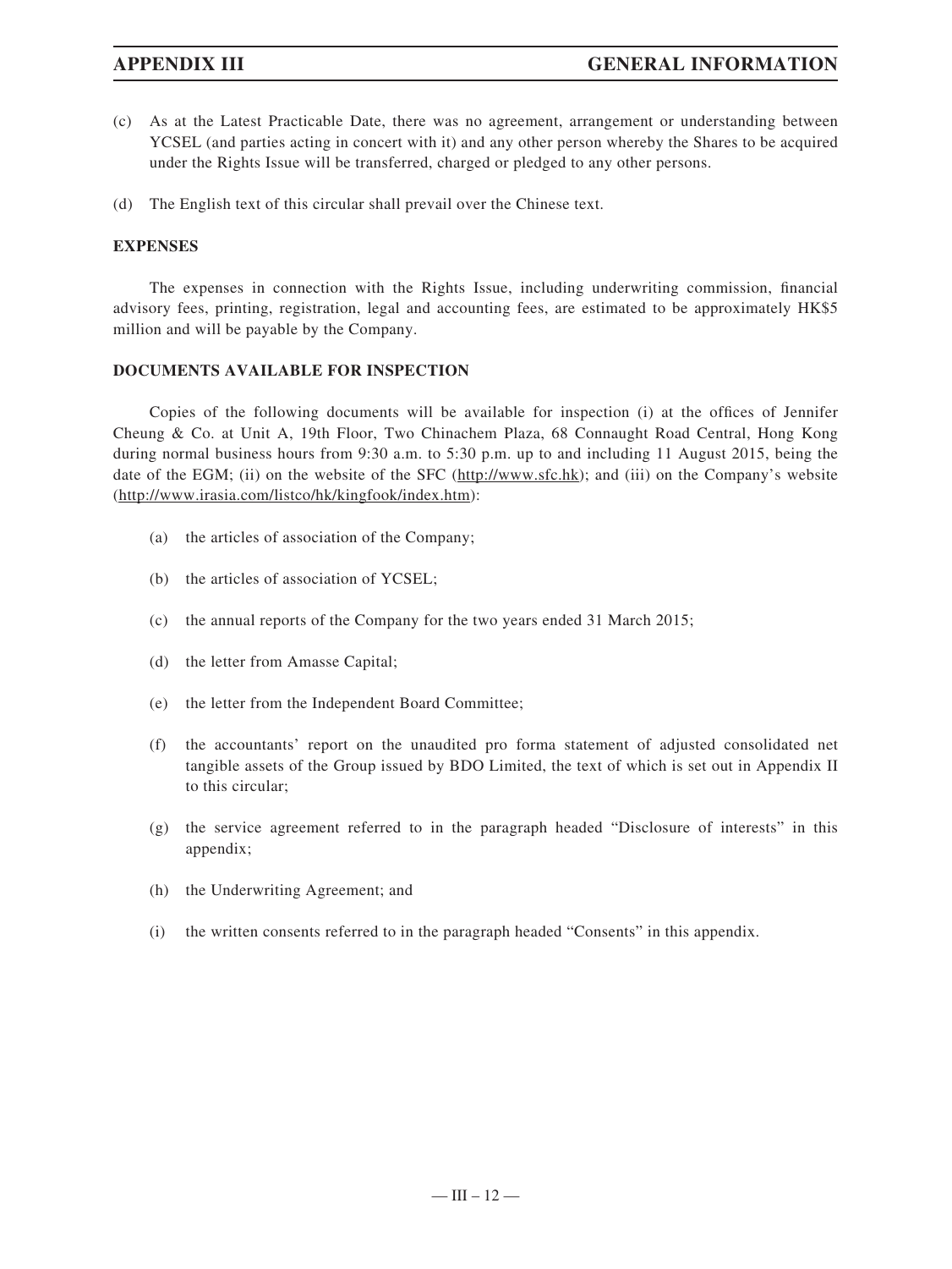(c) As at the Latest Practicable Date, there was no agreement, arrangement or understanding between YCSEL (and parties acting in concert with it) and any other person whereby the Shares to be acquired under the Rights Issue will be transferred, charged or pledged to any other persons.

(d) The English text of this circular shall prevail over the Chinese text.

## EXPENSES

The expenses in connection with the Rights Issue, including underwriting commission, financial advisory fees, printing, registration, legal and accounting fees, are estimated to be approximately HK$5 million and will be payable by the Company.

## DOCUMENTS AVAILABLE FOR INSPECTION

Copies of the following documents will be available for inspection (i) at the offices of Jennifer Cheung & Co. at Unit A, 19th Floor, Two Chinachem Plaza, 68 Connaught Road Central, Hong Kong during normal business hours from 9:30 a.m. to 5:30 p.m. up to and including 11 August 2015, being the date of the EGM; (ii) on the website of the SFC (http://www.sfc.hk); and (iii) on the Company's website (http://www.irasia.com/listco/hk/kingfook/index.htm):

(a) the articles of association of the Company;

(b) the articles of association of YCSEL;

(c) the annual reports of the Company for the two years ended 31 March 2015;

(d) the letter from Amasse Capital;

(e) the letter from the Independent Board Committee;

(f) the accountants' report on the unaudited pro forma statement of adjusted consolidated net tangible assets of the Group issued by BDO Limited, the text of which is set out in Appendix II to this circular;

(g) the service agreement referred to in the paragraph headed "Disclosure of interests" in this appendix;

(h) the Underwriting Agreement; and

(i) the written consents referred to in the paragraph headed "Consents" in this appendix.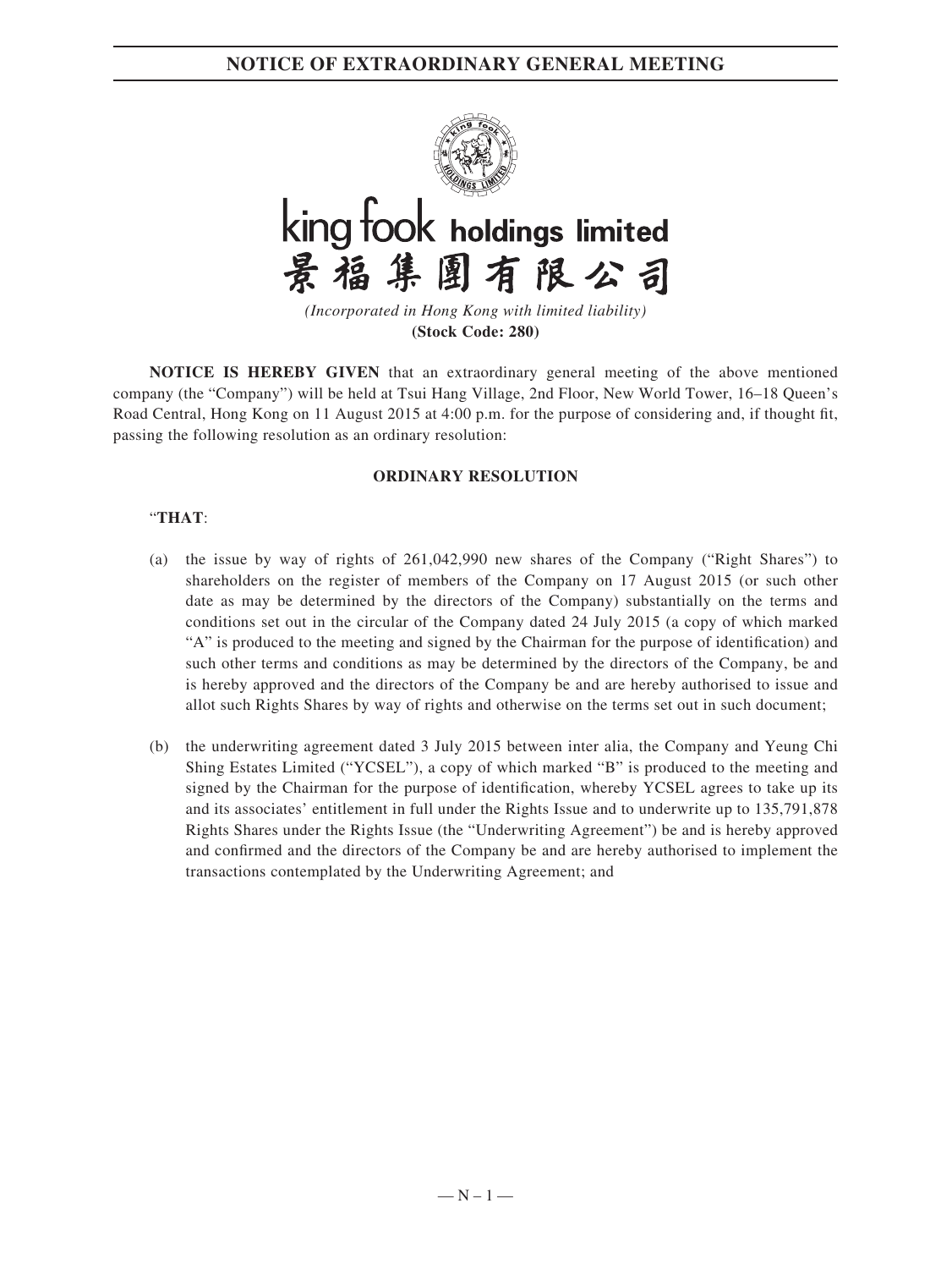# NOTICE OF EXTRAORDINARY GENERAL MEETING

**king fook holdings limited**
**景福集團有限公司**

*(Incorporated in Hong Kong with limited liability)*
**(Stock Code: 280)**

**NOTICE IS HEREBY GIVEN** that an extraordinary general meeting of the above mentioned company (the "Company") will be held at Tsui Hang Village, 2nd Floor, New World Tower, 16–18 Queen's Road Central, Hong Kong on 11 August 2015 at 4:00 p.m. for the purpose of considering and, if thought fit, passing the following resolution as an ordinary resolution:

**ORDINARY RESOLUTION**

"**THAT**:

(a) the issue by way of rights of 261,042,990 new shares of the Company ("Right Shares") to shareholders on the register of members of the Company on 17 August 2015 (or such other date as may be determined by the directors of the Company) substantially on the terms and conditions set out in the circular of the Company dated 24 July 2015 (a copy of which marked "A" is produced to the meeting and signed by the Chairman for the purpose of identification) and such other terms and conditions as may be determined by the directors of the Company, be and is hereby approved and the directors of the Company be and are hereby authorised to issue and allot such Rights Shares by way of rights and otherwise on the terms set out in such document;

(b) the underwriting agreement dated 3 July 2015 between inter alia, the Company and Yeung Chi Shing Estates Limited ("YCSEL"), a copy of which marked "B" is produced to the meeting and signed by the Chairman for the purpose of identification, whereby YCSEL agrees to take up its and its associates' entitlement in full under the Rights Issue and to underwrite up to 135,791,878 Rights Shares under the Rights Issue (the "Underwriting Agreement") be and is hereby approved and confirmed and the directors of the Company be and are hereby authorised to implement the transactions contemplated by the Underwriting Agreement; and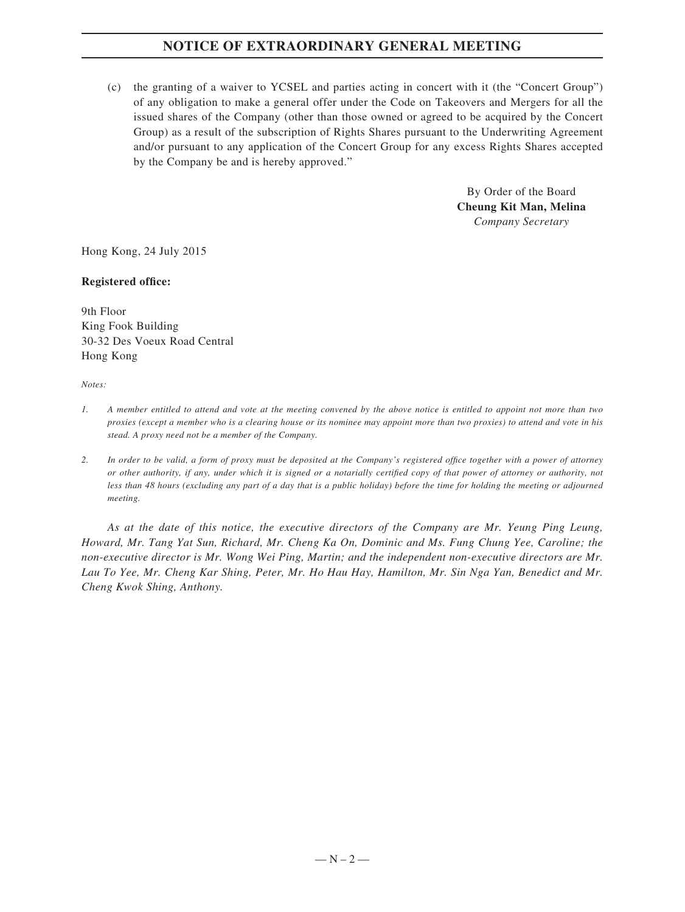(c) the granting of a waiver to YCSEL and parties acting in concert with it (the "Concert Group") of any obligation to make a general offer under the Code on Takeovers and Mergers for all the issued shares of the Company (other than those owned or agreed to be acquired by the Concert Group) as a result of the subscription of Rights Shares pursuant to the Underwriting Agreement and/or pursuant to any application of the Concert Group for any excess Rights Shares accepted by the Company be and is hereby approved."

By Order of the Board
**Cheung Kit Man, Melina**
*Company Secretary*

Hong Kong, 24 July 2015

**Registered office:**

9th Floor
King Fook Building
30-32 Des Voeux Road Central
Hong Kong

*Notes:*

1. *A member entitled to attend and vote at the meeting convened by the above notice is entitled to appoint not more than two proxies (except a member who is a clearing house or its nominee may appoint more than two proxies) to attend and vote in his stead. A proxy need not be a member of the Company.*

2. *In order to be valid, a form of proxy must be deposited at the Company's registered office together with a power of attorney or other authority, if any, under which it is signed or a notarially certified copy of that power of attorney or authority, not less than 48 hours (excluding any part of a day that is a public holiday) before the time for holding the meeting or adjourned meeting.*

*As at the date of this notice, the executive directors of the Company are Mr. Yeung Ping Leung, Howard, Mr. Tang Yat Sun, Richard, Mr. Cheng Ka On, Dominic and Ms. Fung Chung Yee, Caroline; the non-executive director is Mr. Wong Wei Ping, Martin; and the independent non-executive directors are Mr. Lau To Yee, Mr. Cheng Kar Shing, Peter, Mr. Ho Hau Hay, Hamilton, Mr. Sin Nga Yan, Benedict and Mr. Cheng Kwok Shing, Anthony.*